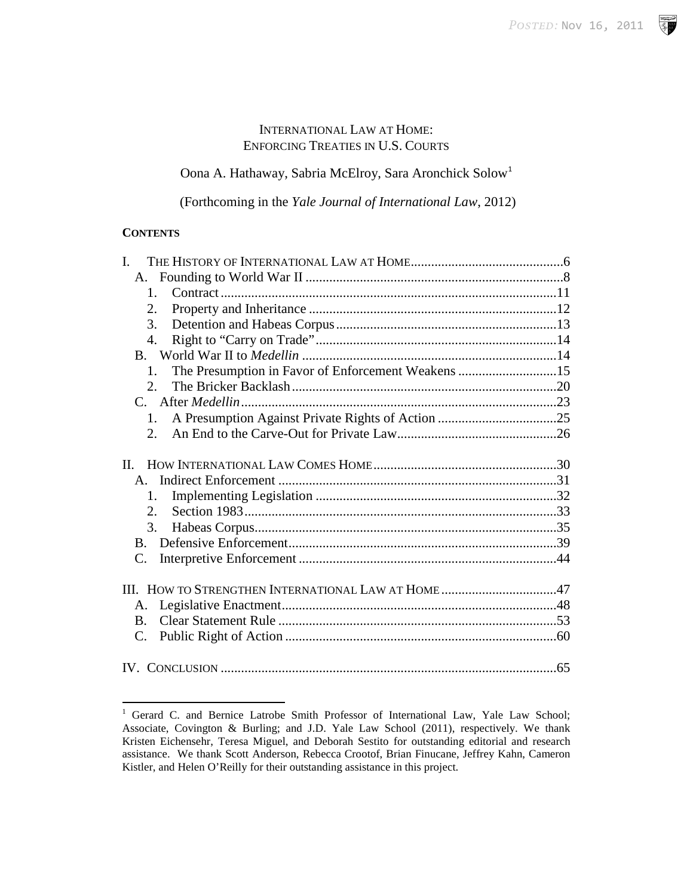# INTERNATIONAL LAW AT HOME: ENFORCING TREATIES IN U.S. COURTS

Oona A. Hathaway, Sabria McElroy, Sara Aronchick Solow[1]

(Forthcoming in the *Yale Journal of International Law*, 2012)

**CONTENTS**

I. THE HISTORY OF INTERNATIONAL LAW AT HOME .............................................6
- A. Founding to World War II ..........................................................................8
  - 1. Contract ..................................................................................................11
  - 2. Property and Inheritance .........................................................................12
  - 3. Detention and Habeas Corpus.................................................................13
  - 4. Right to "Carry on Trade".......................................................................14
- B. World War II to *Medellin* ...........................................................................14
  - 1. The Presumption in Favor of Enforcement Weakens .............................15
  - 2. The Bricker Backlash..............................................................................20
- C. After *Medellin*............................................................................................23
  - 1. A Presumption Against Private Rights of Action ...................................25
  - 2. An End to the Carve-Out for Private Law...............................................26

II. HOW INTERNATIONAL LAW COMES HOME......................................................30
- A. Indirect Enforcement .................................................................................31
  - 1. Implementing Legislation .......................................................................32
  - 2. Section 1983............................................................................................33
  - 3. Habeas Corpus.........................................................................................35
- B. Defensive Enforcement...............................................................................39
- C. Interpretive Enforcement ...........................................................................44

III. HOW TO STRENGTHEN INTERNATIONAL LAW AT HOME ..................................47
- A. Legislative Enactment.................................................................................48
- B. Clear Statement Rule ..................................................................................53
- C. Public Right of Action ................................................................................60

IV. CONCLUSION ..................................................................................................65

---

[1] Gerard C. and Bernice Latrobe Smith Professor of International Law, Yale Law School; Associate, Covington & Burling; and J.D. Yale Law School (2011), respectively. We thank Kristen Eichensehr, Teresa Miguel, and Deborah Sestito for outstanding editorial and research assistance. We thank Scott Anderson, Rebecca Crootof, Brian Finucane, Jeffrey Kahn, Cameron Kistler, and Helen O'Reilly for their outstanding assistance in this project.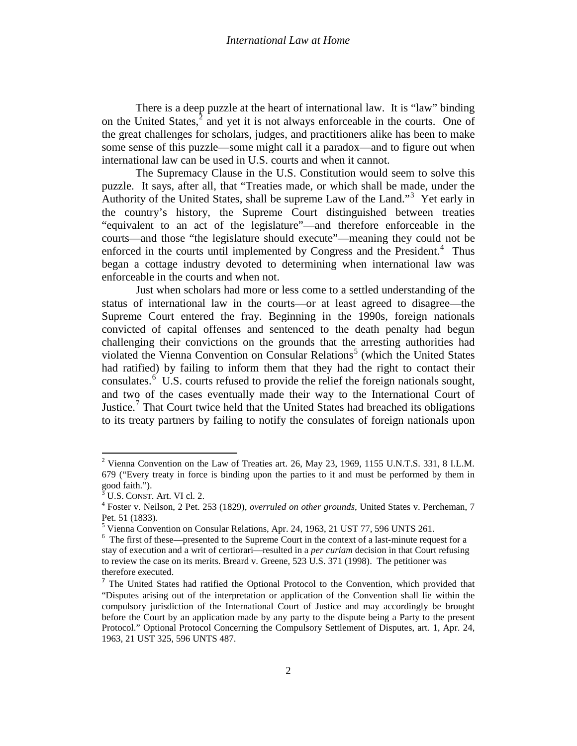There is a deep puzzle at the heart of international law. It is "law" binding on the United States,[2] and yet it is not always enforceable in the courts. One of the great challenges for scholars, judges, and practitioners alike has been to make some sense of this puzzle—some might call it a paradox—and to figure out when international law can be used in U.S. courts and when it cannot.

The Supremacy Clause in the U.S. Constitution would seem to solve this puzzle. It says, after all, that "Treaties made, or which shall be made, under the Authority of the United States, shall be supreme Law of the Land."[3] Yet early in the country's history, the Supreme Court distinguished between treaties "equivalent to an act of the legislature"—and therefore enforceable in the courts—and those "the legislature should execute"—meaning they could not be enforced in the courts until implemented by Congress and the President.[4] Thus began a cottage industry devoted to determining when international law was enforceable in the courts and when not.

Just when scholars had more or less come to a settled understanding of the status of international law in the courts—or at least agreed to disagree—the Supreme Court entered the fray. Beginning in the 1990s, foreign nationals convicted of capital offenses and sentenced to the death penalty had begun challenging their convictions on the grounds that the arresting authorities had violated the Vienna Convention on Consular Relations[5] (which the United States had ratified) by failing to inform them that they had the right to contact their consulates.[6] U.S. courts refused to provide the relief the foreign nationals sought, and two of the cases eventually made their way to the International Court of Justice.[7] That Court twice held that the United States had breached its obligations to its treaty partners by failing to notify the consulates of foreign nationals upon

---

[2] Vienna Convention on the Law of Treaties art. 26, May 23, 1969, 1155 U.N.T.S. 331, 8 I.L.M. 679 ("Every treaty in force is binding upon the parties to it and must be performed by them in good faith.").

[3] U.S. CONST. Art. VI cl. 2.

[4] Foster v. Neilson, 2 Pet. 253 (1829), *overruled on other grounds*, United States v. Percheman, 7 Pet. 51 (1833).

[5] Vienna Convention on Consular Relations, Apr. 24, 1963, 21 UST 77, 596 UNTS 261.

[6] The first of these—presented to the Supreme Court in the context of a last-minute request for a stay of execution and a writ of certiorari—resulted in a *per curiam* decision in that Court refusing to review the case on its merits. Breard v. Greene, 523 U.S. 371 (1998). The petitioner was therefore executed.

[7] The United States had ratified the Optional Protocol to the Convention, which provided that "Disputes arising out of the interpretation or application of the Convention shall lie within the compulsory jurisdiction of the International Court of Justice and may accordingly be brought before the Court by an application made by any party to the dispute being a Party to the present Protocol." Optional Protocol Concerning the Compulsory Settlement of Disputes, art. 1, Apr. 24, 1963, 21 UST 325, 596 UNTS 487.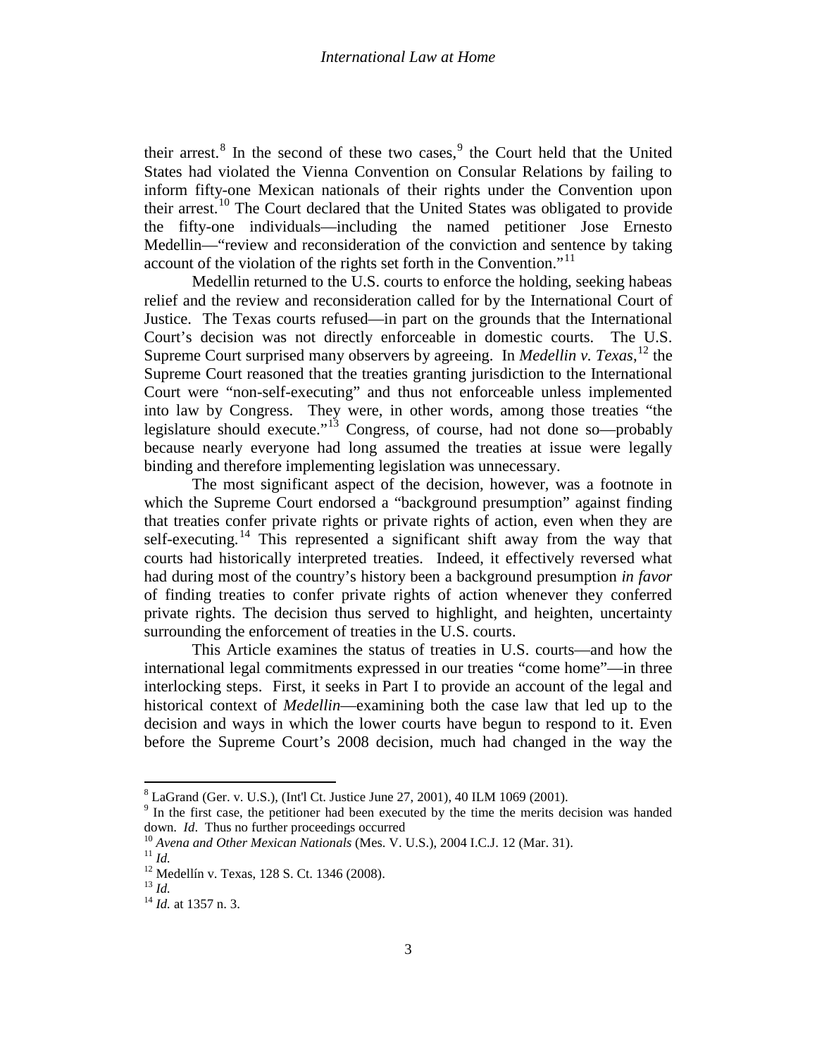their arrest.[8] In the second of these two cases,[9] the Court held that the United States had violated the Vienna Convention on Consular Relations by failing to inform fifty-one Mexican nationals of their rights under the Convention upon their arrest.[10] The Court declared that the United States was obligated to provide the fifty-one individuals—including the named petitioner Jose Ernesto Medellin—"review and reconsideration of the conviction and sentence by taking account of the violation of the rights set forth in the Convention."[11]

Medellin returned to the U.S. courts to enforce the holding, seeking habeas relief and the review and reconsideration called for by the International Court of Justice. The Texas courts refused—in part on the grounds that the International Court's decision was not directly enforceable in domestic courts. The U.S. Supreme Court surprised many observers by agreeing. In *Medellin v. Texas*,[12] the Supreme Court reasoned that the treaties granting jurisdiction to the International Court were "non-self-executing" and thus not enforceable unless implemented into law by Congress. They were, in other words, among those treaties "the legislature should execute."[13] Congress, of course, had not done so—probably because nearly everyone had long assumed the treaties at issue were legally binding and therefore implementing legislation was unnecessary.

The most significant aspect of the decision, however, was a footnote in which the Supreme Court endorsed a "background presumption" against finding that treaties confer private rights or private rights of action, even when they are self-executing.[14] This represented a significant shift away from the way that courts had historically interpreted treaties. Indeed, it effectively reversed what had during most of the country's history been a background presumption *in favor* of finding treaties to confer private rights of action whenever they conferred private rights. The decision thus served to highlight, and heighten, uncertainty surrounding the enforcement of treaties in the U.S. courts.

This Article examines the status of treaties in U.S. courts—and how the international legal commitments expressed in our treaties "come home"—in three interlocking steps. First, it seeks in Part I to provide an account of the legal and historical context of *Medellin*—examining both the case law that led up to the decision and ways in which the lower courts have begun to respond to it. Even before the Supreme Court's 2008 decision, much had changed in the way the

---

[8] LaGrand (Ger. v. U.S.), (Int'l Ct. Justice June 27, 2001), 40 ILM 1069 (2001).

[9] In the first case, the petitioner had been executed by the time the merits decision was handed down. *Id*. Thus no further proceedings occurred

[10] *Avena and Other Mexican Nationals* (Mes. V. U.S.), 2004 I.C.J. 12 (Mar. 31).

[11] *Id.*

[12] Medellín v. Texas, 128 S. Ct. 1346 (2008).

[13] *Id.*

[14] *Id.* at 1357 n. 3.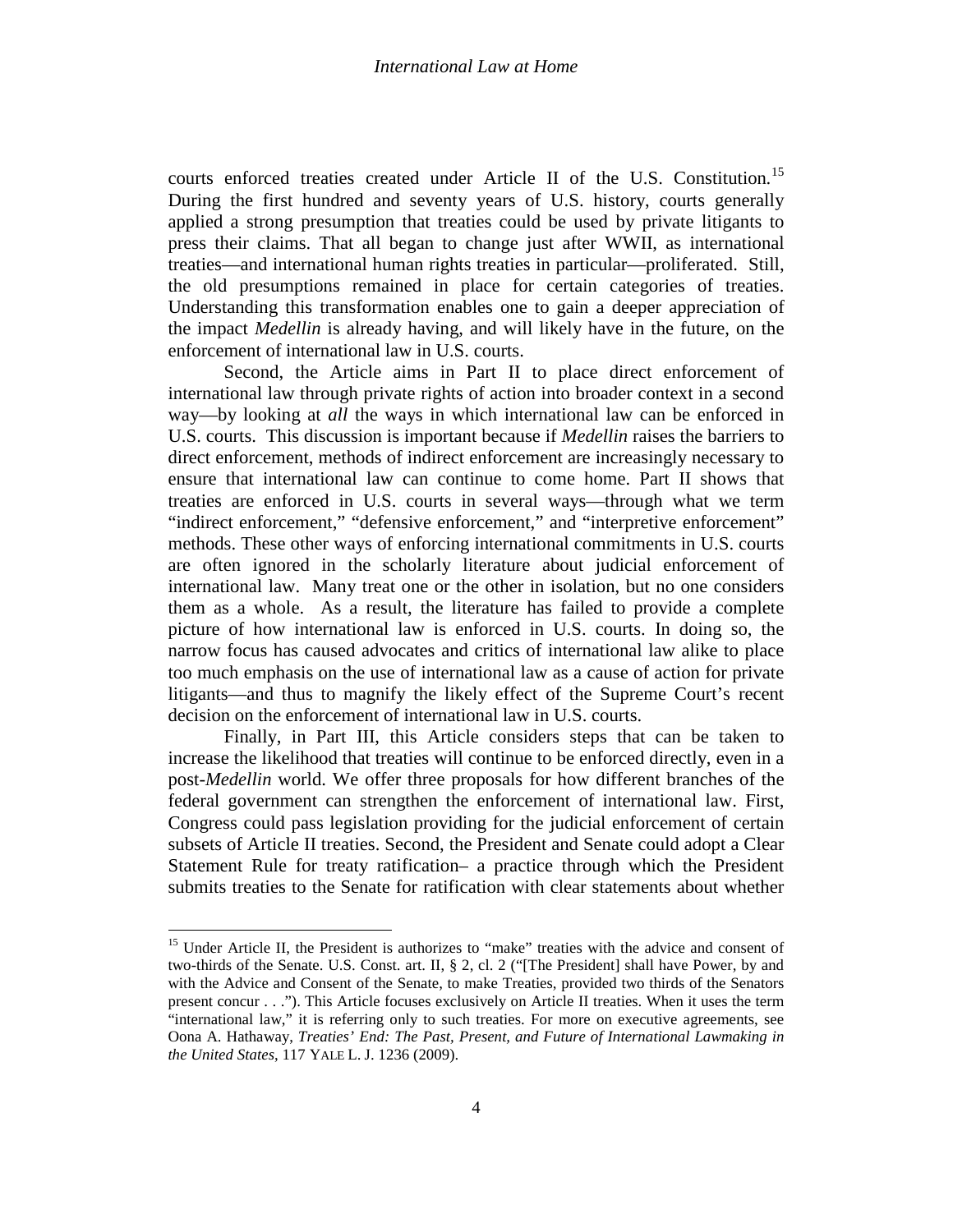courts enforced treaties created under Article II of the U.S. Constitution.[15] During the first hundred and seventy years of U.S. history, courts generally applied a strong presumption that treaties could be used by private litigants to press their claims. That all began to change just after WWII, as international treaties—and international human rights treaties in particular—proliferated. Still, the old presumptions remained in place for certain categories of treaties. Understanding this transformation enables one to gain a deeper appreciation of the impact *Medellin* is already having, and will likely have in the future, on the enforcement of international law in U.S. courts.

Second, the Article aims in Part II to place direct enforcement of international law through private rights of action into broader context in a second way—by looking at *all* the ways in which international law can be enforced in U.S. courts. This discussion is important because if *Medellin* raises the barriers to direct enforcement, methods of indirect enforcement are increasingly necessary to ensure that international law can continue to come home. Part II shows that treaties are enforced in U.S. courts in several ways—through what we term "indirect enforcement," "defensive enforcement," and "interpretive enforcement" methods. These other ways of enforcing international commitments in U.S. courts are often ignored in the scholarly literature about judicial enforcement of international law. Many treat one or the other in isolation, but no one considers them as a whole. As a result, the literature has failed to provide a complete picture of how international law is enforced in U.S. courts. In doing so, the narrow focus has caused advocates and critics of international law alike to place too much emphasis on the use of international law as a cause of action for private litigants—and thus to magnify the likely effect of the Supreme Court's recent decision on the enforcement of international law in U.S. courts.

Finally, in Part III, this Article considers steps that can be taken to increase the likelihood that treaties will continue to be enforced directly, even in a post-*Medellin* world. We offer three proposals for how different branches of the federal government can strengthen the enforcement of international law. First, Congress could pass legislation providing for the judicial enforcement of certain subsets of Article II treaties. Second, the President and Senate could adopt a Clear Statement Rule for treaty ratification– a practice through which the President submits treaties to the Senate for ratification with clear statements about whether

---

[15] Under Article II, the President is authorizes to "make" treaties with the advice and consent of two-thirds of the Senate. U.S. Const. art. II, § 2, cl. 2 ("[The President] shall have Power, by and with the Advice and Consent of the Senate, to make Treaties, provided two thirds of the Senators present concur . . ."). This Article focuses exclusively on Article II treaties. When it uses the term "international law," it is referring only to such treaties. For more on executive agreements, see Oona A. Hathaway, *Treaties' End: The Past, Present, and Future of International Lawmaking in the United States*, 117 YALE L. J. 1236 (2009).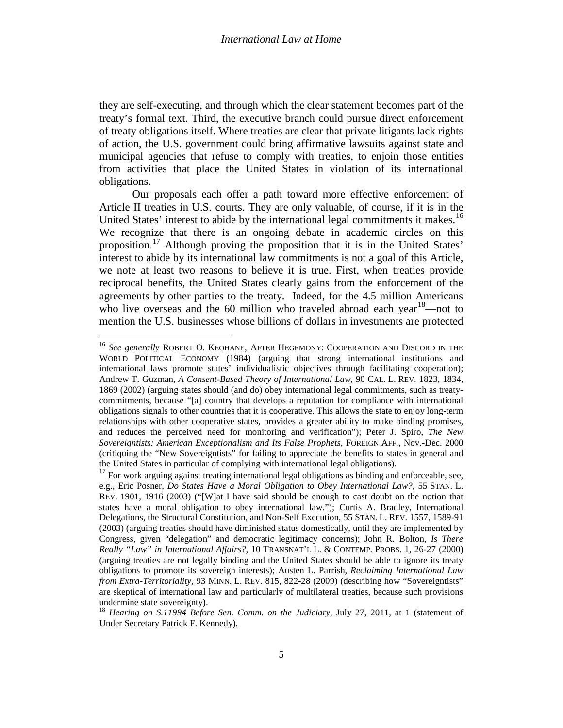they are self-executing, and through which the clear statement becomes part of the treaty's formal text. Third, the executive branch could pursue direct enforcement of treaty obligations itself. Where treaties are clear that private litigants lack rights of action, the U.S. government could bring affirmative lawsuits against state and municipal agencies that refuse to comply with treaties, to enjoin those entities from activities that place the United States in violation of its international obligations.

Our proposals each offer a path toward more effective enforcement of Article II treaties in U.S. courts. They are only valuable, of course, if it is in the United States' interest to abide by the international legal commitments it makes.[16] We recognize that there is an ongoing debate in academic circles on this proposition.[17] Although proving the proposition that it is in the United States' interest to abide by its international law commitments is not a goal of this Article, we note at least two reasons to believe it is true. First, when treaties provide reciprocal benefits, the United States clearly gains from the enforcement of the agreements by other parties to the treaty. Indeed, for the 4.5 million Americans who live overseas and the 60 million who traveled abroad each year[18]—not to mention the U.S. businesses whose billions of dollars in investments are protected

---

[16] *See generally* ROBERT O. KEOHANE, AFTER HEGEMONY: COOPERATION AND DISCORD IN THE WORLD POLITICAL ECONOMY (1984) (arguing that strong international institutions and international laws promote states' individualistic objectives through facilitating cooperation); Andrew T. Guzman, *A Consent-Based Theory of International Law*, 90 CAL. L. REV. 1823, 1834, 1869 (2002) (arguing states should (and do) obey international legal commitments, such as treaty-commitments, because "[a] country that develops a reputation for compliance with international obligations signals to other countries that it is cooperative. This allows the state to enjoy long-term relationships with other cooperative states, provides a greater ability to make binding promises, and reduces the perceived need for monitoring and verification"); Peter J. Spiro, *The New Sovereigntists: American Exceptionalism and Its False Prophets*, FOREIGN AFF., Nov.-Dec. 2000 (critiquing the "New Sovereigntists" for failing to appreciate the benefits to states in general and the United States in particular of complying with international legal obligations).

[17] For work arguing against treating international legal obligations as binding and enforceable, see, e.g., Eric Posner, *Do States Have a Moral Obligation to Obey International Law?*, 55 STAN. L. REV. 1901, 1916 (2003) ("[W]at I have said should be enough to cast doubt on the notion that states have a moral obligation to obey international law."); Curtis A. Bradley, International Delegations, the Structural Constitution, and Non-Self Execution, 55 STAN. L. REV. 1557, 1589-91 (2003) (arguing treaties should have diminished status domestically, until they are implemented by Congress, given "delegation" and democratic legitimacy concerns); John R. Bolton, *Is There Really "Law" in International Affairs?*, 10 TRANSNAT'L L. & CONTEMP. PROBS. 1, 26-27 (2000) (arguing treaties are not legally binding and the United States should be able to ignore its treaty obligations to promote its sovereign interests); Austen L. Parrish, *Reclaiming International Law from Extra-Territoriality*, 93 MINN. L. REV. 815, 822-28 (2009) (describing how "Sovereigntists" are skeptical of international law and particularly of multilateral treaties, because such provisions undermine state sovereignty).

[18] *Hearing on S.11994 Before Sen. Comm. on the Judiciary*, July 27, 2011, at 1 (statement of Under Secretary Patrick F. Kennedy).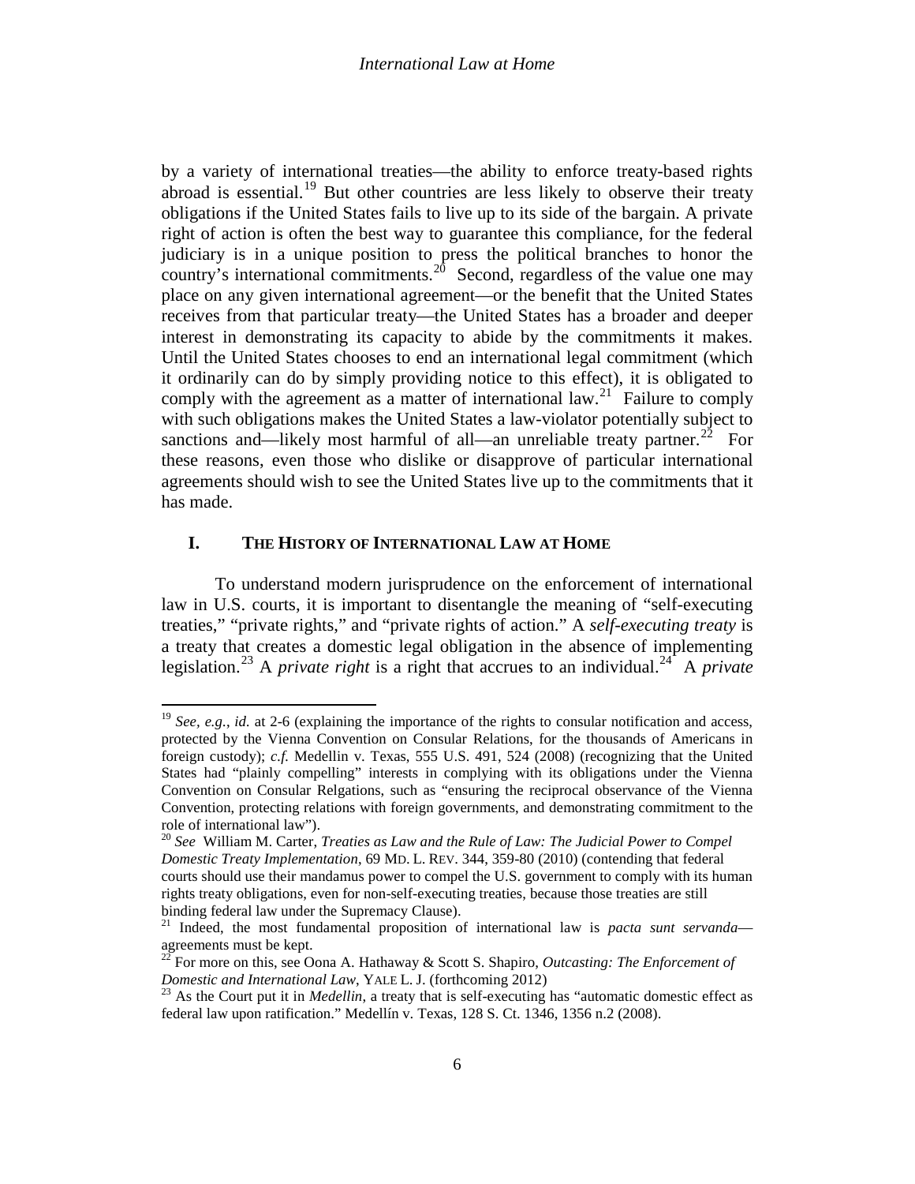by a variety of international treaties—the ability to enforce treaty-based rights abroad is essential.[19] But other countries are less likely to observe their treaty obligations if the United States fails to live up to its side of the bargain. A private right of action is often the best way to guarantee this compliance, for the federal judiciary is in a unique position to press the political branches to honor the country's international commitments.[20] Second, regardless of the value one may place on any given international agreement—or the benefit that the United States receives from that particular treaty—the United States has a broader and deeper interest in demonstrating its capacity to abide by the commitments it makes. Until the United States chooses to end an international legal commitment (which it ordinarily can do by simply providing notice to this effect), it is obligated to comply with the agreement as a matter of international law.[21] Failure to comply with such obligations makes the United States a law-violator potentially subject to sanctions and—likely most harmful of all—an unreliable treaty partner.[22] For these reasons, even those who dislike or disapprove of particular international agreements should wish to see the United States live up to the commitments that it has made.

## I. THE HISTORY OF INTERNATIONAL LAW AT HOME

To understand modern jurisprudence on the enforcement of international law in U.S. courts, it is important to disentangle the meaning of "self-executing treaties," "private rights," and "private rights of action." A *self-executing treaty* is a treaty that creates a domestic legal obligation in the absence of implementing legislation.[23] A *private right* is a right that accrues to an individual.[24] A *private*

---

[19] *See, e.g.*, *id.* at 2-6 (explaining the importance of the rights to consular notification and access, protected by the Vienna Convention on Consular Relations, for the thousands of Americans in foreign custody); *c.f.* Medellin v. Texas, 555 U.S. 491, 524 (2008) (recognizing that the United States had "plainly compelling" interests in complying with its obligations under the Vienna Convention on Consular Relgations, such as "ensuring the reciprocal observance of the Vienna Convention, protecting relations with foreign governments, and demonstrating commitment to the role of international law").

[20] *See* William M. Carter, *Treaties as Law and the Rule of Law: The Judicial Power to Compel Domestic Treaty Implementation*, 69 MD. L. REV. 344, 359-80 (2010) (contending that federal courts should use their mandamus power to compel the U.S. government to comply with its human rights treaty obligations, even for non-self-executing treaties, because those treaties are still binding federal law under the Supremacy Clause).

[21] Indeed, the most fundamental proposition of international law is *pacta sunt servanda*—agreements must be kept.

[22] For more on this, see Oona A. Hathaway & Scott S. Shapiro, *Outcasting: The Enforcement of Domestic and International Law*, YALE L. J. (forthcoming 2012)

[23] As the Court put it in *Medellin*, a treaty that is self-executing has "automatic domestic effect as federal law upon ratification." Medellín v. Texas, 128 S. Ct. 1346, 1356 n.2 (2008).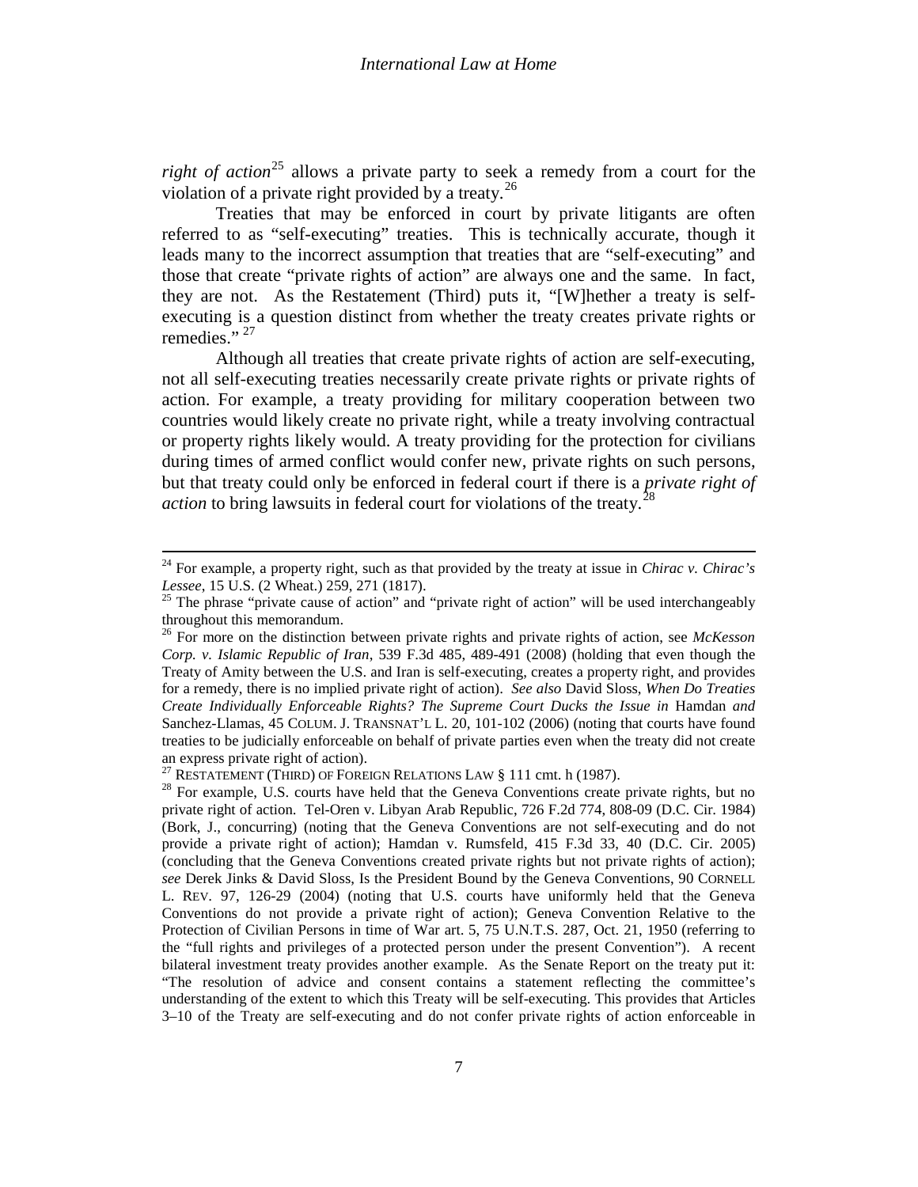*right of action*[25] allows a private party to seek a remedy from a court for the violation of a private right provided by a treaty.[26]

Treaties that may be enforced in court by private litigants are often referred to as "self-executing" treaties. This is technically accurate, though it leads many to the incorrect assumption that treaties that are "self-executing" and those that create "private rights of action" are always one and the same. In fact, they are not. As the Restatement (Third) puts it, "[W]hether a treaty is self-executing is a question distinct from whether the treaty creates private rights or remedies." [27]

Although all treaties that create private rights of action are self-executing, not all self-executing treaties necessarily create private rights or private rights of action. For example, a treaty providing for military cooperation between two countries would likely create no private right, while a treaty involving contractual or property rights likely would. A treaty providing for the protection for civilians during times of armed conflict would confer new, private rights on such persons, but that treaty could only be enforced in federal court if there is a *private right of action* to bring lawsuits in federal court for violations of the treaty.[28]

---

[24] For example, a property right, such as that provided by the treaty at issue in *Chirac v. Chirac's Lessee*, 15 U.S. (2 Wheat.) 259, 271 (1817).

[25] The phrase "private cause of action" and "private right of action" will be used interchangeably throughout this memorandum.

[26] For more on the distinction between private rights and private rights of action, see *McKesson Corp. v. Islamic Republic of Iran*, 539 F.3d 485, 489-491 (2008) (holding that even though the Treaty of Amity between the U.S. and Iran is self-executing, creates a property right, and provides for a remedy, there is no implied private right of action). *See also* David Sloss, *When Do Treaties Create Individually Enforceable Rights? The Supreme Court Ducks the Issue in* Hamdan *and* Sanchez-Llamas, 45 COLUM. J. TRANSNAT'L L. 20, 101-102 (2006) (noting that courts have found treaties to be judicially enforceable on behalf of private parties even when the treaty did not create an express private right of action).

[27] RESTATEMENT (THIRD) OF FOREIGN RELATIONS LAW § 111 cmt. h (1987).

[28] For example, U.S. courts have held that the Geneva Conventions create private rights, but no private right of action. Tel-Oren v. Libyan Arab Republic, 726 F.2d 774, 808-09 (D.C. Cir. 1984) (Bork, J., concurring) (noting that the Geneva Conventions are not self-executing and do not provide a private right of action); Hamdan v. Rumsfeld, 415 F.3d 33, 40 (D.C. Cir. 2005) (concluding that the Geneva Conventions created private rights but not private rights of action); *see* Derek Jinks & David Sloss, Is the President Bound by the Geneva Conventions, 90 CORNELL L. REV. 97, 126-29 (2004) (noting that U.S. courts have uniformly held that the Geneva Conventions do not provide a private right of action); Geneva Convention Relative to the Protection of Civilian Persons in time of War art. 5, 75 U.N.T.S. 287, Oct. 21, 1950 (referring to the "full rights and privileges of a protected person under the present Convention"). A recent bilateral investment treaty provides another example. As the Senate Report on the treaty put it: "The resolution of advice and consent contains a statement reflecting the committee's understanding of the extent to which this Treaty will be self-executing. This provides that Articles 3–10 of the Treaty are self-executing and do not confer private rights of action enforceable in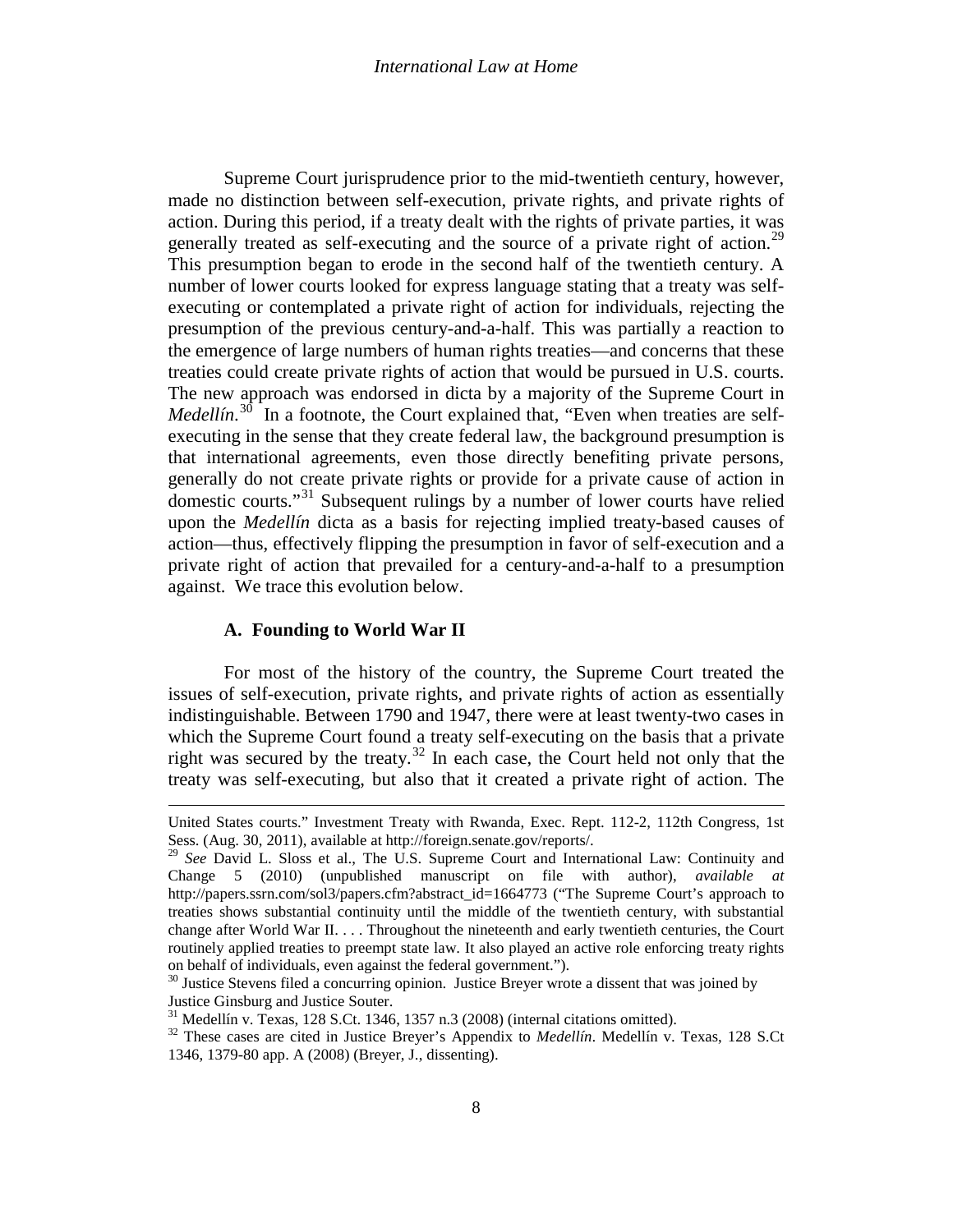Supreme Court jurisprudence prior to the mid-twentieth century, however, made no distinction between self-execution, private rights, and private rights of action. During this period, if a treaty dealt with the rights of private parties, it was generally treated as self-executing and the source of a private right of action.[29] This presumption began to erode in the second half of the twentieth century. A number of lower courts looked for express language stating that a treaty was self-executing or contemplated a private right of action for individuals, rejecting the presumption of the previous century-and-a-half. This was partially a reaction to the emergence of large numbers of human rights treaties—and concerns that these treaties could create private rights of action that would be pursued in U.S. courts. The new approach was endorsed in dicta by a majority of the Supreme Court in *Medellín*.[30] In a footnote, the Court explained that, "Even when treaties are self-executing in the sense that they create federal law, the background presumption is that international agreements, even those directly benefiting private persons, generally do not create private rights or provide for a private cause of action in domestic courts."[31] Subsequent rulings by a number of lower courts have relied upon the *Medellín* dicta as a basis for rejecting implied treaty-based causes of action—thus, effectively flipping the presumption in favor of self-execution and a private right of action that prevailed for a century-and-a-half to a presumption against. We trace this evolution below.

### A. Founding to World War II

For most of the history of the country, the Supreme Court treated the issues of self-execution, private rights, and private rights of action as essentially indistinguishable. Between 1790 and 1947, there were at least twenty-two cases in which the Supreme Court found a treaty self-executing on the basis that a private right was secured by the treaty.[32] In each case, the Court held not only that the treaty was self-executing, but also that it created a private right of action. The

---

United States courts." Investment Treaty with Rwanda, Exec. Rept. 112-2, 112th Congress, 1st Sess. (Aug. 30, 2011), available at http://foreign.senate.gov/reports/.

[29] *See* David L. Sloss et al., The U.S. Supreme Court and International Law: Continuity and Change 5 (2010) (unpublished manuscript on file with author), *available at* http://papers.ssrn.com/sol3/papers.cfm?abstract_id=1664773 ("The Supreme Court's approach to treaties shows substantial continuity until the middle of the twentieth century, with substantial change after World War II. . . . Throughout the nineteenth and early twentieth centuries, the Court routinely applied treaties to preempt state law. It also played an active role enforcing treaty rights on behalf of individuals, even against the federal government.").

[30] Justice Stevens filed a concurring opinion. Justice Breyer wrote a dissent that was joined by Justice Ginsburg and Justice Souter.

[31] Medellín v. Texas, 128 S.Ct. 1346, 1357 n.3 (2008) (internal citations omitted).

[32] These cases are cited in Justice Breyer's Appendix to *Medellín*. Medellín v. Texas, 128 S.Ct 1346, 1379-80 app. A (2008) (Breyer, J., dissenting).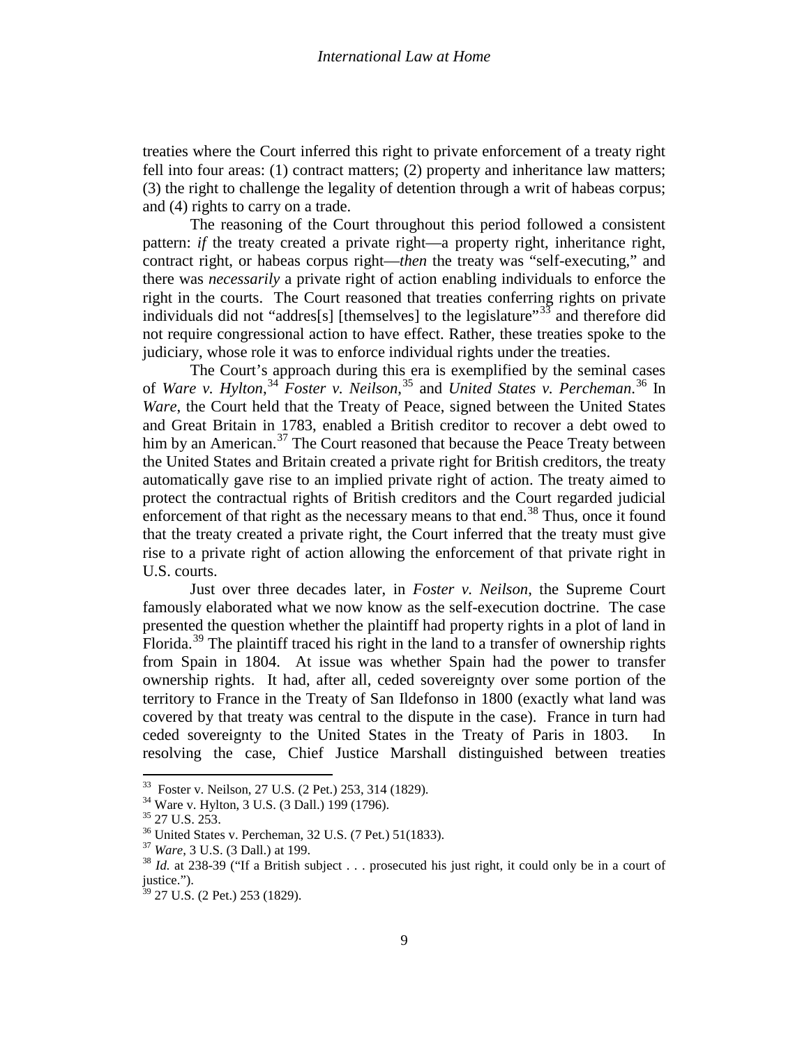treaties where the Court inferred this right to private enforcement of a treaty right fell into four areas: (1) contract matters; (2) property and inheritance law matters; (3) the right to challenge the legality of detention through a writ of habeas corpus; and (4) rights to carry on a trade.

The reasoning of the Court throughout this period followed a consistent pattern: *if* the treaty created a private right—a property right, inheritance right, contract right, or habeas corpus right—*then* the treaty was "self-executing," and there was *necessarily* a private right of action enabling individuals to enforce the right in the courts. The Court reasoned that treaties conferring rights on private individuals did not "addres[s] [themselves] to the legislature"[33] and therefore did not require congressional action to have effect. Rather, these treaties spoke to the judiciary, whose role it was to enforce individual rights under the treaties.

The Court's approach during this era is exemplified by the seminal cases of *Ware v. Hylton*,[34] *Foster v. Neilson*,[35] and *United States v. Percheman*.[36] In *Ware*, the Court held that the Treaty of Peace, signed between the United States and Great Britain in 1783, enabled a British creditor to recover a debt owed to him by an American.[37] The Court reasoned that because the Peace Treaty between the United States and Britain created a private right for British creditors, the treaty automatically gave rise to an implied private right of action. The treaty aimed to protect the contractual rights of British creditors and the Court regarded judicial enforcement of that right as the necessary means to that end.[38] Thus, once it found that the treaty created a private right, the Court inferred that the treaty must give rise to a private right of action allowing the enforcement of that private right in U.S. courts.

Just over three decades later, in *Foster v. Neilson*, the Supreme Court famously elaborated what we now know as the self-execution doctrine. The case presented the question whether the plaintiff had property rights in a plot of land in Florida.[39] The plaintiff traced his right in the land to a transfer of ownership rights from Spain in 1804. At issue was whether Spain had the power to transfer ownership rights. It had, after all, ceded sovereignty over some portion of the territory to France in the Treaty of San Ildefonso in 1800 (exactly what land was covered by that treaty was central to the dispute in the case). France in turn had ceded sovereignty to the United States in the Treaty of Paris in 1803. In resolving the case, Chief Justice Marshall distinguished between treaties

---

[33] Foster v. Neilson, 27 U.S. (2 Pet.) 253, 314 (1829).

[34] Ware v. Hylton, 3 U.S. (3 Dall.) 199 (1796).

[35] 27 U.S. 253.

[36] United States v. Percheman, 32 U.S. (7 Pet.) 51(1833).

[37] *Ware*, 3 U.S. (3 Dall.) at 199.

[38] *Id.* at 238-39 ("If a British subject . . . prosecuted his just right, it could only be in a court of justice.").

[39] 27 U.S. (2 Pet.) 253 (1829).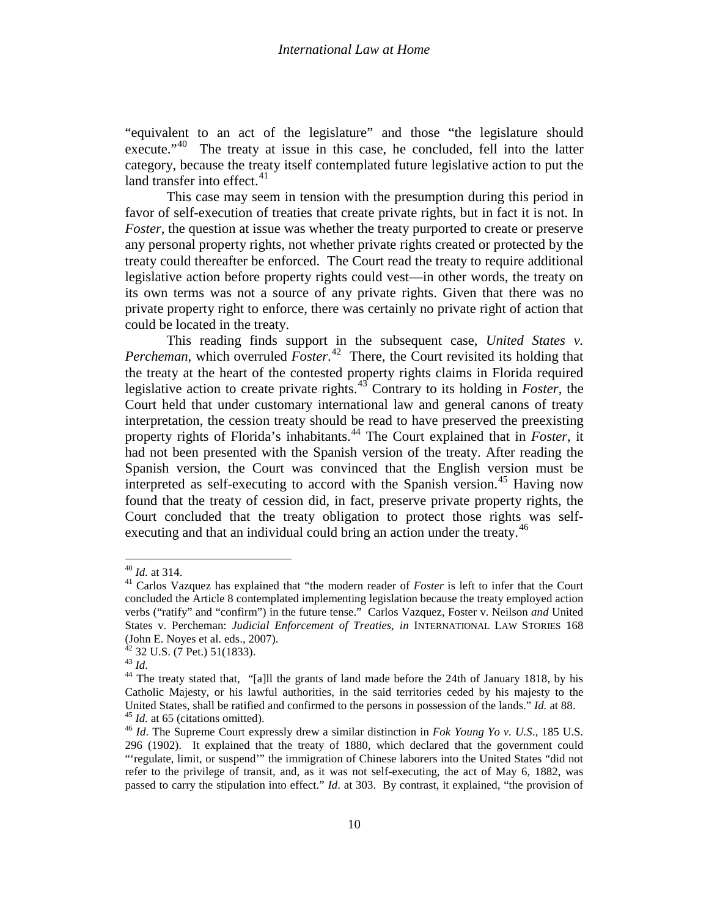"equivalent to an act of the legislature" and those "the legislature should execute."[40] The treaty at issue in this case, he concluded, fell into the latter category, because the treaty itself contemplated future legislative action to put the land transfer into effect.[41]

This case may seem in tension with the presumption during this period in favor of self-execution of treaties that create private rights, but in fact it is not. In *Foster*, the question at issue was whether the treaty purported to create or preserve any personal property rights, not whether private rights created or protected by the treaty could thereafter be enforced. The Court read the treaty to require additional legislative action before property rights could vest—in other words, the treaty on its own terms was not a source of any private rights. Given that there was no private property right to enforce, there was certainly no private right of action that could be located in the treaty.

This reading finds support in the subsequent case, *United States v. Percheman*, which overruled *Foster*.[42] There, the Court revisited its holding that the treaty at the heart of the contested property rights claims in Florida required legislative action to create private rights.[43] Contrary to its holding in *Foster*, the Court held that under customary international law and general canons of treaty interpretation, the cession treaty should be read to have preserved the preexisting property rights of Florida's inhabitants.[44] The Court explained that in *Foster*, it had not been presented with the Spanish version of the treaty. After reading the Spanish version, the Court was convinced that the English version must be interpreted as self-executing to accord with the Spanish version.[45] Having now found that the treaty of cession did, in fact, preserve private property rights, the Court concluded that the treaty obligation to protect those rights was self-executing and that an individual could bring an action under the treaty.[46]

---

[40] *Id.* at 314.

[41] Carlos Vazquez has explained that "the modern reader of *Foster* is left to infer that the Court concluded the Article 8 contemplated implementing legislation because the treaty employed action verbs ("ratify" and "confirm") in the future tense." Carlos Vazquez, Foster v. Neilson *and* United States v. Percheman: *Judicial Enforcement of Treaties*, *in* INTERNATIONAL LAW STORIES 168 (John E. Noyes et al. eds., 2007).

[42] 32 U.S. (7 Pet.) 51(1833).

[43] *Id*.

[44] The treaty stated that, "[a]ll the grants of land made before the 24th of January 1818, by his Catholic Majesty, or his lawful authorities, in the said territories ceded by his majesty to the United States, shall be ratified and confirmed to the persons in possession of the lands." *Id.* at 88.

[45] *Id.* at 65 (citations omitted).

[46] *Id*. The Supreme Court expressly drew a similar distinction in *Fok Young Yo v. U.S*., 185 U.S. 296 (1902). It explained that the treaty of 1880, which declared that the government could "'regulate, limit, or suspend'" the immigration of Chinese laborers into the United States "did not refer to the privilege of transit, and, as it was not self-executing, the act of May 6, 1882, was passed to carry the stipulation into effect." *Id*. at 303. By contrast, it explained, "the provision of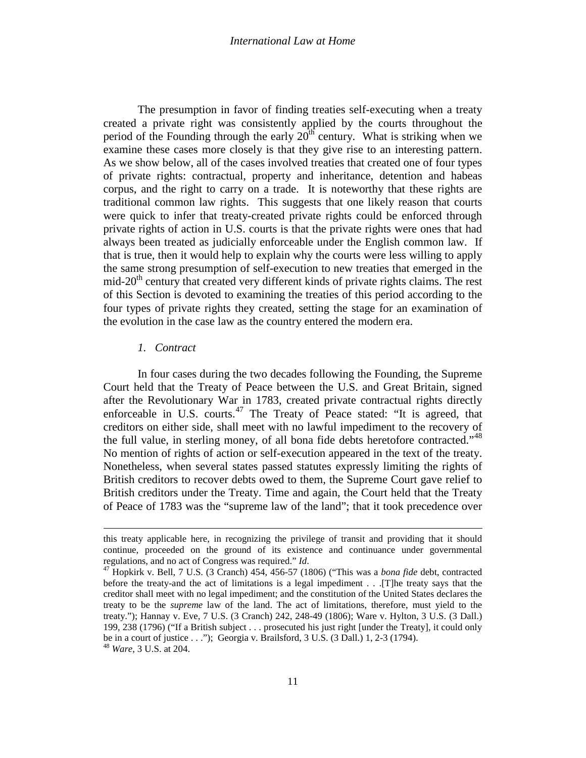The presumption in favor of finding treaties self-executing when a treaty created a private right was consistently applied by the courts throughout the period of the Founding through the early 20th century. What is striking when we examine these cases more closely is that they give rise to an interesting pattern. As we show below, all of the cases involved treaties that created one of four types of private rights: contractual, property and inheritance, detention and habeas corpus, and the right to carry on a trade. It is noteworthy that these rights are traditional common law rights. This suggests that one likely reason that courts were quick to infer that treaty-created private rights could be enforced through private rights of action in U.S. courts is that the private rights were ones that had always been treated as judicially enforceable under the English common law. If that is true, then it would help to explain why the courts were less willing to apply the same strong presumption of self-execution to new treaties that emerged in the mid-20th century that created very different kinds of private rights claims. The rest of this Section is devoted to examining the treaties of this period according to the four types of private rights they created, setting the stage for an examination of the evolution in the case law as the country entered the modern era.

### *1. Contract*

In four cases during the two decades following the Founding, the Supreme Court held that the Treaty of Peace between the U.S. and Great Britain, signed after the Revolutionary War in 1783, created private contractual rights directly enforceable in U.S. courts.[47] The Treaty of Peace stated: "It is agreed, that creditors on either side, shall meet with no lawful impediment to the recovery of the full value, in sterling money, of all bona fide debts heretofore contracted."[48] No mention of rights of action or self-execution appeared in the text of the treaty. Nonetheless, when several states passed statutes expressly limiting the rights of British creditors to recover debts owed to them, the Supreme Court gave relief to British creditors under the Treaty. Time and again, the Court held that the Treaty of Peace of 1783 was the "supreme law of the land"; that it took precedence over

---

this treaty applicable here, in recognizing the privilege of transit and providing that it should continue, proceeded on the ground of its existence and continuance under governmental regulations, and no act of Congress was required." *Id*.

[47] Hopkirk v. Bell, 7 U.S. (3 Cranch) 454, 456-57 (1806) ("This was a *bona fide* debt, contracted before the treaty-and the act of limitations is a legal impediment . . .[T]he treaty says that the creditor shall meet with no legal impediment; and the constitution of the United States declares the treaty to be the *supreme* law of the land. The act of limitations, therefore, must yield to the treaty."); Hannay v. Eve, 7 U.S. (3 Cranch) 242, 248-49 (1806); Ware v. Hylton, 3 U.S. (3 Dall.) 199, 238 (1796) ("If a British subject . . . prosecuted his just right [under the Treaty], it could only be in a court of justice . . ."); Georgia v. Brailsford, 3 U.S. (3 Dall.) 1, 2-3 (1794).

[48] *Ware*, 3 U.S. at 204.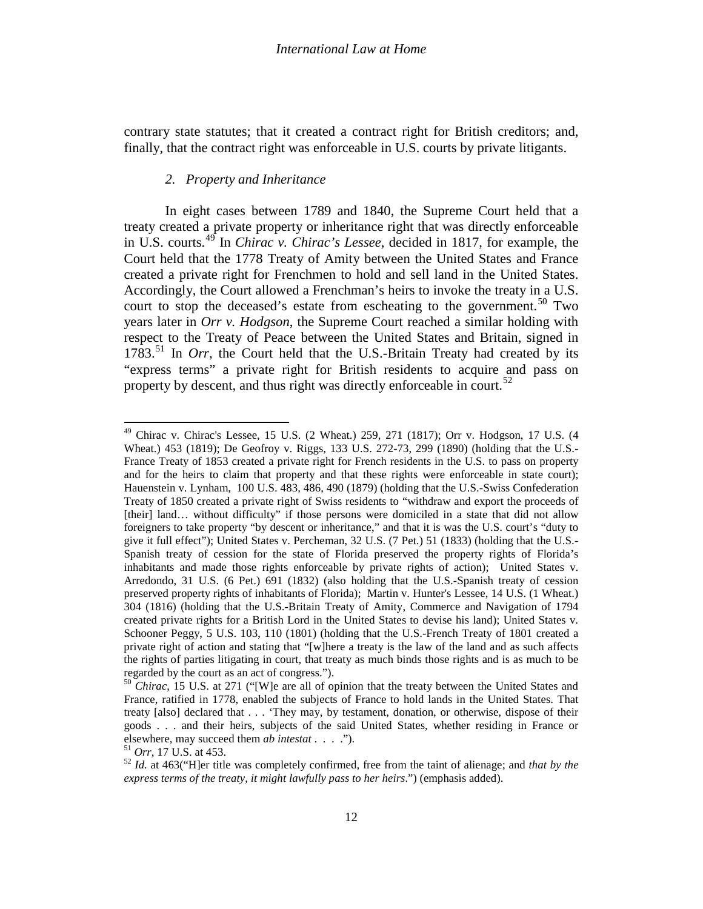contrary state statutes; that it created a contract right for British creditors; and, finally, that the contract right was enforceable in U.S. courts by private litigants.

### *2. Property and Inheritance*

In eight cases between 1789 and 1840, the Supreme Court held that a treaty created a private property or inheritance right that was directly enforceable in U.S. courts.[49] In *Chirac v. Chirac's Lessee*, decided in 1817, for example, the Court held that the 1778 Treaty of Amity between the United States and France created a private right for Frenchmen to hold and sell land in the United States. Accordingly, the Court allowed a Frenchman's heirs to invoke the treaty in a U.S. court to stop the deceased's estate from escheating to the government.[50] Two years later in *Orr v. Hodgson*, the Supreme Court reached a similar holding with respect to the Treaty of Peace between the United States and Britain, signed in 1783.[51] In *Orr*, the Court held that the U.S.-Britain Treaty had created by its "express terms" a private right for British residents to acquire and pass on property by descent, and thus right was directly enforceable in court.[52]

---

[49] Chirac v. Chirac's Lessee, 15 U.S. (2 Wheat.) 259, 271 (1817); Orr v. Hodgson, 17 U.S. (4 Wheat.) 453 (1819); De Geofroy v. Riggs, 133 U.S. 272-73, 299 (1890) (holding that the U.S.-France Treaty of 1853 created a private right for French residents in the U.S. to pass on property and for the heirs to claim that property and that these rights were enforceable in state court); Hauenstein v. Lynham, 100 U.S. 483, 486, 490 (1879) (holding that the U.S.-Swiss Confederation Treaty of 1850 created a private right of Swiss residents to "withdraw and export the proceeds of [their] land… without difficulty" if those persons were domiciled in a state that did not allow foreigners to take property "by descent or inheritance," and that it is was the U.S. court's "duty to give it full effect"); United States v. Percheman, 32 U.S. (7 Pet.) 51 (1833) (holding that the U.S.-Spanish treaty of cession for the state of Florida preserved the property rights of Florida's inhabitants and made those rights enforceable by private rights of action); United States v. Arredondo, 31 U.S. (6 Pet.) 691 (1832) (also holding that the U.S.-Spanish treaty of cession preserved property rights of inhabitants of Florida); Martin v. Hunter's Lessee, 14 U.S. (1 Wheat.) 304 (1816) (holding that the U.S.-Britain Treaty of Amity, Commerce and Navigation of 1794 created private rights for a British Lord in the United States to devise his land); United States v. Schooner Peggy, 5 U.S. 103, 110 (1801) (holding that the U.S.-French Treaty of 1801 created a private right of action and stating that "[w]here a treaty is the law of the land and as such affects the rights of parties litigating in court, that treaty as much binds those rights and is as much to be regarded by the court as an act of congress.").

[50] *Chirac*, 15 U.S. at 271 ("[W]e are all of opinion that the treaty between the United States and France, ratified in 1778, enabled the subjects of France to hold lands in the United States. That treaty [also] declared that . . . 'They may, by testament, donation, or otherwise, dispose of their goods . . . and their heirs, subjects of the said United States, whether residing in France or elsewhere, may succeed them *ab intestat* . . . .").

[51] *Orr*, 17 U.S. at 453.

[52] *Id.* at 463("H]er title was completely confirmed, free from the taint of alienage; and *that by the express terms of the treaty, it might lawfully pass to her heirs*.") (emphasis added).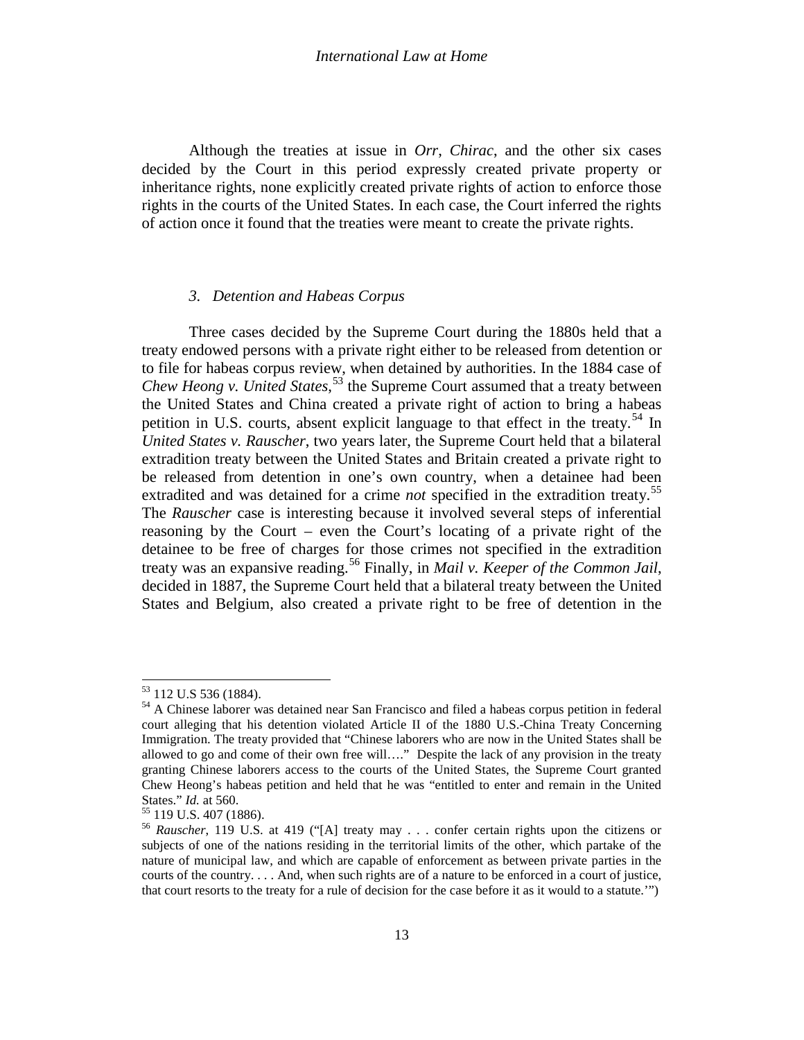Although the treaties at issue in *Orr*, *Chirac*, and the other six cases decided by the Court in this period expressly created private property or inheritance rights, none explicitly created private rights of action to enforce those rights in the courts of the United States. In each case, the Court inferred the rights of action once it found that the treaties were meant to create the private rights.

### *3. Detention and Habeas Corpus*

Three cases decided by the Supreme Court during the 1880s held that a treaty endowed persons with a private right either to be released from detention or to file for habeas corpus review, when detained by authorities. In the 1884 case of *Chew Heong v. United States*,[53] the Supreme Court assumed that a treaty between the United States and China created a private right of action to bring a habeas petition in U.S. courts, absent explicit language to that effect in the treaty.[54] In *United States v. Rauscher*, two years later, the Supreme Court held that a bilateral extradition treaty between the United States and Britain created a private right to be released from detention in one's own country, when a detainee had been extradited and was detained for a crime *not* specified in the extradition treaty.[55] The *Rauscher* case is interesting because it involved several steps of inferential reasoning by the Court – even the Court's locating of a private right of the detainee to be free of charges for those crimes not specified in the extradition treaty was an expansive reading.[56] Finally, in *Mail v. Keeper of the Common Jail*, decided in 1887, the Supreme Court held that a bilateral treaty between the United States and Belgium, also created a private right to be free of detention in the

---

[53] 112 U.S 536 (1884).

[54] A Chinese laborer was detained near San Francisco and filed a habeas corpus petition in federal court alleging that his detention violated Article II of the 1880 U.S.-China Treaty Concerning Immigration. The treaty provided that "Chinese laborers who are now in the United States shall be allowed to go and come of their own free will…." Despite the lack of any provision in the treaty granting Chinese laborers access to the courts of the United States, the Supreme Court granted Chew Heong's habeas petition and held that he was "entitled to enter and remain in the United States." *Id.* at 560.

[55] 119 U.S. 407 (1886).

[56] *Rauscher*, 119 U.S. at 419 ("[A] treaty may . . . confer certain rights upon the citizens or subjects of one of the nations residing in the territorial limits of the other, which partake of the nature of municipal law, and which are capable of enforcement as between private parties in the courts of the country. . . . And, when such rights are of a nature to be enforced in a court of justice, that court resorts to the treaty for a rule of decision for the case before it as it would to a statute.'")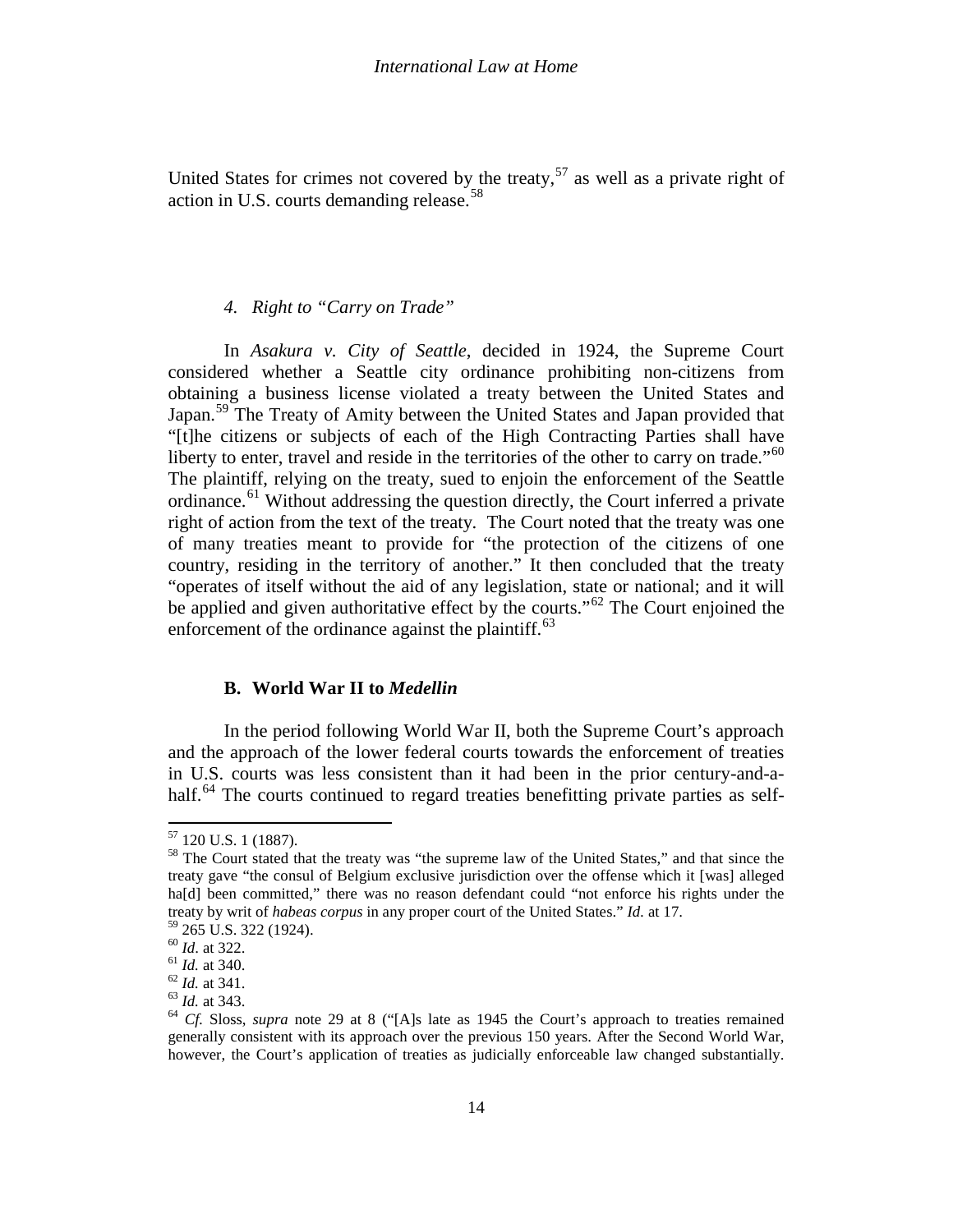United States for crimes not covered by the treaty,[57] as well as a private right of action in U.S. courts demanding release.[58]

#### *4. Right to "Carry on Trade"*

In *Asakura v. City of Seattle*, decided in 1924, the Supreme Court considered whether a Seattle city ordinance prohibiting non-citizens from obtaining a business license violated a treaty between the United States and Japan.[59] The Treaty of Amity between the United States and Japan provided that "[t]he citizens or subjects of each of the High Contracting Parties shall have liberty to enter, travel and reside in the territories of the other to carry on trade."[60] The plaintiff, relying on the treaty, sued to enjoin the enforcement of the Seattle ordinance.[61] Without addressing the question directly, the Court inferred a private right of action from the text of the treaty. The Court noted that the treaty was one of many treaties meant to provide for "the protection of the citizens of one country, residing in the territory of another." It then concluded that the treaty "operates of itself without the aid of any legislation, state or national; and it will be applied and given authoritative effect by the courts."[62] The Court enjoined the enforcement of the ordinance against the plaintiff.[63]

### **B. World War II to *Medellin***

In the period following World War II, both the Supreme Court's approach and the approach of the lower federal courts towards the enforcement of treaties in U.S. courts was less consistent than it had been in the prior century-and-a-half.[64] The courts continued to regard treaties benefitting private parties as self-

---

[57] 120 U.S. 1 (1887).

[58] The Court stated that the treaty was "the supreme law of the United States," and that since the treaty gave "the consul of Belgium exclusive jurisdiction over the offense which it [was] alleged ha[d] been committed," there was no reason defendant could "not enforce his rights under the treaty by writ of *habeas corpus* in any proper court of the United States." *Id*. at 17.

[59] 265 U.S. 322 (1924).

[60] *Id*. at 322.

[61] *Id.* at 340.

[62] *Id.* at 341.

[63] *Id.* at 343.

[64] *Cf.* Sloss, *supra* note 29 at 8 ("[A]s late as 1945 the Court's approach to treaties remained generally consistent with its approach over the previous 150 years. After the Second World War, however, the Court's application of treaties as judicially enforceable law changed substantially.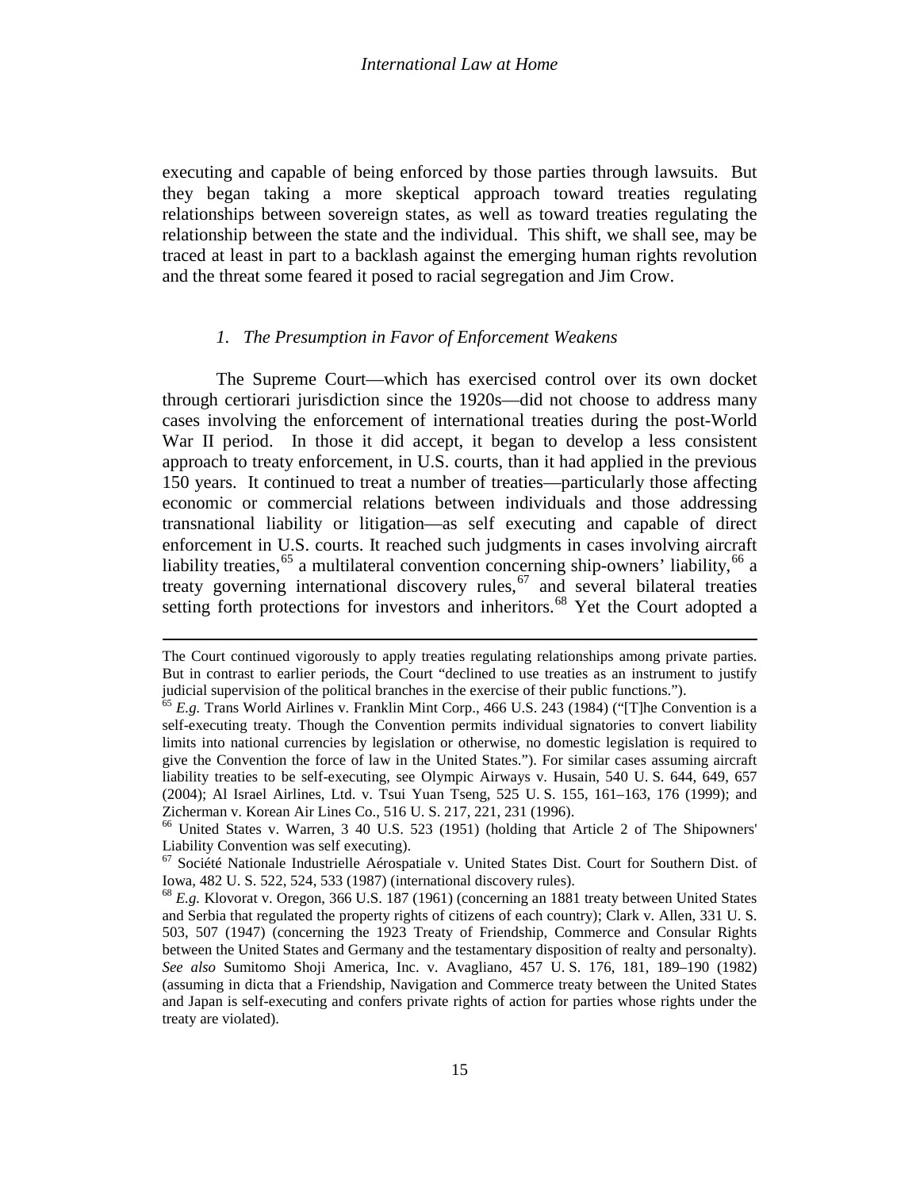executing and capable of being enforced by those parties through lawsuits. But they began taking a more skeptical approach toward treaties regulating relationships between sovereign states, as well as toward treaties regulating the relationship between the state and the individual. This shift, we shall see, may be traced at least in part to a backlash against the emerging human rights revolution and the threat some feared it posed to racial segregation and Jim Crow.

### *1. The Presumption in Favor of Enforcement Weakens*

The Supreme Court—which has exercised control over its own docket through certiorari jurisdiction since the 1920s—did not choose to address many cases involving the enforcement of international treaties during the post-World War II period. In those it did accept, it began to develop a less consistent approach to treaty enforcement, in U.S. courts, than it had applied in the previous 150 years. It continued to treat a number of treaties—particularly those affecting economic or commercial relations between individuals and those addressing transnational liability or litigation—as self executing and capable of direct enforcement in U.S. courts. It reached such judgments in cases involving aircraft liability treaties,[65] a multilateral convention concerning ship-owners' liability,[66] a treaty governing international discovery rules,[67] and several bilateral treaties setting forth protections for investors and inheritors.[68] Yet the Court adopted a

---

The Court continued vigorously to apply treaties regulating relationships among private parties. But in contrast to earlier periods, the Court "declined to use treaties as an instrument to justify judicial supervision of the political branches in the exercise of their public functions.").

[65] *E.g.* Trans World Airlines v. Franklin Mint Corp., 466 U.S. 243 (1984) ("[T]he Convention is a self-executing treaty. Though the Convention permits individual signatories to convert liability limits into national currencies by legislation or otherwise, no domestic legislation is required to give the Convention the force of law in the United States."). For similar cases assuming aircraft liability treaties to be self-executing, see Olympic Airways v. Husain, 540 U. S. 644, 649, 657 (2004); Al Israel Airlines, Ltd. v. Tsui Yuan Tseng, 525 U. S. 155, 161–163, 176 (1999); and Zicherman v. Korean Air Lines Co., 516 U. S. 217, 221, 231 (1996).

[66] United States v. Warren, 3 40 U.S. 523 (1951) (holding that Article 2 of The Shipowners' Liability Convention was self executing).

[67] Société Nationale Industrielle Aérospatiale v. United States Dist. Court for Southern Dist. of Iowa, 482 U. S. 522, 524, 533 (1987) (international discovery rules).

[68] *E.g.* Klovorat v. Oregon, 366 U.S. 187 (1961) (concerning an 1881 treaty between United States and Serbia that regulated the property rights of citizens of each country); Clark v. Allen, 331 U. S. 503, 507 (1947) (concerning the 1923 Treaty of Friendship, Commerce and Consular Rights between the United States and Germany and the testamentary disposition of realty and personalty). *See also* Sumitomo Shoji America, Inc. v. Avagliano, 457 U. S. 176, 181, 189–190 (1982) (assuming in dicta that a Friendship, Navigation and Commerce treaty between the United States and Japan is self-executing and confers private rights of action for parties whose rights under the treaty are violated).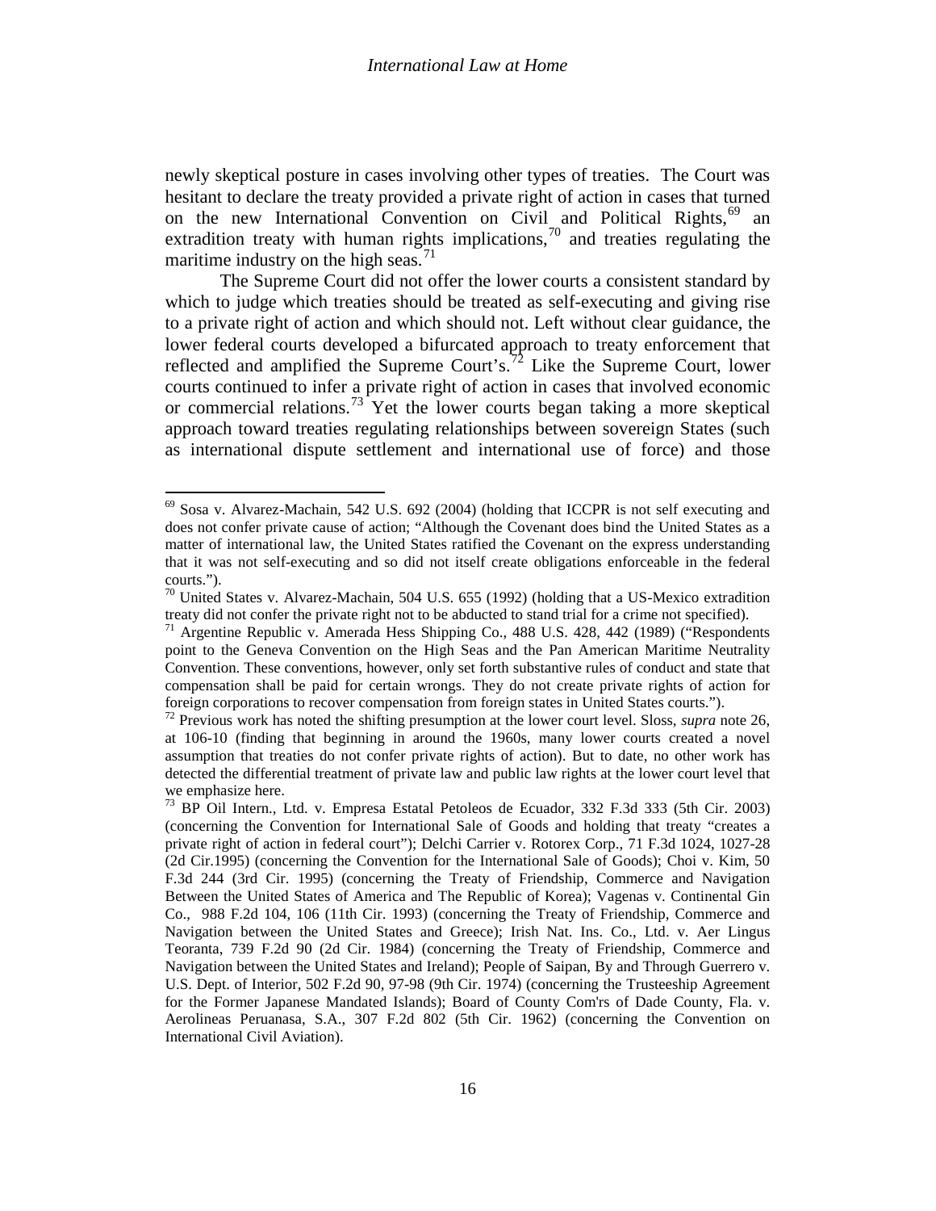newly skeptical posture in cases involving other types of treaties. The Court was hesitant to declare the treaty provided a private right of action in cases that turned on the new International Convention on Civil and Political Rights,[69] an extradition treaty with human rights implications,[70] and treaties regulating the maritime industry on the high seas.[71]

The Supreme Court did not offer the lower courts a consistent standard by which to judge which treaties should be treated as self-executing and giving rise to a private right of action and which should not. Left without clear guidance, the lower federal courts developed a bifurcated approach to treaty enforcement that reflected and amplified the Supreme Court's.[72] Like the Supreme Court, lower courts continued to infer a private right of action in cases that involved economic or commercial relations.[73] Yet the lower courts began taking a more skeptical approach toward treaties regulating relationships between sovereign States (such as international dispute settlement and international use of force) and those

---

[69] Sosa v. Alvarez-Machain, 542 U.S. 692 (2004) (holding that ICCPR is not self executing and does not confer private cause of action; "Although the Covenant does bind the United States as a matter of international law, the United States ratified the Covenant on the express understanding that it was not self-executing and so did not itself create obligations enforceable in the federal courts.").

[70] United States v. Alvarez-Machain, 504 U.S. 655 (1992) (holding that a US-Mexico extradition treaty did not confer the private right not to be abducted to stand trial for a crime not specified).

[71] Argentine Republic v. Amerada Hess Shipping Co., 488 U.S. 428, 442 (1989) ("Respondents point to the Geneva Convention on the High Seas and the Pan American Maritime Neutrality Convention. These conventions, however, only set forth substantive rules of conduct and state that compensation shall be paid for certain wrongs. They do not create private rights of action for foreign corporations to recover compensation from foreign states in United States courts.").

[72] Previous work has noted the shifting presumption at the lower court level. Sloss, *supra* note 26, at 106-10 (finding that beginning in around the 1960s, many lower courts created a novel assumption that treaties do not confer private rights of action). But to date, no other work has detected the differential treatment of private law and public law rights at the lower court level that we emphasize here.

[73] BP Oil Intern., Ltd. v. Empresa Estatal Petoleos de Ecuador, 332 F.3d 333 (5th Cir. 2003) (concerning the Convention for International Sale of Goods and holding that treaty "creates a private right of action in federal court"); Delchi Carrier v. Rotorex Corp., 71 F.3d 1024, 1027-28 (2d Cir.1995) (concerning the Convention for the International Sale of Goods); Choi v. Kim, 50 F.3d 244 (3rd Cir. 1995) (concerning the Treaty of Friendship, Commerce and Navigation Between the United States of America and The Republic of Korea); Vagenas v. Continental Gin Co., 988 F.2d 104, 106 (11th Cir. 1993) (concerning the Treaty of Friendship, Commerce and Navigation between the United States and Greece); Irish Nat. Ins. Co., Ltd. v. Aer Lingus Teoranta, 739 F.2d 90 (2d Cir. 1984) (concerning the Treaty of Friendship, Commerce and Navigation between the United States and Ireland); People of Saipan, By and Through Guerrero v. U.S. Dept. of Interior, 502 F.2d 90, 97-98 (9th Cir. 1974) (concerning the Trusteeship Agreement for the Former Japanese Mandated Islands); Board of County Com'rs of Dade County, Fla. v. Aerolineas Peruanasa, S.A., 307 F.2d 802 (5th Cir. 1962) (concerning the Convention on International Civil Aviation).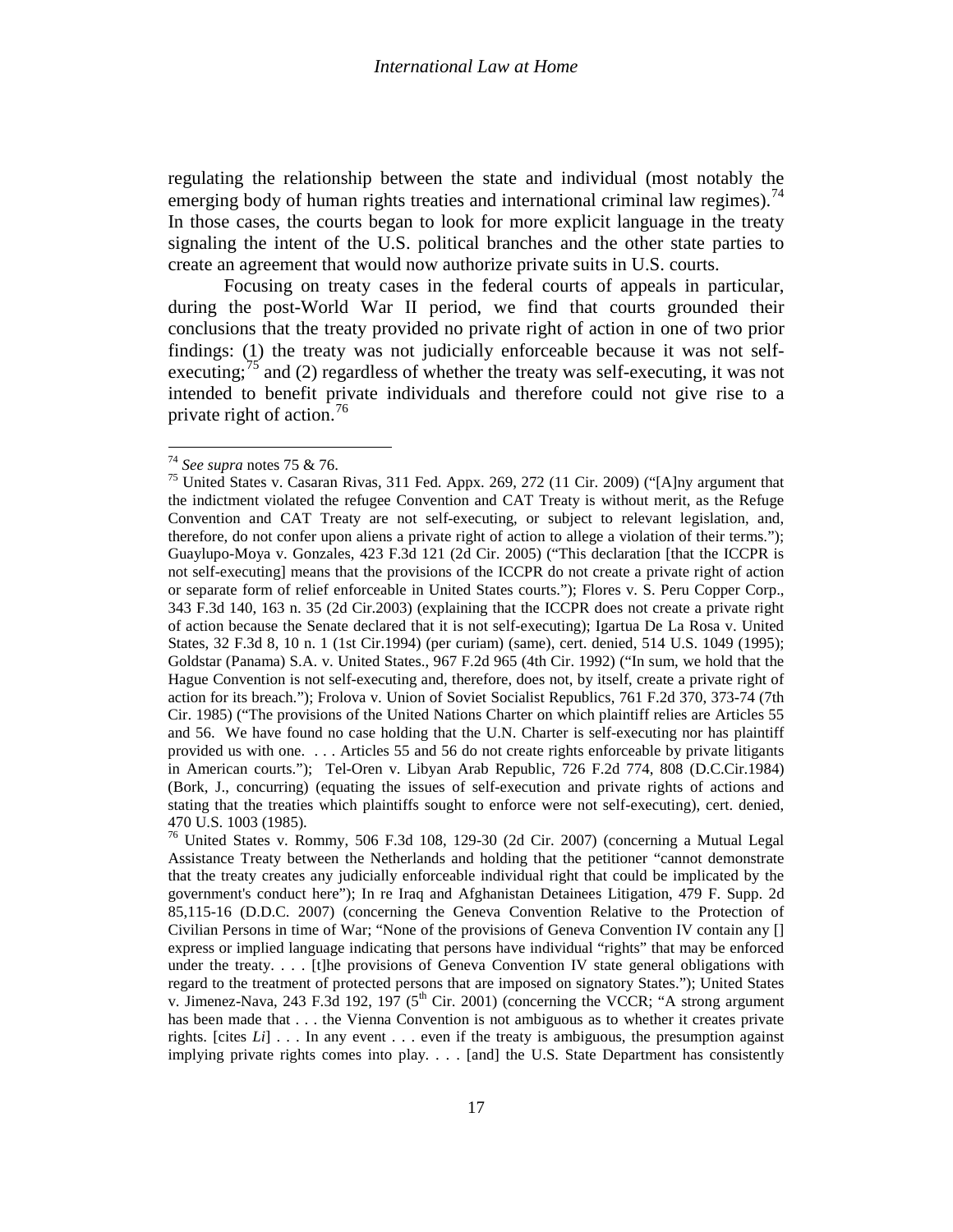regulating the relationship between the state and individual (most notably the emerging body of human rights treaties and international criminal law regimes).[74] In those cases, the courts began to look for more explicit language in the treaty signaling the intent of the U.S. political branches and the other state parties to create an agreement that would now authorize private suits in U.S. courts.

Focusing on treaty cases in the federal courts of appeals in particular, during the post-World War II period, we find that courts grounded their conclusions that the treaty provided no private right of action in one of two prior findings: (1) the treaty was not judicially enforceable because it was not self-executing;[75] and (2) regardless of whether the treaty was self-executing, it was not intended to benefit private individuals and therefore could not give rise to a private right of action.[76]

---

[74] *See supra* notes 75 & 76.

[75] United States v. Casaran Rivas, 311 Fed. Appx. 269, 272 (11 Cir. 2009) ("[A]ny argument that the indictment violated the refugee Convention and CAT Treaty is without merit, as the Refuge Convention and CAT Treaty are not self-executing, or subject to relevant legislation, and, therefore, do not confer upon aliens a private right of action to allege a violation of their terms."); Guaylupo-Moya v. Gonzales, 423 F.3d 121 (2d Cir. 2005) ("This declaration [that the ICCPR is not self-executing] means that the provisions of the ICCPR do not create a private right of action or separate form of relief enforceable in United States courts."); Flores v. S. Peru Copper Corp., 343 F.3d 140, 163 n. 35 (2d Cir.2003) (explaining that the ICCPR does not create a private right of action because the Senate declared that it is not self-executing); Igartua De La Rosa v. United States, 32 F.3d 8, 10 n. 1 (1st Cir.1994) (per curiam) (same), cert. denied, 514 U.S. 1049 (1995); Goldstar (Panama) S.A. v. United States., 967 F.2d 965 (4th Cir. 1992) ("In sum, we hold that the Hague Convention is not self-executing and, therefore, does not, by itself, create a private right of action for its breach."); Frolova v. Union of Soviet Socialist Republics, 761 F.2d 370, 373-74 (7th Cir. 1985) ("The provisions of the United Nations Charter on which plaintiff relies are Articles 55 and 56. We have found no case holding that the U.N. Charter is self-executing nor has plaintiff provided us with one. . . . Articles 55 and 56 do not create rights enforceable by private litigants in American courts."); Tel-Oren v. Libyan Arab Republic, 726 F.2d 774, 808 (D.C.Cir.1984) (Bork, J., concurring) (equating the issues of self-execution and private rights of actions and stating that the treaties which plaintiffs sought to enforce were not self-executing), cert. denied, 470 U.S. 1003 (1985).

[76] United States v. Rommy, 506 F.3d 108, 129-30 (2d Cir. 2007) (concerning a Mutual Legal Assistance Treaty between the Netherlands and holding that the petitioner "cannot demonstrate that the treaty creates any judicially enforceable individual right that could be implicated by the government's conduct here"); In re Iraq and Afghanistan Detainees Litigation, 479 F. Supp. 2d 85,115-16 (D.D.C. 2007) (concerning the Geneva Convention Relative to the Protection of Civilian Persons in time of War; "None of the provisions of Geneva Convention IV contain any [] express or implied language indicating that persons have individual "rights" that may be enforced under the treaty. . . . [t]he provisions of Geneva Convention IV state general obligations with regard to the treatment of protected persons that are imposed on signatory States."); United States v. Jimenez-Nava, 243 F.3d 192, 197 (5th Cir. 2001) (concerning the VCCR; "A strong argument has been made that . . . the Vienna Convention is not ambiguous as to whether it creates private rights. [cites *Li*] . . . In any event . . . even if the treaty is ambiguous, the presumption against implying private rights comes into play. . . . [and] the U.S. State Department has consistently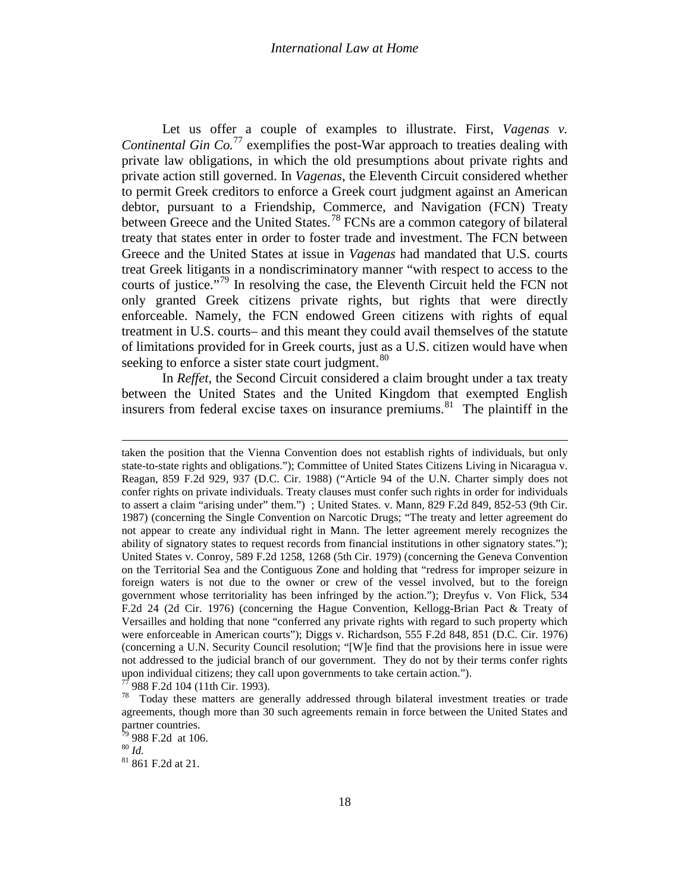Let us offer a couple of examples to illustrate. First, *Vagenas v. Continental Gin Co.*[77] exemplifies the post-War approach to treaties dealing with private law obligations, in which the old presumptions about private rights and private action still governed. In *Vagenas*, the Eleventh Circuit considered whether to permit Greek creditors to enforce a Greek court judgment against an American debtor, pursuant to a Friendship, Commerce, and Navigation (FCN) Treaty between Greece and the United States.[78] FCNs are a common category of bilateral treaty that states enter in order to foster trade and investment. The FCN between Greece and the United States at issue in *Vagenas* had mandated that U.S. courts treat Greek litigants in a nondiscriminatory manner "with respect to access to the courts of justice."[79] In resolving the case, the Eleventh Circuit held the FCN not only granted Greek citizens private rights, but rights that were directly enforceable. Namely, the FCN endowed Green citizens with rights of equal treatment in U.S. courts– and this meant they could avail themselves of the statute of limitations provided for in Greek courts, just as a U.S. citizen would have when seeking to enforce a sister state court judgment.[80]

In *Reffet*, the Second Circuit considered a claim brought under a tax treaty between the United States and the United Kingdom that exempted English insurers from federal excise taxes on insurance premiums.[81] The plaintiff in the

---

taken the position that the Vienna Convention does not establish rights of individuals, but only state-to-state rights and obligations."); Committee of United States Citizens Living in Nicaragua v. Reagan, 859 F.2d 929, 937 (D.C. Cir. 1988) ("Article 94 of the U.N. Charter simply does not confer rights on private individuals. Treaty clauses must confer such rights in order for individuals to assert a claim "arising under" them.") ; United States. v. Mann, 829 F.2d 849, 852-53 (9th Cir. 1987) (concerning the Single Convention on Narcotic Drugs; "The treaty and letter agreement do not appear to create any individual right in Mann. The letter agreement merely recognizes the ability of signatory states to request records from financial institutions in other signatory states."); United States v. Conroy, 589 F.2d 1258, 1268 (5th Cir. 1979) (concerning the Geneva Convention on the Territorial Sea and the Contiguous Zone and holding that "redress for improper seizure in foreign waters is not due to the owner or crew of the vessel involved, but to the foreign government whose territoriality has been infringed by the action."); Dreyfus v. Von Flick, 534 F.2d 24 (2d Cir. 1976) (concerning the Hague Convention, Kellogg-Brian Pact & Treaty of Versailles and holding that none "conferred any private rights with regard to such property which were enforceable in American courts"); Diggs v. Richardson, 555 F.2d 848, 851 (D.C. Cir. 1976) (concerning a U.N. Security Council resolution; "[W]e find that the provisions here in issue were not addressed to the judicial branch of our government. They do not by their terms confer rights upon individual citizens; they call upon governments to take certain action.").

[77] 988 F.2d 104 (11th Cir. 1993).

[78] Today these matters are generally addressed through bilateral investment treaties or trade agreements, though more than 30 such agreements remain in force between the United States and partner countries.

[79] 988 F.2d at 106.

[80] *Id.*

[81] 861 F.2d at 21.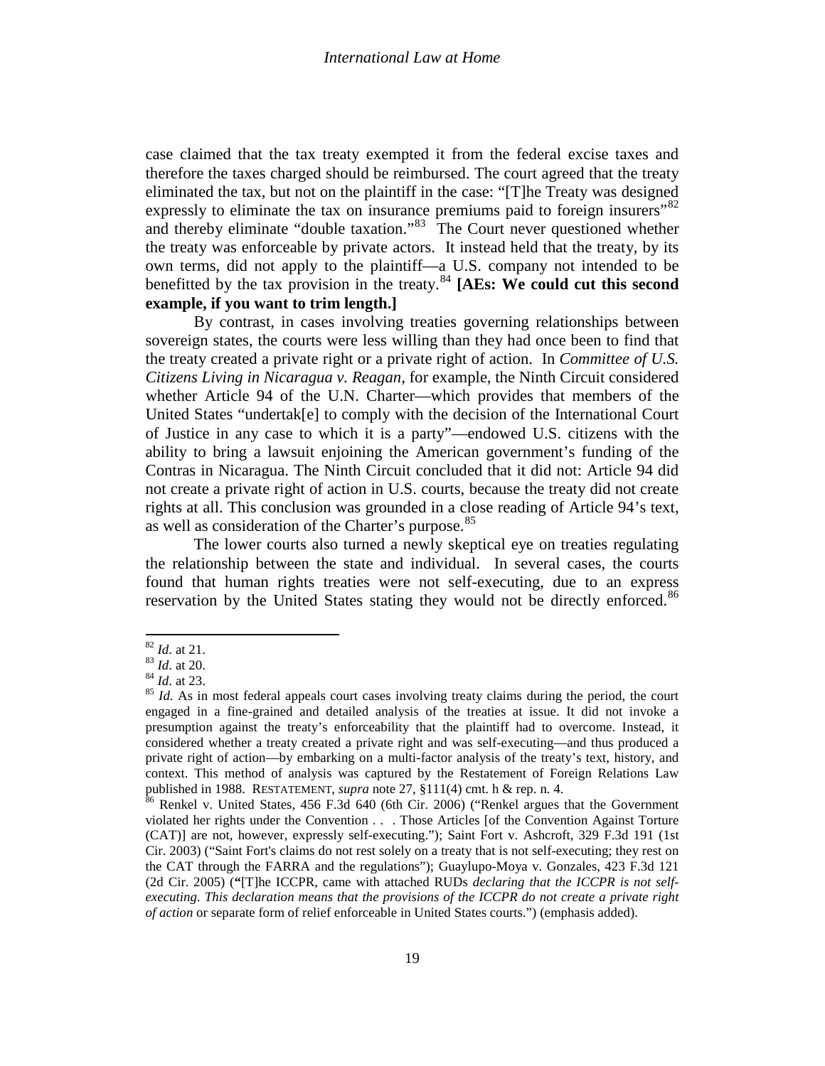case claimed that the tax treaty exempted it from the federal excise taxes and therefore the taxes charged should be reimbursed. The court agreed that the treaty eliminated the tax, but not on the plaintiff in the case: "[T]he Treaty was designed expressly to eliminate the tax on insurance premiums paid to foreign insurers"[82] and thereby eliminate "double taxation."[83] The Court never questioned whether the treaty was enforceable by private actors. It instead held that the treaty, by its own terms, did not apply to the plaintiff—a U.S. company not intended to be benefitted by the tax provision in the treaty.[84] **[AEs: We could cut this second example, if you want to trim length.]**

By contrast, in cases involving treaties governing relationships between sovereign states, the courts were less willing than they had once been to find that the treaty created a private right or a private right of action. In *Committee of U.S. Citizens Living in Nicaragua v. Reagan*, for example, the Ninth Circuit considered whether Article 94 of the U.N. Charter—which provides that members of the United States "undertak[e] to comply with the decision of the International Court of Justice in any case to which it is a party"—endowed U.S. citizens with the ability to bring a lawsuit enjoining the American government's funding of the Contras in Nicaragua. The Ninth Circuit concluded that it did not: Article 94 did not create a private right of action in U.S. courts, because the treaty did not create rights at all. This conclusion was grounded in a close reading of Article 94's text, as well as consideration of the Charter's purpose.[85]

The lower courts also turned a newly skeptical eye on treaties regulating the relationship between the state and individual. In several cases, the courts found that human rights treaties were not self-executing, due to an express reservation by the United States stating they would not be directly enforced.[86]

---

[82] *Id*. at 21.

[83] *Id*. at 20.

[84] *Id*. at 23.

[85] *Id.* As in most federal appeals court cases involving treaty claims during the period, the court engaged in a fine-grained and detailed analysis of the treaties at issue. It did not invoke a presumption against the treaty's enforceability that the plaintiff had to overcome. Instead, it considered whether a treaty created a private right and was self-executing—and thus produced a private right of action—by embarking on a multi-factor analysis of the treaty's text, history, and context. This method of analysis was captured by the Restatement of Foreign Relations Law published in 1988. RESTATEMENT, *supra* note 27, §111(4) cmt. h & rep. n. 4.

[86] Renkel v. United States, 456 F.3d 640 (6th Cir. 2006) ("Renkel argues that the Government violated her rights under the Convention . . . Those Articles [of the Convention Against Torture (CAT)] are not, however, expressly self-executing."); Saint Fort v. Ashcroft, 329 F.3d 191 (1st Cir. 2003) ("Saint Fort's claims do not rest solely on a treaty that is not self-executing; they rest on the CAT through the FARRA and the regulations"); Guaylupo-Moya v. Gonzales, 423 F.3d 121 (2d Cir. 2005) ("[T]he ICCPR, came with attached RUDs *declaring that the ICCPR is not self-executing. This declaration means that the provisions of the ICCPR do not create a private right of action* or separate form of relief enforceable in United States courts.") (emphasis added).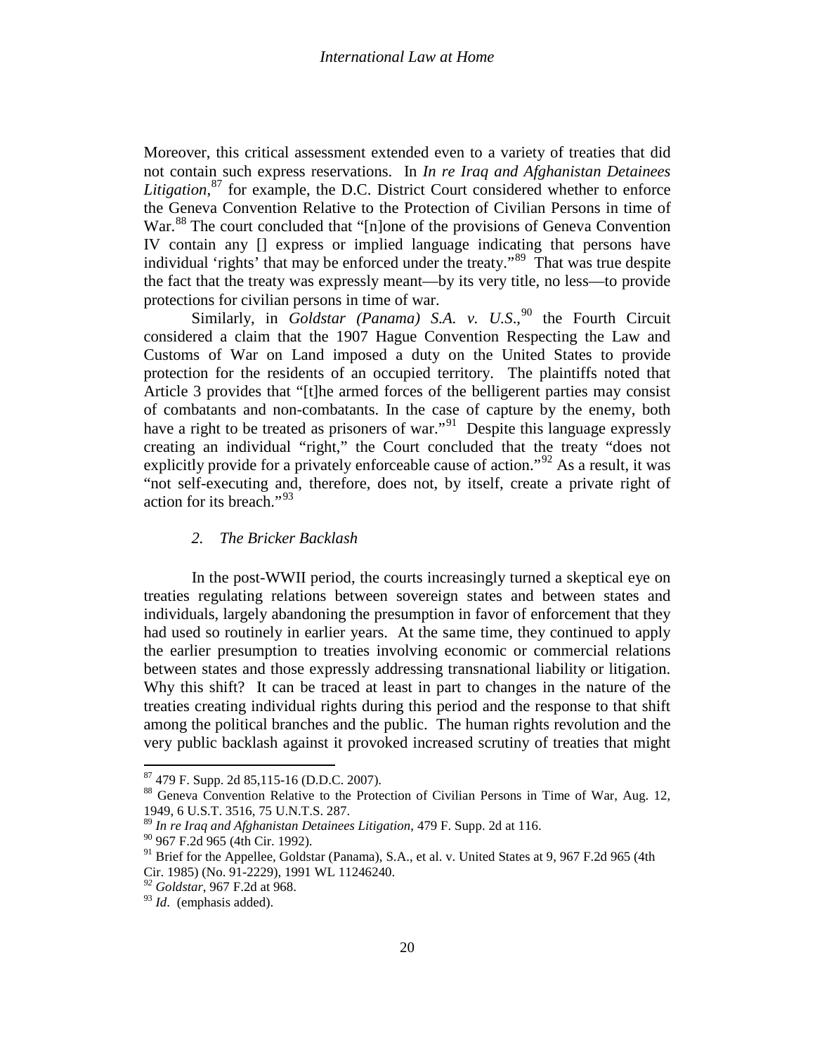Moreover, this critical assessment extended even to a variety of treaties that did not contain such express reservations. In *In re Iraq and Afghanistan Detainees Litigation*,[87] for example, the D.C. District Court considered whether to enforce the Geneva Convention Relative to the Protection of Civilian Persons in time of War.[88] The court concluded that "[n]one of the provisions of Geneva Convention IV contain any [] express or implied language indicating that persons have individual 'rights' that may be enforced under the treaty."[89] That was true despite the fact that the treaty was expressly meant—by its very title, no less—to provide protections for civilian persons in time of war.

Similarly, in *Goldstar (Panama) S.A. v. U.S.*,[90] the Fourth Circuit considered a claim that the 1907 Hague Convention Respecting the Law and Customs of War on Land imposed a duty on the United States to provide protection for the residents of an occupied territory. The plaintiffs noted that Article 3 provides that "[t]he armed forces of the belligerent parties may consist of combatants and non-combatants. In the case of capture by the enemy, both have a right to be treated as prisoners of war."[91] Despite this language expressly creating an individual "right," the Court concluded that the treaty "does not explicitly provide for a privately enforceable cause of action."[92] As a result, it was "not self-executing and, therefore, does not, by itself, create a private right of action for its breach."[93]

### *2. The Bricker Backlash*

In the post-WWII period, the courts increasingly turned a skeptical eye on treaties regulating relations between sovereign states and between states and individuals, largely abandoning the presumption in favor of enforcement that they had used so routinely in earlier years. At the same time, they continued to apply the earlier presumption to treaties involving economic or commercial relations between states and those expressly addressing transnational liability or litigation. Why this shift? It can be traced at least in part to changes in the nature of the treaties creating individual rights during this period and the response to that shift among the political branches and the public. The human rights revolution and the very public backlash against it provoked increased scrutiny of treaties that might

---

[87] 479 F. Supp. 2d 85,115-16 (D.D.C. 2007).

[88] Geneva Convention Relative to the Protection of Civilian Persons in Time of War, Aug. 12, 1949, 6 U.S.T. 3516, 75 U.N.T.S. 287.

[89] *In re Iraq and Afghanistan Detainees Litigation*, 479 F. Supp. 2d at 116.

[90] 967 F.2d 965 (4th Cir. 1992).

[91] Brief for the Appellee, Goldstar (Panama), S.A., et al. v. United States at 9, 967 F.2d 965 (4th Cir. 1985) (No. 91-2229), 1991 WL 11246240.

[92] *Goldstar*, 967 F.2d at 968.

[93] *Id*. (emphasis added).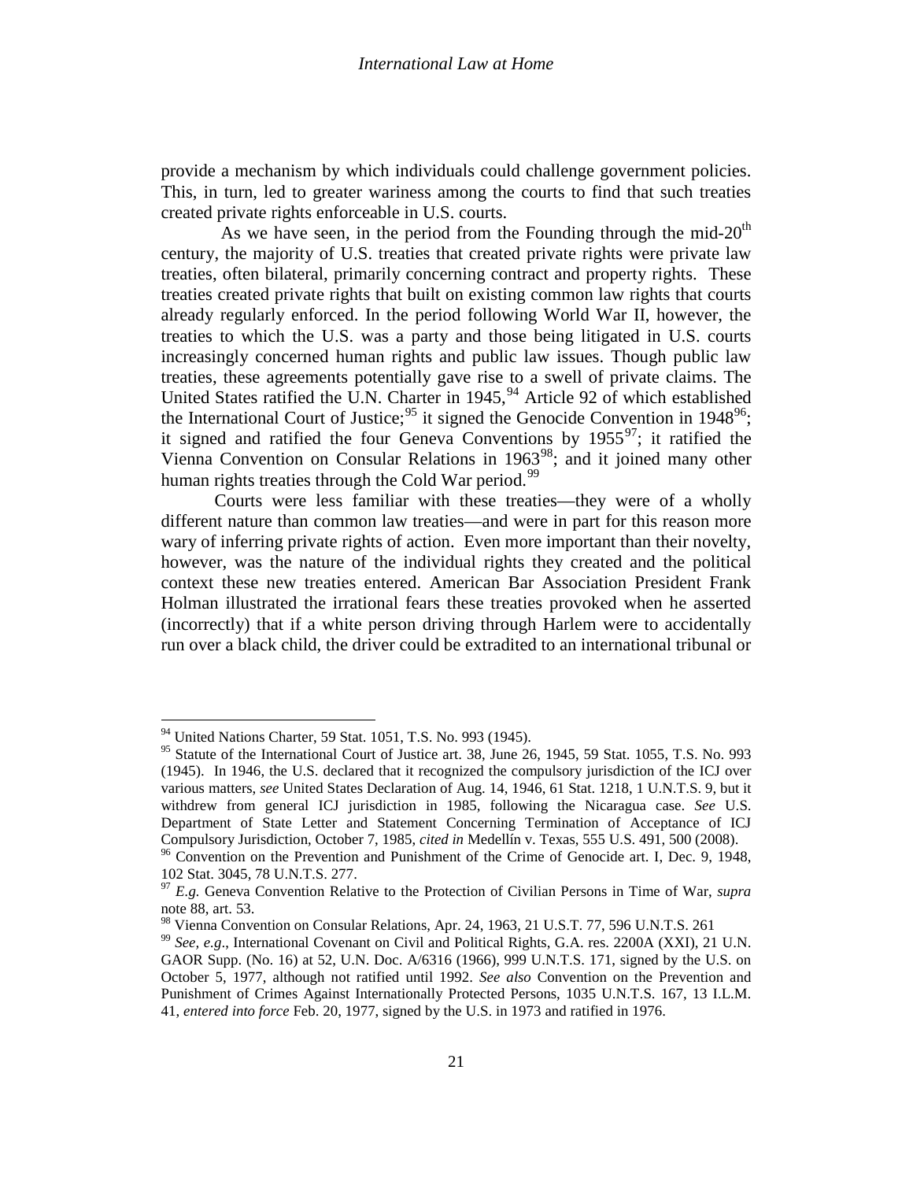provide a mechanism by which individuals could challenge government policies. This, in turn, led to greater wariness among the courts to find that such treaties created private rights enforceable in U.S. courts.

As we have seen, in the period from the Founding through the mid-20th century, the majority of U.S. treaties that created private rights were private law treaties, often bilateral, primarily concerning contract and property rights. These treaties created private rights that built on existing common law rights that courts already regularly enforced. In the period following World War II, however, the treaties to which the U.S. was a party and those being litigated in U.S. courts increasingly concerned human rights and public law issues. Though public law treaties, these agreements potentially gave rise to a swell of private claims. The United States ratified the U.N. Charter in 1945,[94] Article 92 of which established the International Court of Justice;[95] it signed the Genocide Convention in 1948[96]; it signed and ratified the four Geneva Conventions by 1955[97]; it ratified the Vienna Convention on Consular Relations in 1963[98]; and it joined many other human rights treaties through the Cold War period.[99]

Courts were less familiar with these treaties—they were of a wholly different nature than common law treaties—and were in part for this reason more wary of inferring private rights of action. Even more important than their novelty, however, was the nature of the individual rights they created and the political context these new treaties entered. American Bar Association President Frank Holman illustrated the irrational fears these treaties provoked when he asserted (incorrectly) that if a white person driving through Harlem were to accidentally run over a black child, the driver could be extradited to an international tribunal or

---

[94] United Nations Charter, 59 Stat. 1051, T.S. No. 993 (1945).

[95] Statute of the International Court of Justice art. 38, June 26, 1945, 59 Stat. 1055, T.S. No. 993 (1945). In 1946, the U.S. declared that it recognized the compulsory jurisdiction of the ICJ over various matters, *see* United States Declaration of Aug. 14, 1946, 61 Stat. 1218, 1 U.N.T.S. 9, but it withdrew from general ICJ jurisdiction in 1985, following the Nicaragua case. *See* U.S. Department of State Letter and Statement Concerning Termination of Acceptance of ICJ Compulsory Jurisdiction, October 7, 1985, *cited in* Medellín v. Texas, 555 U.S. 491, 500 (2008).

[96] Convention on the Prevention and Punishment of the Crime of Genocide art. I, Dec. 9, 1948, 102 Stat. 3045, 78 U.N.T.S. 277.

[97] *E.g.* Geneva Convention Relative to the Protection of Civilian Persons in Time of War, *supra* note 88, art. 53.

[98] Vienna Convention on Consular Relations, Apr. 24, 1963, 21 U.S.T. 77, 596 U.N.T.S. 261

[99] *See, e.g*., International Covenant on Civil and Political Rights, G.A. res. 2200A (XXI), 21 U.N. GAOR Supp. (No. 16) at 52, U.N. Doc. A/6316 (1966), 999 U.N.T.S. 171, signed by the U.S. on October 5, 1977, although not ratified until 1992. *See also* Convention on the Prevention and Punishment of Crimes Against Internationally Protected Persons, 1035 U.N.T.S. 167, 13 I.L.M. 41, *entered into force* Feb. 20, 1977, signed by the U.S. in 1973 and ratified in 1976.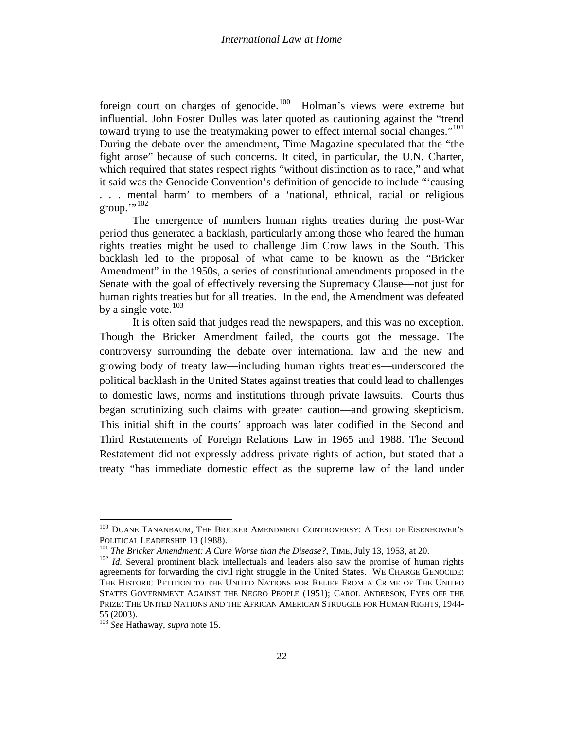foreign court on charges of genocide.[100] Holman's views were extreme but influential. John Foster Dulles was later quoted as cautioning against the "trend toward trying to use the treatymaking power to effect internal social changes."[101] During the debate over the amendment, Time Magazine speculated that the "the fight arose" because of such concerns. It cited, in particular, the U.N. Charter, which required that states respect rights "without distinction as to race," and what it said was the Genocide Convention's definition of genocide to include "'causing . . . mental harm' to members of a 'national, ethnical, racial or religious group.'"[102]

The emergence of numbers human rights treaties during the post-War period thus generated a backlash, particularly among those who feared the human rights treaties might be used to challenge Jim Crow laws in the South. This backlash led to the proposal of what came to be known as the "Bricker Amendment" in the 1950s, a series of constitutional amendments proposed in the Senate with the goal of effectively reversing the Supremacy Clause—not just for human rights treaties but for all treaties. In the end, the Amendment was defeated by a single vote.[103]

It is often said that judges read the newspapers, and this was no exception. Though the Bricker Amendment failed, the courts got the message. The controversy surrounding the debate over international law and the new and growing body of treaty law—including human rights treaties—underscored the political backlash in the United States against treaties that could lead to challenges to domestic laws, norms and institutions through private lawsuits. Courts thus began scrutinizing such claims with greater caution—and growing skepticism. This initial shift in the courts' approach was later codified in the Second and Third Restatements of Foreign Relations Law in 1965 and 1988. The Second Restatement did not expressly address private rights of action, but stated that a treaty "has immediate domestic effect as the supreme law of the land under

---

[100] DUANE TANANBAUM, THE BRICKER AMENDMENT CONTROVERSY: A TEST OF EISENHOWER'S POLITICAL LEADERSHIP 13 (1988).

[101] *The Bricker Amendment: A Cure Worse than the Disease?*, TIME, July 13, 1953, at 20.

[102] *Id.* Several prominent black intellectuals and leaders also saw the promise of human rights agreements for forwarding the civil right struggle in the United States. WE CHARGE GENOCIDE: THE HISTORIC PETITION TO THE UNITED NATIONS FOR RELIEF FROM A CRIME OF THE UNITED STATES GOVERNMENT AGAINST THE NEGRO PEOPLE (1951); CAROL ANDERSON, EYES OFF THE PRIZE: THE UNITED NATIONS AND THE AFRICAN AMERICAN STRUGGLE FOR HUMAN RIGHTS, 1944-55 (2003).

[103] *See* Hathaway, *supra* note 15.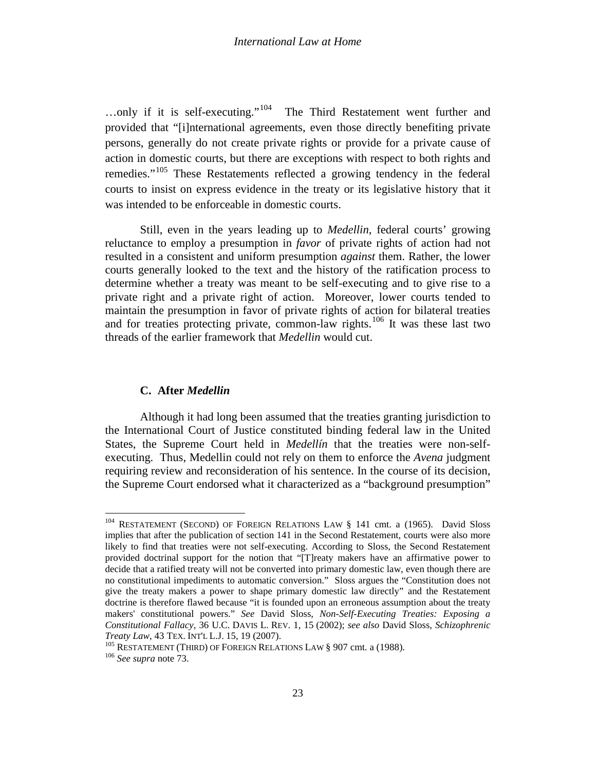…only if it is self-executing."[104] The Third Restatement went further and provided that "[i]nternational agreements, even those directly benefiting private persons, generally do not create private rights or provide for a private cause of action in domestic courts, but there are exceptions with respect to both rights and remedies."[105] These Restatements reflected a growing tendency in the federal courts to insist on express evidence in the treaty or its legislative history that it was intended to be enforceable in domestic courts.

Still, even in the years leading up to *Medellin*, federal courts' growing reluctance to employ a presumption in *favor* of private rights of action had not resulted in a consistent and uniform presumption *against* them. Rather, the lower courts generally looked to the text and the history of the ratification process to determine whether a treaty was meant to be self-executing and to give rise to a private right and a private right of action. Moreover, lower courts tended to maintain the presumption in favor of private rights of action for bilateral treaties and for treaties protecting private, common-law rights.[106] It was these last two threads of the earlier framework that *Medellin* would cut.

### C. After *Medellin*

Although it had long been assumed that the treaties granting jurisdiction to the International Court of Justice constituted binding federal law in the United States, the Supreme Court held in *Medellín* that the treaties were non-self-executing. Thus, Medellin could not rely on them to enforce the *Avena* judgment requiring review and reconsideration of his sentence. In the course of its decision, the Supreme Court endorsed what it characterized as a "background presumption"

---

[104] RESTATEMENT (SECOND) OF FOREIGN RELATIONS LAW § 141 cmt. a (1965). David Sloss implies that after the publication of section 141 in the Second Restatement, courts were also more likely to find that treaties were not self-executing. According to Sloss, the Second Restatement provided doctrinal support for the notion that "[T]reaty makers have an affirmative power to decide that a ratified treaty will not be converted into primary domestic law, even though there are no constitutional impediments to automatic conversion." Sloss argues the "Constitution does not give the treaty makers a power to shape primary domestic law directly" and the Restatement doctrine is therefore flawed because "it is founded upon an erroneous assumption about the treaty makers' constitutional powers." *See* David Sloss, *Non-Self-Executing Treaties: Exposing a Constitutional Fallacy*, 36 U.C. DAVIS L. REV. 1, 15 (2002); *see also* David Sloss, *Schizophrenic Treaty Law*, 43 TEX. INT'L L.J. 15, 19 (2007).

[105] RESTATEMENT (THIRD) OF FOREIGN RELATIONS LAW § 907 cmt. a (1988).

[106] *See supra* note 73.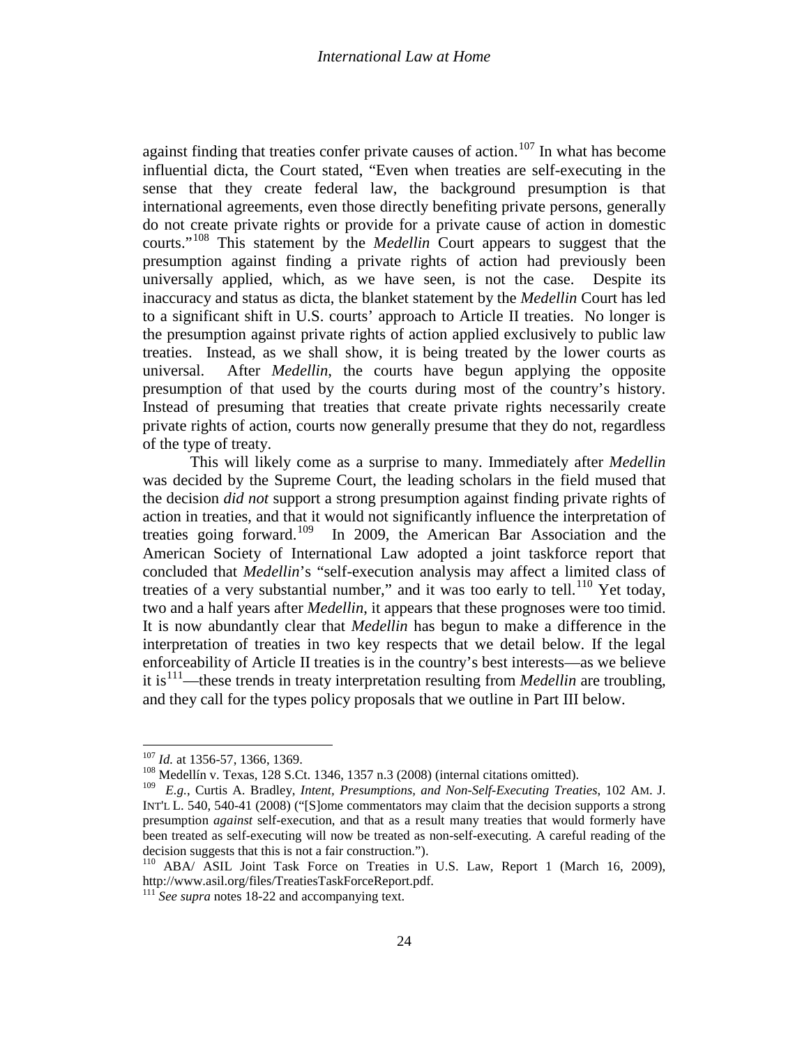against finding that treaties confer private causes of action.[107] In what has become influential dicta, the Court stated, "Even when treaties are self-executing in the sense that they create federal law, the background presumption is that international agreements, even those directly benefiting private persons, generally do not create private rights or provide for a private cause of action in domestic courts."[108] This statement by the *Medellin* Court appears to suggest that the presumption against finding a private rights of action had previously been universally applied, which, as we have seen, is not the case. Despite its inaccuracy and status as dicta, the blanket statement by the *Medellin* Court has led to a significant shift in U.S. courts' approach to Article II treaties. No longer is the presumption against private rights of action applied exclusively to public law treaties. Instead, as we shall show, it is being treated by the lower courts as universal. After *Medellin*, the courts have begun applying the opposite presumption of that used by the courts during most of the country's history. Instead of presuming that treaties that create private rights necessarily create private rights of action, courts now generally presume that they do not, regardless of the type of treaty.

This will likely come as a surprise to many. Immediately after *Medellin* was decided by the Supreme Court, the leading scholars in the field mused that the decision *did not* support a strong presumption against finding private rights of action in treaties, and that it would not significantly influence the interpretation of treaties going forward.[109] In 2009, the American Bar Association and the American Society of International Law adopted a joint taskforce report that concluded that *Medellin*'s "self-execution analysis may affect a limited class of treaties of a very substantial number," and it was too early to tell.[110] Yet today, two and a half years after *Medellin*, it appears that these prognoses were too timid. It is now abundantly clear that *Medellin* has begun to make a difference in the interpretation of treaties in two key respects that we detail below. If the legal enforceability of Article II treaties is in the country's best interests—as we believe it is[111]—these trends in treaty interpretation resulting from *Medellin* are troubling, and they call for the types policy proposals that we outline in Part III below.

---

[107] *Id.* at 1356-57, 1366, 1369.

[108] Medellín v. Texas, 128 S.Ct. 1346, 1357 n.3 (2008) (internal citations omitted).

[109] *E.g.*, Curtis A. Bradley, *Intent, Presumptions, and Non-Self-Executing Treaties*, 102 AM. J. INT'L L. 540, 540-41 (2008) ("[S]ome commentators may claim that the decision supports a strong presumption *against* self-execution, and that as a result many treaties that would formerly have been treated as self-executing will now be treated as non-self-executing. A careful reading of the decision suggests that this is not a fair construction.").

[110] ABA/ ASIL Joint Task Force on Treaties in U.S. Law, Report 1 (March 16, 2009), http://www.asil.org/files/TreatiesTaskForceReport.pdf.

[111] *See supra* notes 18-22 and accompanying text.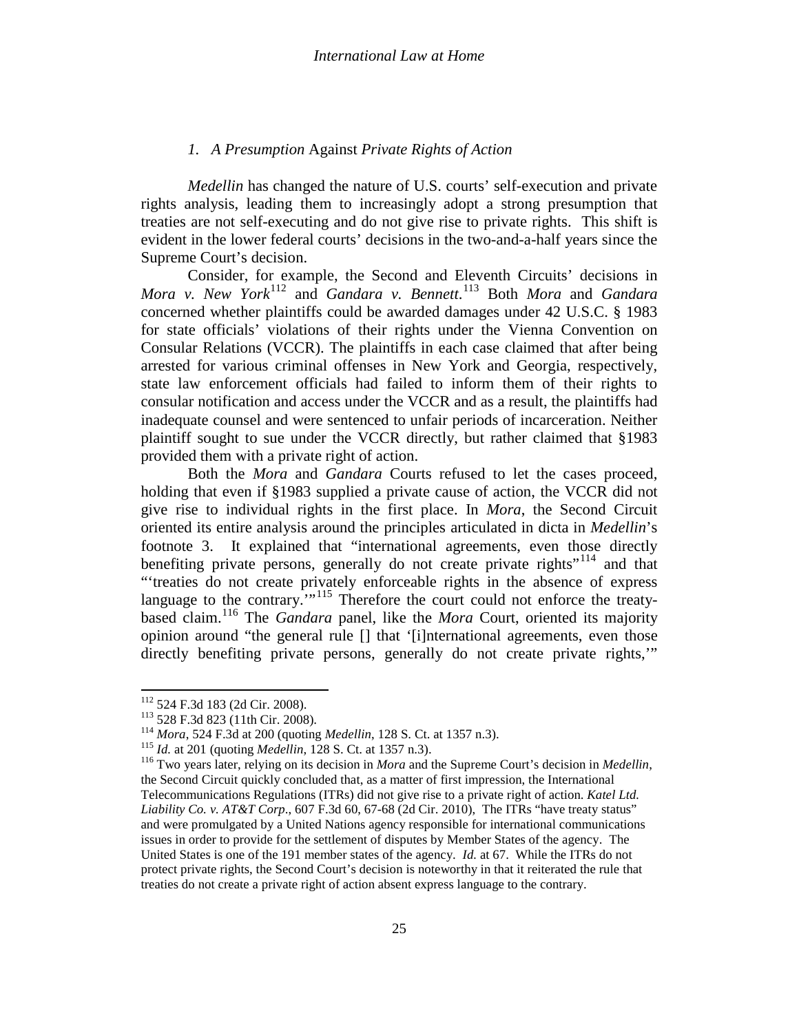### *1. A Presumption* Against *Private Rights of Action*

*Medellin* has changed the nature of U.S. courts' self-execution and private rights analysis, leading them to increasingly adopt a strong presumption that treaties are not self-executing and do not give rise to private rights. This shift is evident in the lower federal courts' decisions in the two-and-a-half years since the Supreme Court's decision.

Consider, for example, the Second and Eleventh Circuits' decisions in *Mora v. New York*[112] and *Gandara v. Bennett*.[113] Both *Mora* and *Gandara* concerned whether plaintiffs could be awarded damages under 42 U.S.C. § 1983 for state officials' violations of their rights under the Vienna Convention on Consular Relations (VCCR). The plaintiffs in each case claimed that after being arrested for various criminal offenses in New York and Georgia, respectively, state law enforcement officials had failed to inform them of their rights to consular notification and access under the VCCR and as a result, the plaintiffs had inadequate counsel and were sentenced to unfair periods of incarceration. Neither plaintiff sought to sue under the VCCR directly, but rather claimed that §1983 provided them with a private right of action.

Both the *Mora* and *Gandara* Courts refused to let the cases proceed, holding that even if §1983 supplied a private cause of action, the VCCR did not give rise to individual rights in the first place. In *Mora*, the Second Circuit oriented its entire analysis around the principles articulated in dicta in *Medellin*'s footnote 3. It explained that "international agreements, even those directly benefiting private persons, generally do not create private rights"[114] and that "'treaties do not create privately enforceable rights in the absence of express language to the contrary.'"[115] Therefore the court could not enforce the treaty-based claim.[116] The *Gandara* panel, like the *Mora* Court, oriented its majority opinion around "the general rule [] that '[i]nternational agreements, even those directly benefiting private persons, generally do not create private rights,'"

---

[112] 524 F.3d 183 (2d Cir. 2008).

[113] 528 F.3d 823 (11th Cir. 2008).

[114] *Mora*, 524 F.3d at 200 (quoting *Medellin*, 128 S. Ct. at 1357 n.3).

[115] *Id.* at 201 (quoting *Medellin*, 128 S. Ct. at 1357 n.3).

[116] Two years later, relying on its decision in *Mora* and the Supreme Court's decision in *Medellin*, the Second Circuit quickly concluded that, as a matter of first impression, the International Telecommunications Regulations (ITRs) did not give rise to a private right of action. *Katel Ltd. Liability Co. v. AT&T Corp*., 607 F.3d 60, 67-68 (2d Cir. 2010), The ITRs "have treaty status" and were promulgated by a United Nations agency responsible for international communications issues in order to provide for the settlement of disputes by Member States of the agency. The United States is one of the 191 member states of the agency. *Id.* at 67. While the ITRs do not protect private rights, the Second Court's decision is noteworthy in that it reiterated the rule that treaties do not create a private right of action absent express language to the contrary.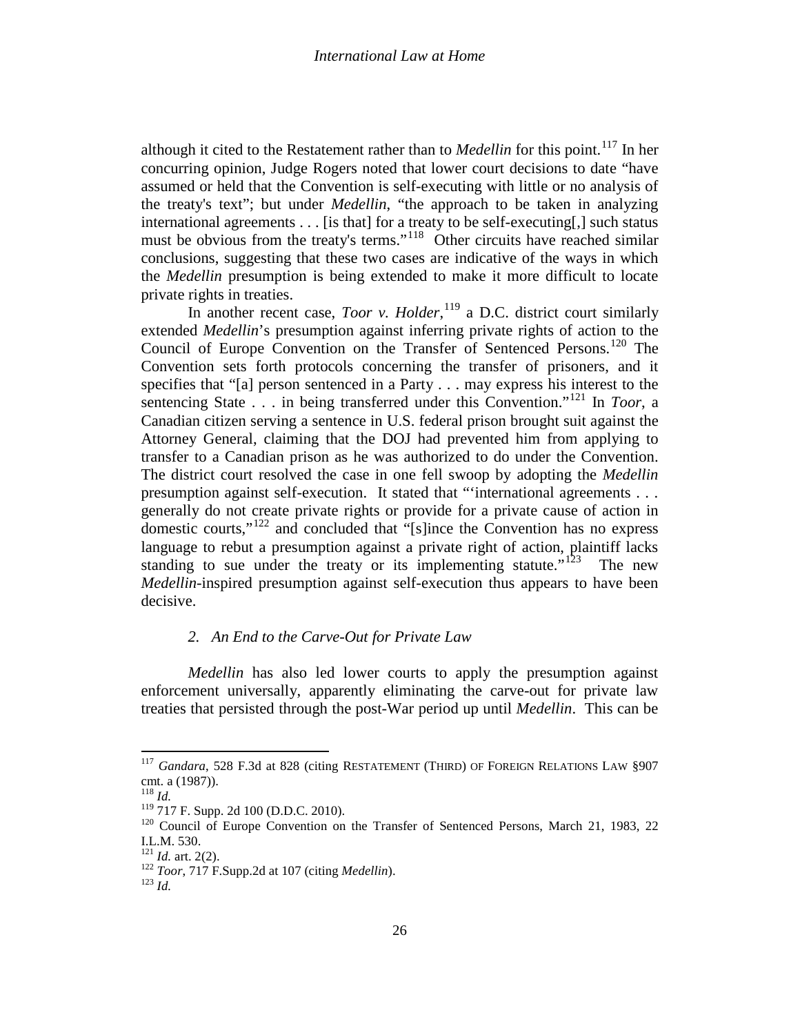although it cited to the Restatement rather than to *Medellin* for this point.[117] In her concurring opinion, Judge Rogers noted that lower court decisions to date "have assumed or held that the Convention is self-executing with little or no analysis of the treaty's text"; but under *Medellin*, "the approach to be taken in analyzing international agreements . . . [is that] for a treaty to be self-executing[,] such status must be obvious from the treaty's terms."[118] Other circuits have reached similar conclusions, suggesting that these two cases are indicative of the ways in which the *Medellin* presumption is being extended to make it more difficult to locate private rights in treaties.

In another recent case, *Toor v. Holder*,[119] a D.C. district court similarly extended *Medellin*'s presumption against inferring private rights of action to the Council of Europe Convention on the Transfer of Sentenced Persons.[120] The Convention sets forth protocols concerning the transfer of prisoners, and it specifies that "[a] person sentenced in a Party . . . may express his interest to the sentencing State . . . in being transferred under this Convention."[121] In *Toor*, a Canadian citizen serving a sentence in U.S. federal prison brought suit against the Attorney General, claiming that the DOJ had prevented him from applying to transfer to a Canadian prison as he was authorized to do under the Convention. The district court resolved the case in one fell swoop by adopting the *Medellin* presumption against self-execution. It stated that "'international agreements . . . generally do not create private rights or provide for a private cause of action in domestic courts,"[122] and concluded that "[s]ince the Convention has no express language to rebut a presumption against a private right of action, plaintiff lacks standing to sue under the treaty or its implementing statute."[123] The new *Medellin*-inspired presumption against self-execution thus appears to have been decisive.

### *2. An End to the Carve-Out for Private Law*

*Medellin* has also led lower courts to apply the presumption against enforcement universally, apparently eliminating the carve-out for private law treaties that persisted through the post-War period up until *Medellin*. This can be

---

[117] *Gandara*, 528 F.3d at 828 (citing RESTATEMENT (THIRD) OF FOREIGN RELATIONS LAW §907 cmt. a (1987)).

[118] *Id.*

[119] 717 F. Supp. 2d 100 (D.D.C. 2010).

[120] Council of Europe Convention on the Transfer of Sentenced Persons, March 21, 1983, 22 I.L.M. 530.

[121] *Id.* art. 2(2).

[122] *Toor*, 717 F.Supp.2d at 107 (citing *Medellin*).

[123] *Id.*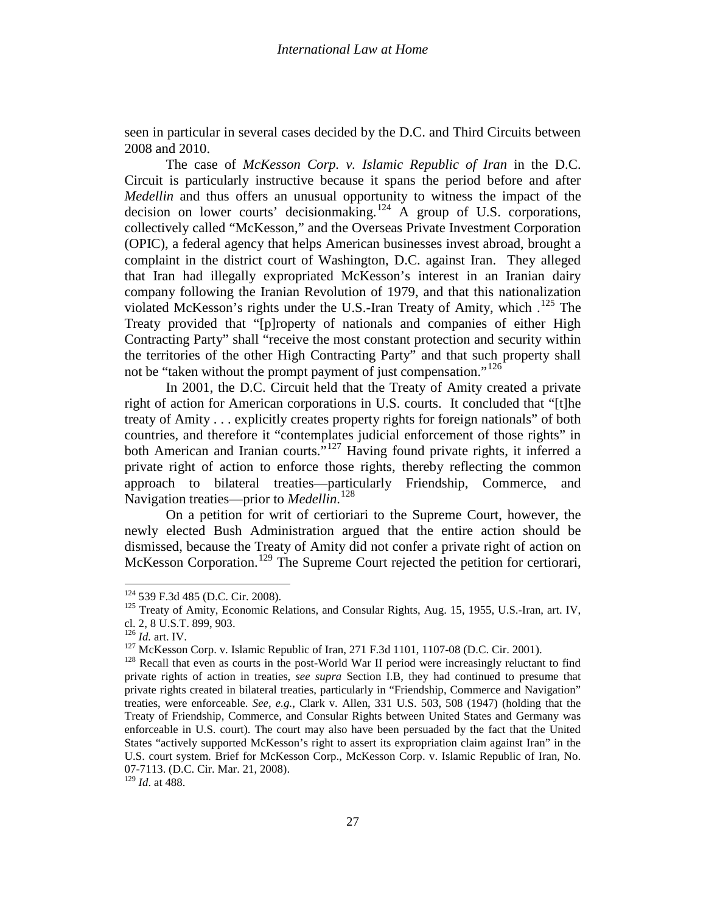seen in particular in several cases decided by the D.C. and Third Circuits between 2008 and 2010.

The case of *McKesson Corp. v. Islamic Republic of Iran* in the D.C. Circuit is particularly instructive because it spans the period before and after *Medellin* and thus offers an unusual opportunity to witness the impact of the decision on lower courts' decisionmaking.[124] A group of U.S. corporations, collectively called "McKesson," and the Overseas Private Investment Corporation (OPIC), a federal agency that helps American businesses invest abroad, brought a complaint in the district court of Washington, D.C. against Iran. They alleged that Iran had illegally expropriated McKesson's interest in an Iranian dairy company following the Iranian Revolution of 1979, and that this nationalization violated McKesson's rights under the U.S.-Iran Treaty of Amity, which .[125] The Treaty provided that "[p]roperty of nationals and companies of either High Contracting Party" shall "receive the most constant protection and security within the territories of the other High Contracting Party" and that such property shall not be "taken without the prompt payment of just compensation."[126]

In 2001, the D.C. Circuit held that the Treaty of Amity created a private right of action for American corporations in U.S. courts. It concluded that "[t]he treaty of Amity . . . explicitly creates property rights for foreign nationals" of both countries, and therefore it "contemplates judicial enforcement of those rights" in both American and Iranian courts."[127] Having found private rights, it inferred a private right of action to enforce those rights, thereby reflecting the common approach to bilateral treaties—particularly Friendship, Commerce, and Navigation treaties—prior to *Medellin*.[128]

On a petition for writ of certiorari to the Supreme Court, however, the newly elected Bush Administration argued that the entire action should be dismissed, because the Treaty of Amity did not confer a private right of action on McKesson Corporation.[129] The Supreme Court rejected the petition for certiorari,

---

[124] 539 F.3d 485 (D.C. Cir. 2008).

[125] Treaty of Amity, Economic Relations, and Consular Rights, Aug. 15, 1955, U.S.-Iran, art. IV, cl. 2, 8 U.S.T. 899, 903.

[126] *Id.* art. IV.

[127] McKesson Corp. v. Islamic Republic of Iran, 271 F.3d 1101, 1107-08 (D.C. Cir. 2001).

[128] Recall that even as courts in the post-World War II period were increasingly reluctant to find private rights of action in treaties, *see supra* Section I.B, they had continued to presume that private rights created in bilateral treaties, particularly in "Friendship, Commerce and Navigation" treaties, were enforceable. *See, e.g.*, Clark v. Allen, 331 U.S. 503, 508 (1947) (holding that the Treaty of Friendship, Commerce, and Consular Rights between United States and Germany was enforceable in U.S. court). The court may also have been persuaded by the fact that the United States "actively supported McKesson's right to assert its expropriation claim against Iran" in the U.S. court system. Brief for McKesson Corp., McKesson Corp. v. Islamic Republic of Iran, No. 07-7113. (D.C. Cir. Mar. 21, 2008).

[129] *Id*. at 488.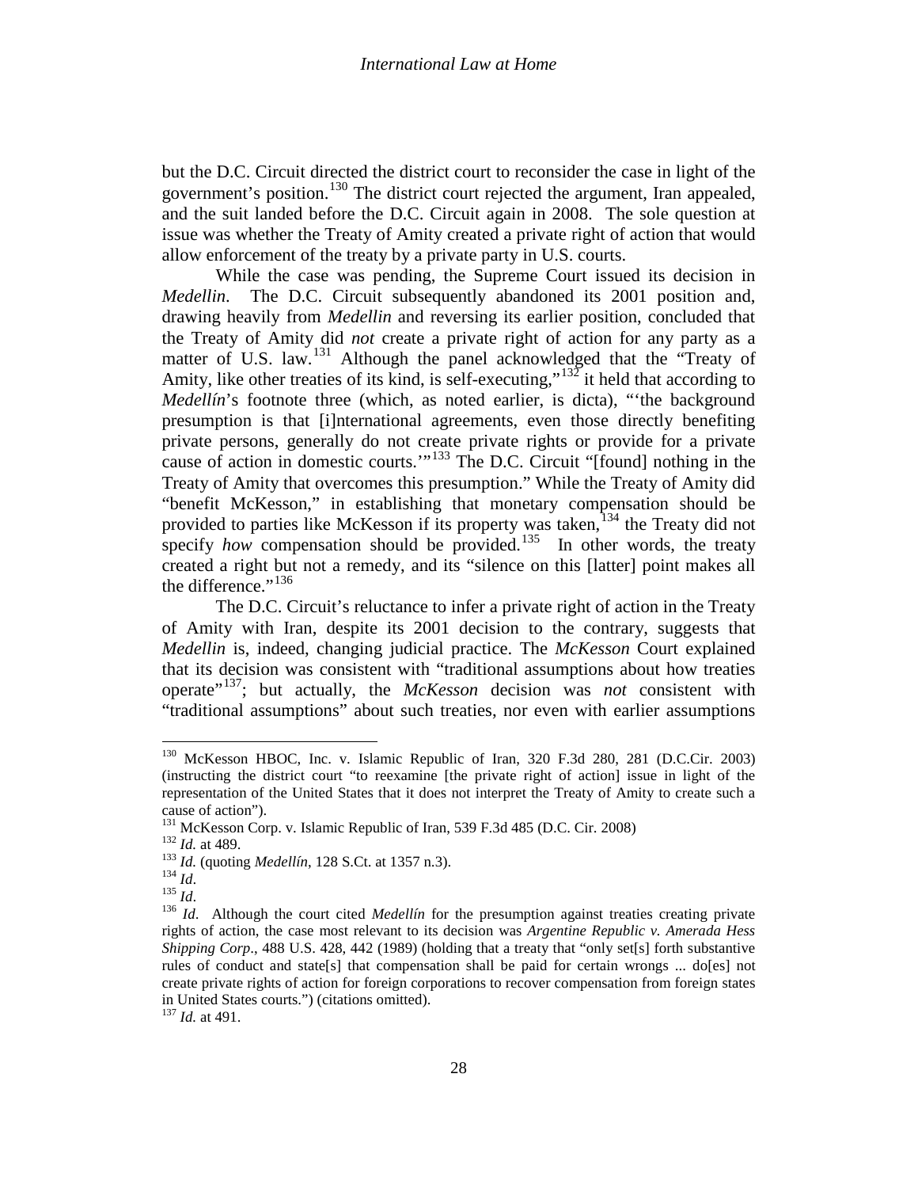but the D.C. Circuit directed the district court to reconsider the case in light of the government's position.[130] The district court rejected the argument, Iran appealed, and the suit landed before the D.C. Circuit again in 2008. The sole question at issue was whether the Treaty of Amity created a private right of action that would allow enforcement of the treaty by a private party in U.S. courts.

While the case was pending, the Supreme Court issued its decision in *Medellin*. The D.C. Circuit subsequently abandoned its 2001 position and, drawing heavily from *Medellin* and reversing its earlier position, concluded that the Treaty of Amity did *not* create a private right of action for any party as a matter of U.S. law.[131] Although the panel acknowledged that the "Treaty of Amity, like other treaties of its kind, is self-executing,"[132] it held that according to *Medellín*'s footnote three (which, as noted earlier, is dicta), "'the background presumption is that [i]nternational agreements, even those directly benefiting private persons, generally do not create private rights or provide for a private cause of action in domestic courts.'"[133] The D.C. Circuit "[found] nothing in the Treaty of Amity that overcomes this presumption." While the Treaty of Amity did "benefit McKesson," in establishing that monetary compensation should be provided to parties like McKesson if its property was taken,[134] the Treaty did not specify *how* compensation should be provided.[135] In other words, the treaty created a right but not a remedy, and its "silence on this [latter] point makes all the difference."[136]

The D.C. Circuit's reluctance to infer a private right of action in the Treaty of Amity with Iran, despite its 2001 decision to the contrary, suggests that *Medellin* is, indeed, changing judicial practice. The *McKesson* Court explained that its decision was consistent with "traditional assumptions about how treaties operate"[137]; but actually, the *McKesson* decision was *not* consistent with "traditional assumptions" about such treaties, nor even with earlier assumptions

---

[130] McKesson HBOC, Inc. v. Islamic Republic of Iran, 320 F.3d 280, 281 (D.C.Cir. 2003) (instructing the district court "to reexamine [the private right of action] issue in light of the representation of the United States that it does not interpret the Treaty of Amity to create such a cause of action").

[131] McKesson Corp. v. Islamic Republic of Iran, 539 F.3d 485 (D.C. Cir. 2008)

[132] *Id.* at 489.

[133] *Id.* (quoting *Medellín*, 128 S.Ct. at 1357 n.3).

[134] *Id*.

[135] *Id*.

[136] *Id*. Although the court cited *Medellín* for the presumption against treaties creating private rights of action, the case most relevant to its decision was *Argentine Republic v. Amerada Hess Shipping Corp*., 488 U.S. 428, 442 (1989) (holding that a treaty that "only set[s] forth substantive rules of conduct and state[s] that compensation shall be paid for certain wrongs ... do[es] not create private rights of action for foreign corporations to recover compensation from foreign states in United States courts.") (citations omitted).

[137] *Id.* at 491.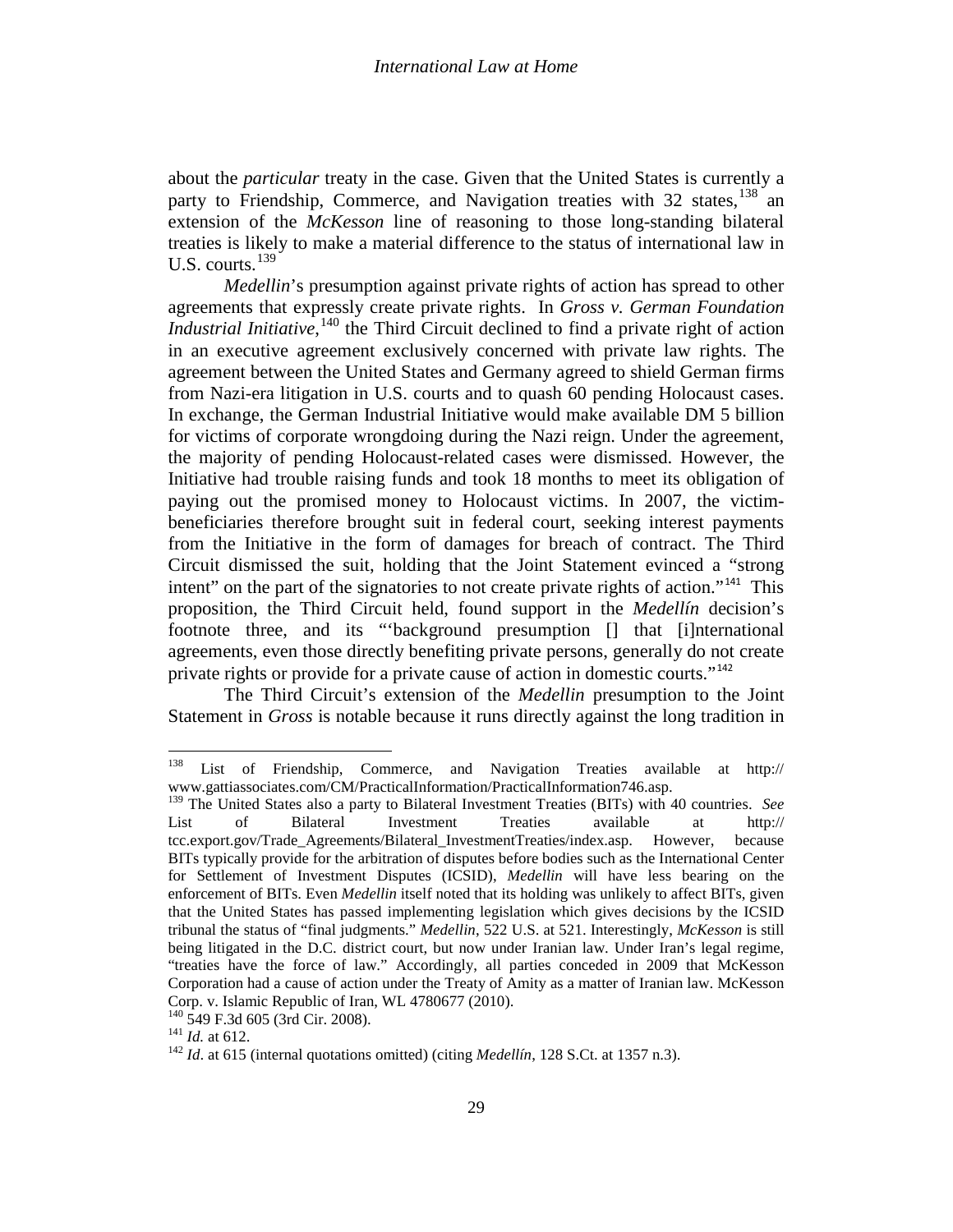about the *particular* treaty in the case. Given that the United States is currently a party to Friendship, Commerce, and Navigation treaties with 32 states,[138] an extension of the *McKesson* line of reasoning to those long-standing bilateral treaties is likely to make a material difference to the status of international law in U.S. courts.[139]

*Medellin*'s presumption against private rights of action has spread to other agreements that expressly create private rights. In *Gross v. German Foundation Industrial Initiative*,[140] the Third Circuit declined to find a private right of action in an executive agreement exclusively concerned with private law rights. The agreement between the United States and Germany agreed to shield German firms from Nazi-era litigation in U.S. courts and to quash 60 pending Holocaust cases. In exchange, the German Industrial Initiative would make available DM 5 billion for victims of corporate wrongdoing during the Nazi reign. Under the agreement, the majority of pending Holocaust-related cases were dismissed. However, the Initiative had trouble raising funds and took 18 months to meet its obligation of paying out the promised money to Holocaust victims. In 2007, the victim-beneficiaries therefore brought suit in federal court, seeking interest payments from the Initiative in the form of damages for breach of contract. The Third Circuit dismissed the suit, holding that the Joint Statement evinced a "strong intent" on the part of the signatories to not create private rights of action."[141] This proposition, the Third Circuit held, found support in the *Medellín* decision's footnote three, and its "'background presumption [] that [i]nternational agreements, even those directly benefiting private persons, generally do not create private rights or provide for a private cause of action in domestic courts."[142]

The Third Circuit's extension of the *Medellin* presumption to the Joint Statement in *Gross* is notable because it runs directly against the long tradition in

---

[138] List of Friendship, Commerce, and Navigation Treaties available at http:// www.gattiassociates.com/CM/PracticalInformation/PracticalInformation746.asp.

[139] The United States also a party to Bilateral Investment Treaties (BITs) with 40 countries. *See* List of Bilateral Investment Treaties available at http:// tcc.export.gov/Trade_Agreements/Bilateral_InvestmentTreaties/index.asp. However, because BITs typically provide for the arbitration of disputes before bodies such as the International Center for Settlement of Investment Disputes (ICSID), *Medellin* will have less bearing on the enforcement of BITs. Even *Medellin* itself noted that its holding was unlikely to affect BITs, given that the United States has passed implementing legislation which gives decisions by the ICSID tribunal the status of "final judgments." *Medellin*, 522 U.S. at 521. Interestingly, *McKesson* is still being litigated in the D.C. district court, but now under Iranian law. Under Iran's legal regime, "treaties have the force of law." Accordingly, all parties conceded in 2009 that McKesson Corporation had a cause of action under the Treaty of Amity as a matter of Iranian law. McKesson Corp. v. Islamic Republic of Iran, WL 4780677 (2010).

[140] 549 F.3d 605 (3rd Cir. 2008).

[141] *Id.* at 612.

[142] *Id*. at 615 (internal quotations omitted) (citing *Medellín*, 128 S.Ct. at 1357 n.3).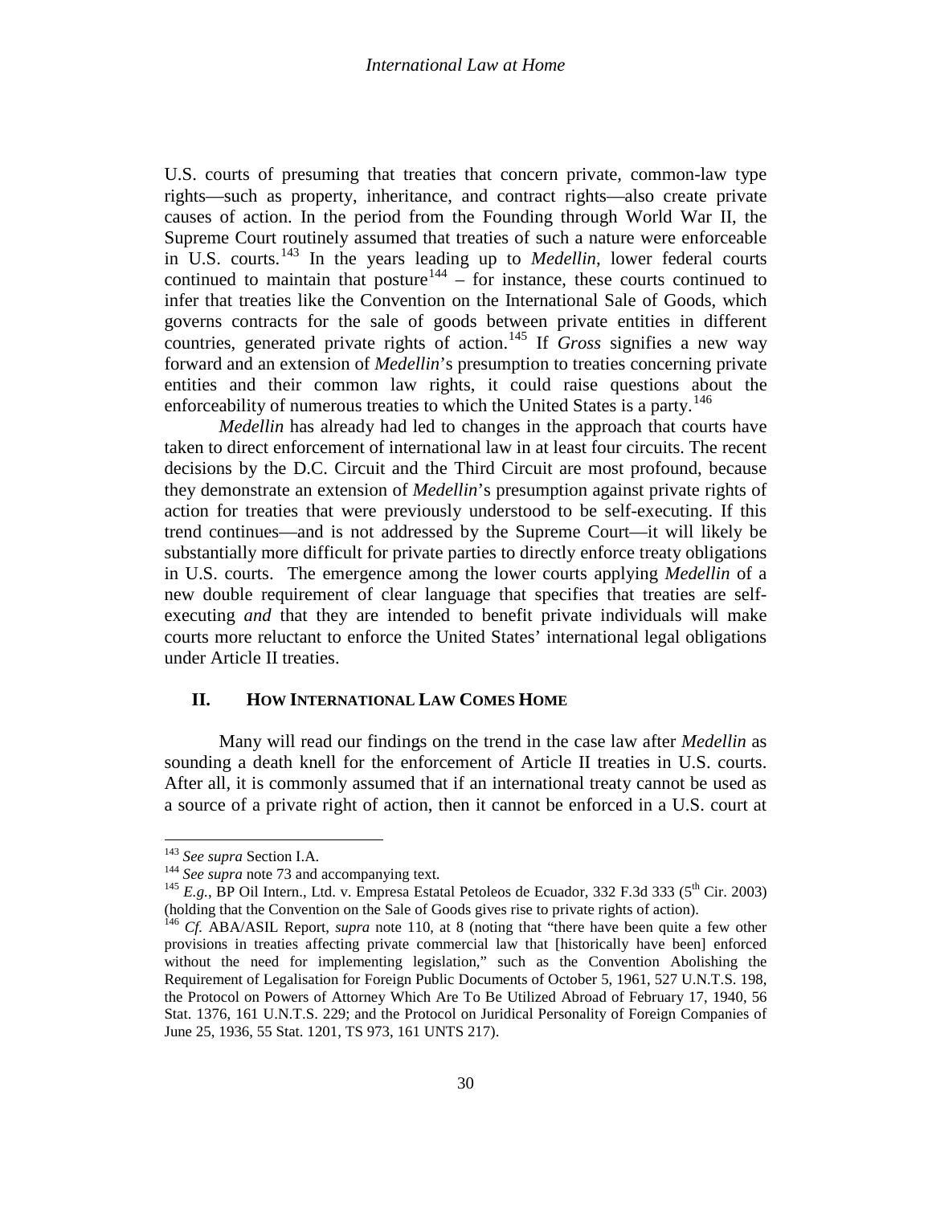U.S. courts of presuming that treaties that concern private, common-law type rights—such as property, inheritance, and contract rights—also create private causes of action. In the period from the Founding through World War II, the Supreme Court routinely assumed that treaties of such a nature were enforceable in U.S. courts.[143] In the years leading up to *Medellin*, lower federal courts continued to maintain that posture[144] – for instance, these courts continued to infer that treaties like the Convention on the International Sale of Goods, which governs contracts for the sale of goods between private entities in different countries, generated private rights of action.[145] If *Gross* signifies a new way forward and an extension of *Medellin*'s presumption to treaties concerning private entities and their common law rights, it could raise questions about the enforceability of numerous treaties to which the United States is a party.[146]

*Medellin* has already had led to changes in the approach that courts have taken to direct enforcement of international law in at least four circuits. The recent decisions by the D.C. Circuit and the Third Circuit are most profound, because they demonstrate an extension of *Medellin*'s presumption against private rights of action for treaties that were previously understood to be self-executing. If this trend continues—and is not addressed by the Supreme Court—it will likely be substantially more difficult for private parties to directly enforce treaty obligations in U.S. courts. The emergence among the lower courts applying *Medellin* of a new double requirement of clear language that specifies that treaties are self-executing *and* that they are intended to benefit private individuals will make courts more reluctant to enforce the United States' international legal obligations under Article II treaties.

## II. HOW INTERNATIONAL LAW COMES HOME

Many will read our findings on the trend in the case law after *Medellin* as sounding a death knell for the enforcement of Article II treaties in U.S. courts. After all, it is commonly assumed that if an international treaty cannot be used as a source of a private right of action, then it cannot be enforced in a U.S. court at

---

[143] *See supra* Section I.A.

[144] *See supra* note 73 and accompanying text.

[145] *E.g.*, BP Oil Intern., Ltd. v. Empresa Estatal Petoleos de Ecuador, 332 F.3d 333 (5th Cir. 2003) (holding that the Convention on the Sale of Goods gives rise to private rights of action).

[146] *Cf.* ABA/ASIL Report, *supra* note 110, at 8 (noting that "there have been quite a few other provisions in treaties affecting private commercial law that [historically have been] enforced without the need for implementing legislation," such as the Convention Abolishing the Requirement of Legalisation for Foreign Public Documents of October 5, 1961, 527 U.N.T.S. 198, the Protocol on Powers of Attorney Which Are To Be Utilized Abroad of February 17, 1940, 56 Stat. 1376, 161 U.N.T.S. 229; and the Protocol on Juridical Personality of Foreign Companies of June 25, 1936, 55 Stat. 1201, TS 973, 161 UNTS 217).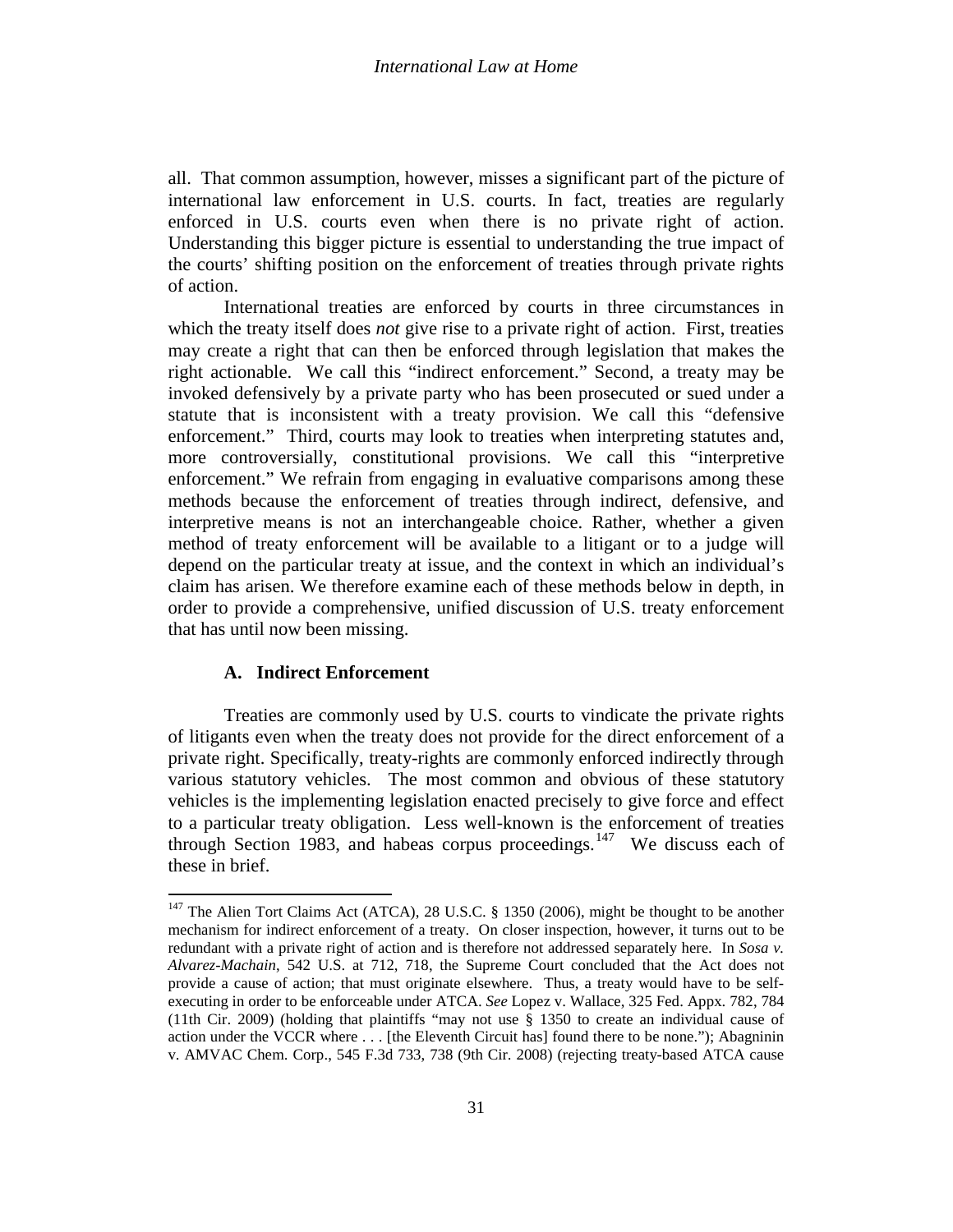all. That common assumption, however, misses a significant part of the picture of international law enforcement in U.S. courts. In fact, treaties are regularly enforced in U.S. courts even when there is no private right of action. Understanding this bigger picture is essential to understanding the true impact of the courts' shifting position on the enforcement of treaties through private rights of action.

International treaties are enforced by courts in three circumstances in which the treaty itself does *not* give rise to a private right of action. First, treaties may create a right that can then be enforced through legislation that makes the right actionable. We call this "indirect enforcement." Second, a treaty may be invoked defensively by a private party who has been prosecuted or sued under a statute that is inconsistent with a treaty provision. We call this "defensive enforcement." Third, courts may look to treaties when interpreting statutes and, more controversially, constitutional provisions. We call this "interpretive enforcement." We refrain from engaging in evaluative comparisons among these methods because the enforcement of treaties through indirect, defensive, and interpretive means is not an interchangeable choice. Rather, whether a given method of treaty enforcement will be available to a litigant or to a judge will depend on the particular treaty at issue, and the context in which an individual's claim has arisen. We therefore examine each of these methods below in depth, in order to provide a comprehensive, unified discussion of U.S. treaty enforcement that has until now been missing.

### A. Indirect Enforcement

Treaties are commonly used by U.S. courts to vindicate the private rights of litigants even when the treaty does not provide for the direct enforcement of a private right. Specifically, treaty-rights are commonly enforced indirectly through various statutory vehicles. The most common and obvious of these statutory vehicles is the implementing legislation enacted precisely to give force and effect to a particular treaty obligation. Less well-known is the enforcement of treaties through Section 1983, and habeas corpus proceedings.[147] We discuss each of these in brief.

---

[147] The Alien Tort Claims Act (ATCA), 28 U.S.C. § 1350 (2006), might be thought to be another mechanism for indirect enforcement of a treaty. On closer inspection, however, it turns out to be redundant with a private right of action and is therefore not addressed separately here. In *Sosa v. Alvarez-Machain*, 542 U.S. at 712, 718, the Supreme Court concluded that the Act does not provide a cause of action; that must originate elsewhere. Thus, a treaty would have to be self-executing in order to be enforceable under ATCA. *See* Lopez v. Wallace, 325 Fed. Appx. 782, 784 (11th Cir. 2009) (holding that plaintiffs "may not use § 1350 to create an individual cause of action under the VCCR where . . . [the Eleventh Circuit has] found there to be none."); Abagninin v. AMVAC Chem. Corp., 545 F.3d 733, 738 (9th Cir. 2008) (rejecting treaty-based ATCA cause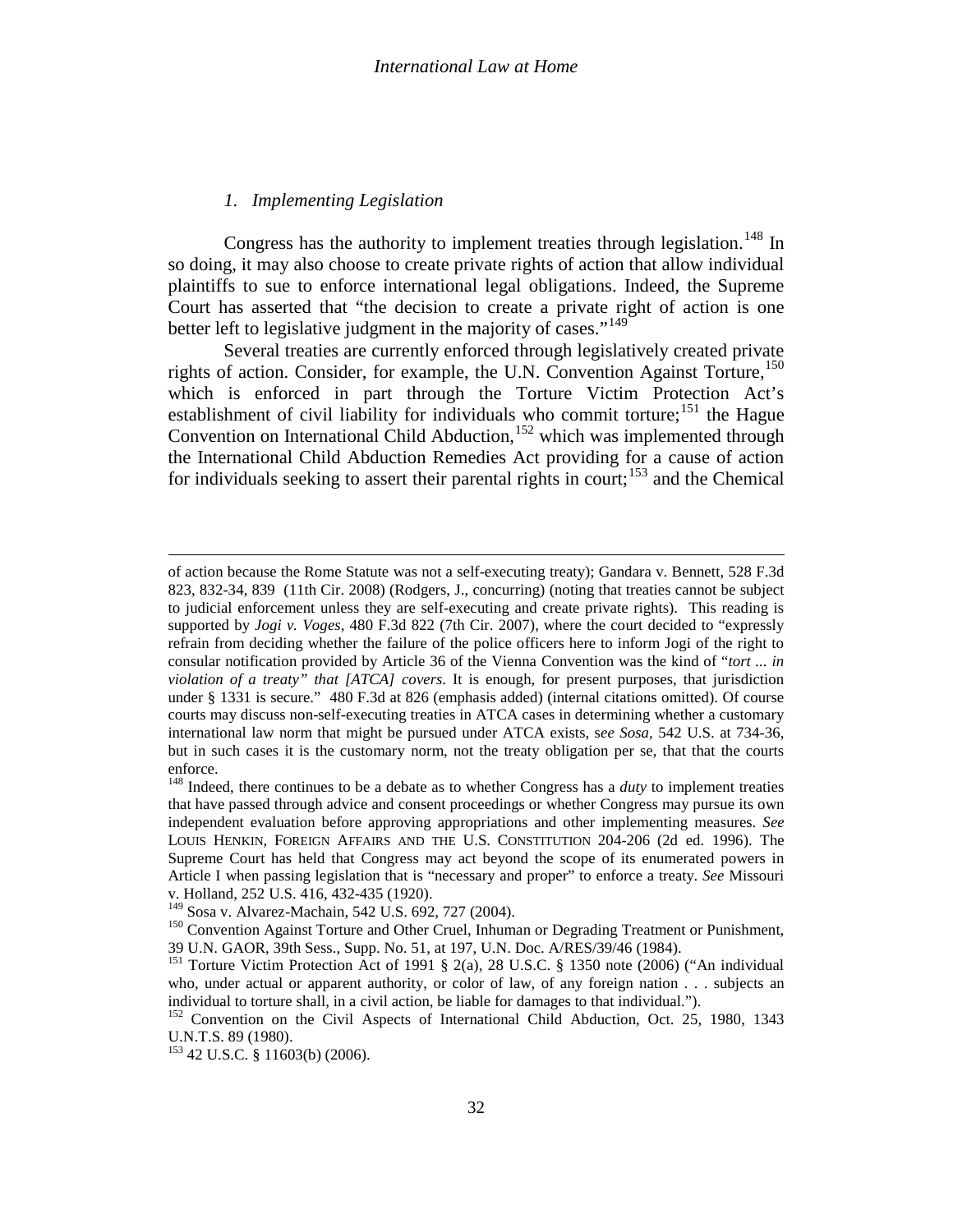### *1. Implementing Legislation*

Congress has the authority to implement treaties through legislation.[148] In so doing, it may also choose to create private rights of action that allow individual plaintiffs to sue to enforce international legal obligations. Indeed, the Supreme Court has asserted that "the decision to create a private right of action is one better left to legislative judgment in the majority of cases."[149]

Several treaties are currently enforced through legislatively created private rights of action. Consider, for example, the U.N. Convention Against Torture,[150] which is enforced in part through the Torture Victim Protection Act's establishment of civil liability for individuals who commit torture;[151] the Hague Convention on International Child Abduction,[152] which was implemented through the International Child Abduction Remedies Act providing for a cause of action for individuals seeking to assert their parental rights in court;[153] and the Chemical

---

of action because the Rome Statute was not a self-executing treaty); Gandara v. Bennett, 528 F.3d 823, 832-34, 839 (11th Cir. 2008) (Rodgers, J., concurring) (noting that treaties cannot be subject to judicial enforcement unless they are self-executing and create private rights). This reading is supported by *Jogi v. Voges*, 480 F.3d 822 (7th Cir. 2007), where the court decided to "expressly refrain from deciding whether the failure of the police officers here to inform Jogi of the right to consular notification provided by Article 36 of the Vienna Convention was the kind of "*tort ... in violation of a treaty" that [ATCA] covers*. It is enough, for present purposes, that jurisdiction under § 1331 is secure." 480 F.3d at 826 (emphasis added) (internal citations omitted). Of course courts may discuss non-self-executing treaties in ATCA cases in determining whether a customary international law norm that might be pursued under ATCA exists, *see Sosa*, 542 U.S. at 734-36, but in such cases it is the customary norm, not the treaty obligation per se, that that the courts enforce.

[148] Indeed, there continues to be a debate as to whether Congress has a *duty* to implement treaties that have passed through advice and consent proceedings or whether Congress may pursue its own independent evaluation before approving appropriations and other implementing measures. *See* LOUIS HENKIN, FOREIGN AFFAIRS AND THE U.S. CONSTITUTION 204-206 (2d ed. 1996). The Supreme Court has held that Congress may act beyond the scope of its enumerated powers in Article I when passing legislation that is "necessary and proper" to enforce a treaty. *See* Missouri v. Holland, 252 U.S. 416, 432-435 (1920).

[149] Sosa v. Alvarez-Machain, 542 U.S. 692, 727 (2004).

[150] Convention Against Torture and Other Cruel, Inhuman or Degrading Treatment or Punishment, 39 U.N. GAOR, 39th Sess., Supp. No. 51, at 197, U.N. Doc. A/RES/39/46 (1984).

[151] Torture Victim Protection Act of 1991 § 2(a), 28 U.S.C. § 1350 note (2006) ("An individual who, under actual or apparent authority, or color of law, of any foreign nation . . . subjects an individual to torture shall, in a civil action, be liable for damages to that individual.").

[152] Convention on the Civil Aspects of International Child Abduction, Oct. 25, 1980, 1343 U.N.T.S. 89 (1980).

[153] 42 U.S.C. § 11603(b) (2006).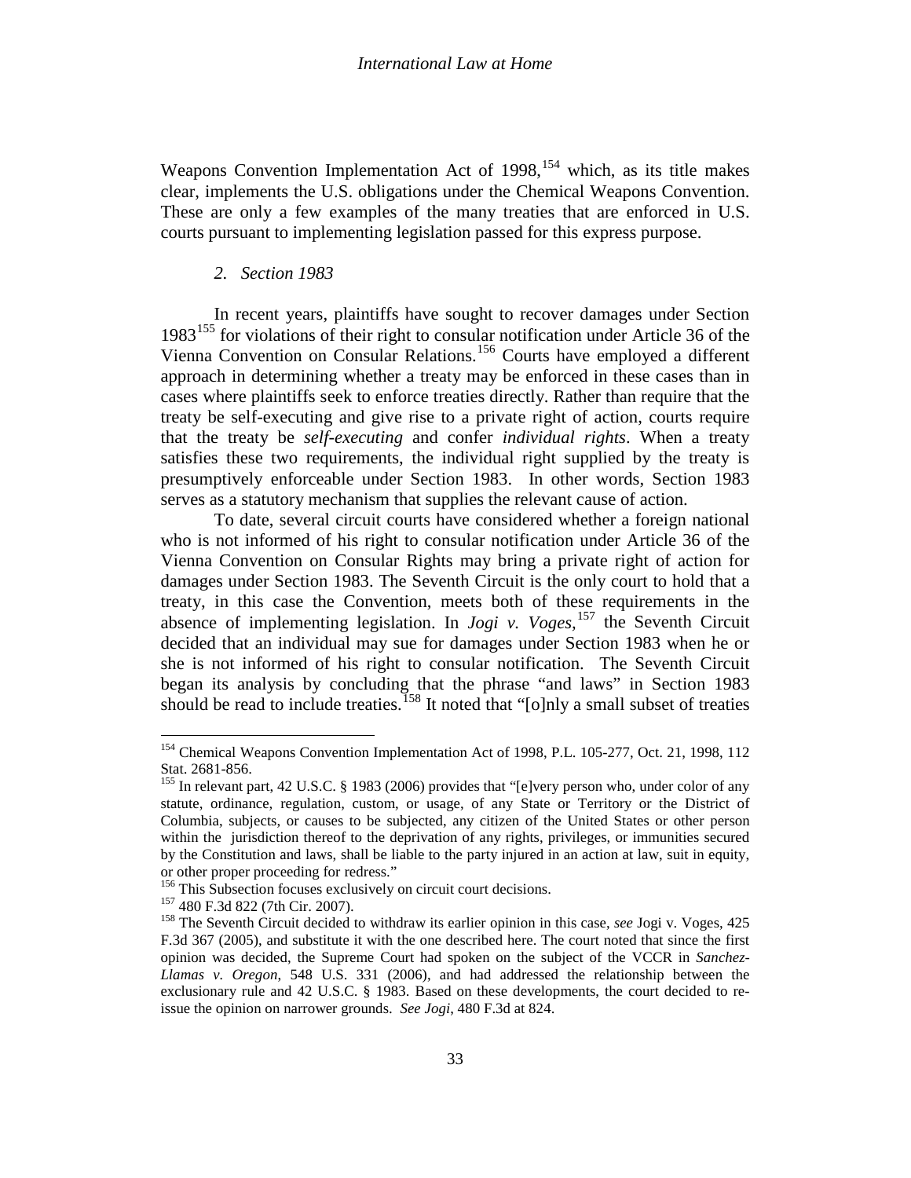Weapons Convention Implementation Act of 1998,[154] which, as its title makes clear, implements the U.S. obligations under the Chemical Weapons Convention. These are only a few examples of the many treaties that are enforced in U.S. courts pursuant to implementing legislation passed for this express purpose.

### 2. *Section 1983*

In recent years, plaintiffs have sought to recover damages under Section 1983[155] for violations of their right to consular notification under Article 36 of the Vienna Convention on Consular Relations.[156] Courts have employed a different approach in determining whether a treaty may be enforced in these cases than in cases where plaintiffs seek to enforce treaties directly. Rather than require that the treaty be self-executing and give rise to a private right of action, courts require that the treaty be *self-executing* and confer *individual rights*. When a treaty satisfies these two requirements, the individual right supplied by the treaty is presumptively enforceable under Section 1983. In other words, Section 1983 serves as a statutory mechanism that supplies the relevant cause of action.

To date, several circuit courts have considered whether a foreign national who is not informed of his right to consular notification under Article 36 of the Vienna Convention on Consular Rights may bring a private right of action for damages under Section 1983. The Seventh Circuit is the only court to hold that a treaty, in this case the Convention, meets both of these requirements in the absence of implementing legislation. In *Jogi v. Voges*,[157] the Seventh Circuit decided that an individual may sue for damages under Section 1983 when he or she is not informed of his right to consular notification. The Seventh Circuit began its analysis by concluding that the phrase "and laws" in Section 1983 should be read to include treaties.[158] It noted that "[o]nly a small subset of treaties

---

[154] Chemical Weapons Convention Implementation Act of 1998, P.L. 105-277, Oct. 21, 1998, 112 Stat. 2681-856.

[155] In relevant part, 42 U.S.C. § 1983 (2006) provides that "[e]very person who, under color of any statute, ordinance, regulation, custom, or usage, of any State or Territory or the District of Columbia, subjects, or causes to be subjected, any citizen of the United States or other person within the jurisdiction thereof to the deprivation of any rights, privileges, or immunities secured by the Constitution and laws, shall be liable to the party injured in an action at law, suit in equity, or other proper proceeding for redress."

[156] This Subsection focuses exclusively on circuit court decisions.

[157] 480 F.3d 822 (7th Cir. 2007).

[158] The Seventh Circuit decided to withdraw its earlier opinion in this case, *see* Jogi v. Voges, 425 F.3d 367 (2005), and substitute it with the one described here. The court noted that since the first opinion was decided, the Supreme Court had spoken on the subject of the VCCR in *Sanchez-Llamas v. Oregon*, 548 U.S. 331 (2006), and had addressed the relationship between the exclusionary rule and 42 U.S.C. § 1983. Based on these developments, the court decided to re-issue the opinion on narrower grounds. *See Jogi*, 480 F.3d at 824.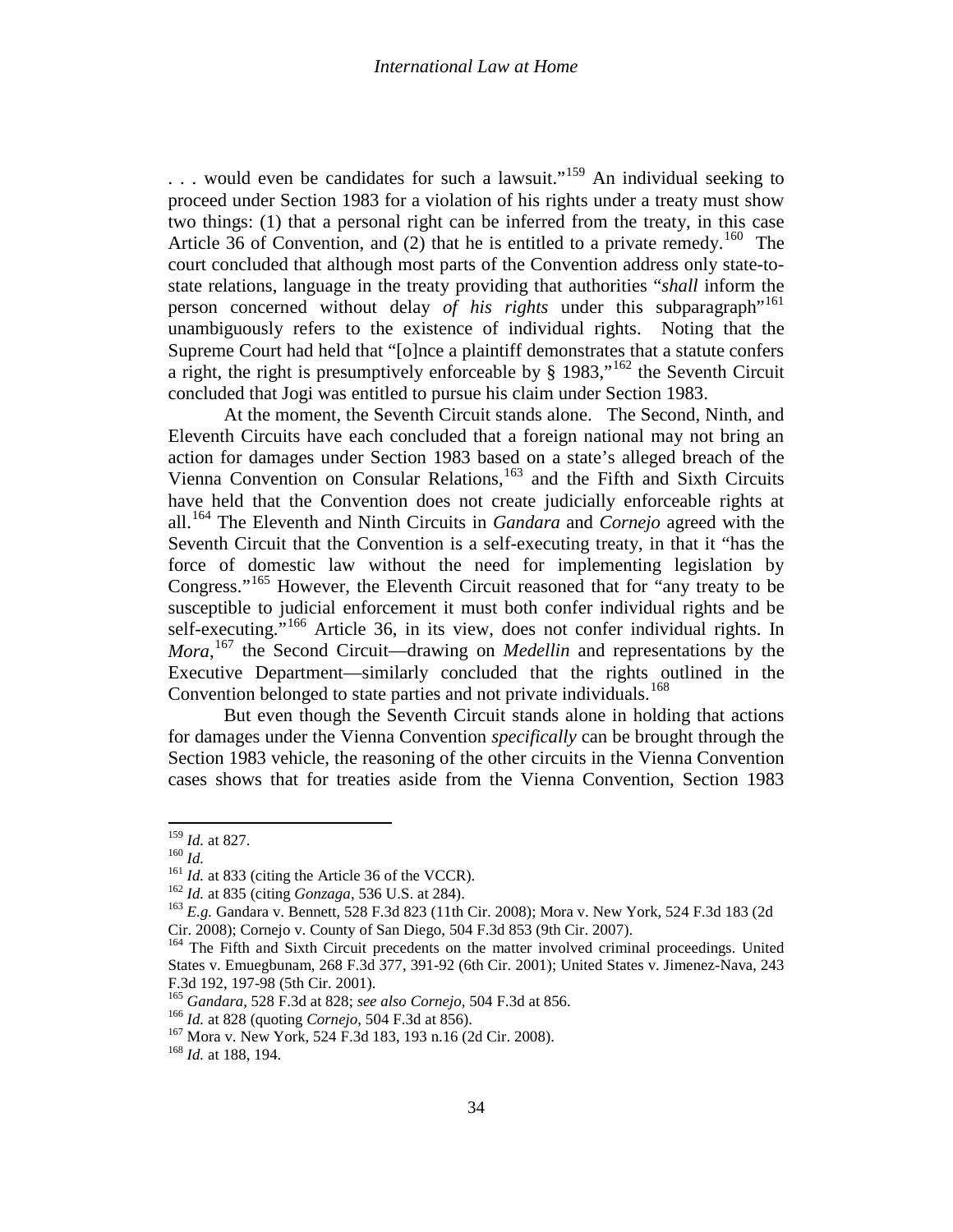. . . would even be candidates for such a lawsuit."[159] An individual seeking to proceed under Section 1983 for a violation of his rights under a treaty must show two things: (1) that a personal right can be inferred from the treaty, in this case Article 36 of Convention, and (2) that he is entitled to a private remedy.[160] The court concluded that although most parts of the Convention address only state-to-state relations, language in the treaty providing that authorities "*shall* inform the person concerned without delay *of his rights* under this subparagraph"[161] unambiguously refers to the existence of individual rights. Noting that the Supreme Court had held that "[o]nce a plaintiff demonstrates that a statute confers a right, the right is presumptively enforceable by § 1983,"[162] the Seventh Circuit concluded that Jogi was entitled to pursue his claim under Section 1983.

At the moment, the Seventh Circuit stands alone. The Second, Ninth, and Eleventh Circuits have each concluded that a foreign national may not bring an action for damages under Section 1983 based on a state's alleged breach of the Vienna Convention on Consular Relations,[163] and the Fifth and Sixth Circuits have held that the Convention does not create judicially enforceable rights at all.[164] The Eleventh and Ninth Circuits in *Gandara* and *Cornejo* agreed with the Seventh Circuit that the Convention is a self-executing treaty, in that it "has the force of domestic law without the need for implementing legislation by Congress."[165] However, the Eleventh Circuit reasoned that for "any treaty to be susceptible to judicial enforcement it must both confer individual rights and be self-executing."[166] Article 36, in its view, does not confer individual rights. In *Mora*,[167] the Second Circuit—drawing on *Medellin* and representations by the Executive Department—similarly concluded that the rights outlined in the Convention belonged to state parties and not private individuals.[168]

But even though the Seventh Circuit stands alone in holding that actions for damages under the Vienna Convention *specifically* can be brought through the Section 1983 vehicle, the reasoning of the other circuits in the Vienna Convention cases shows that for treaties aside from the Vienna Convention, Section 1983

---

[159] *Id.* at 827.
[160] *Id.*
[161] *Id.* at 833 (citing the Article 36 of the VCCR).
[162] *Id.* at 835 (citing *Gonzaga*, 536 U.S. at 284).
[163] *E.g.* Gandara v. Bennett, 528 F.3d 823 (11th Cir. 2008); Mora v. New York, 524 F.3d 183 (2d Cir. 2008); Cornejo v. County of San Diego, 504 F.3d 853 (9th Cir. 2007).
[164] The Fifth and Sixth Circuit precedents on the matter involved criminal proceedings. United States v. Emuegbunam, 268 F.3d 377, 391-92 (6th Cir. 2001); United States v. Jimenez-Nava, 243 F.3d 192, 197-98 (5th Cir. 2001).
[165] *Gandara*, 528 F.3d at 828; *see also Cornejo*, 504 F.3d at 856.
[166] *Id.* at 828 (quoting *Cornejo*, 504 F.3d at 856).
[167] Mora v. New York, 524 F.3d 183, 193 n.16 (2d Cir. 2008).
[168] *Id.* at 188, 194.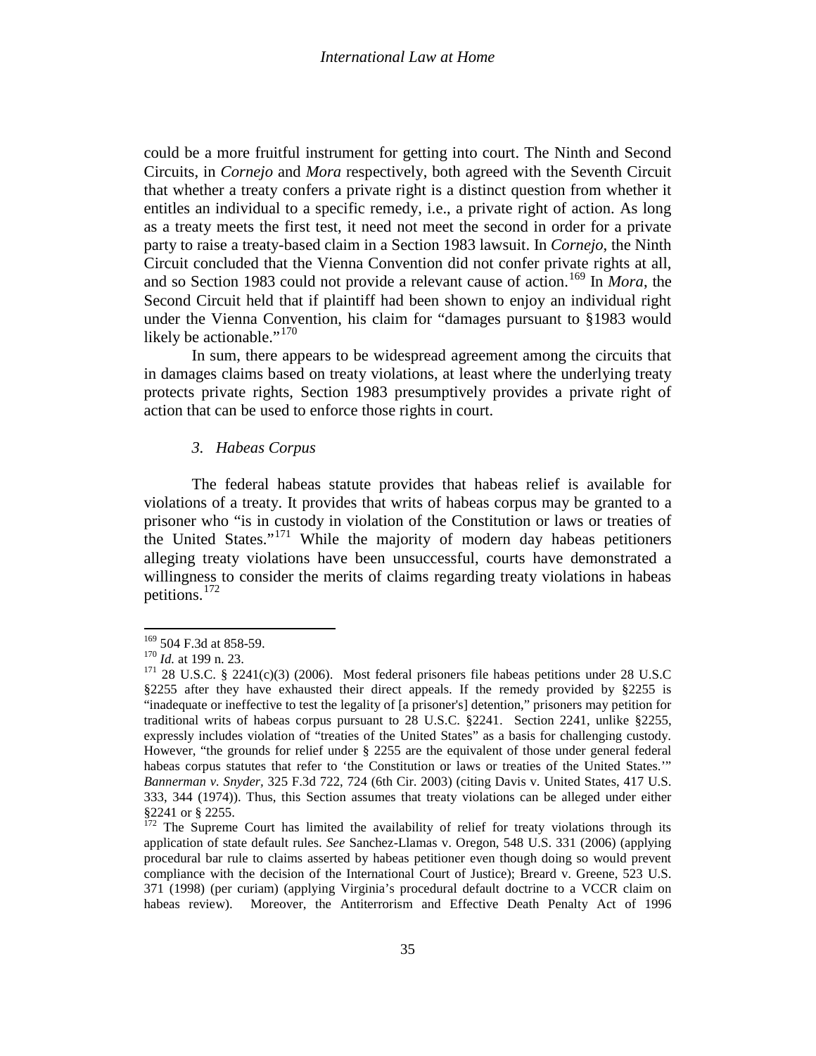could be a more fruitful instrument for getting into court. The Ninth and Second Circuits, in *Cornejo* and *Mora* respectively, both agreed with the Seventh Circuit that whether a treaty confers a private right is a distinct question from whether it entitles an individual to a specific remedy, i.e., a private right of action. As long as a treaty meets the first test, it need not meet the second in order for a private party to raise a treaty-based claim in a Section 1983 lawsuit. In *Cornejo*, the Ninth Circuit concluded that the Vienna Convention did not confer private rights at all, and so Section 1983 could not provide a relevant cause of action.[169] In *Mora*, the Second Circuit held that if plaintiff had been shown to enjoy an individual right under the Vienna Convention, his claim for "damages pursuant to §1983 would likely be actionable."[170]

In sum, there appears to be widespread agreement among the circuits that in damages claims based on treaty violations, at least where the underlying treaty protects private rights, Section 1983 presumptively provides a private right of action that can be used to enforce those rights in court.

### *3. Habeas Corpus*

The federal habeas statute provides that habeas relief is available for violations of a treaty. It provides that writs of habeas corpus may be granted to a prisoner who "is in custody in violation of the Constitution or laws or treaties of the United States."[171] While the majority of modern day habeas petitioners alleging treaty violations have been unsuccessful, courts have demonstrated a willingness to consider the merits of claims regarding treaty violations in habeas petitions.[172]

---

[169] 504 F.3d at 858-59.

[170] *Id.* at 199 n. 23.

[171] 28 U.S.C. § 2241(c)(3) (2006). Most federal prisoners file habeas petitions under 28 U.S.C §2255 after they have exhausted their direct appeals. If the remedy provided by §2255 is "inadequate or ineffective to test the legality of [a prisoner's] detention," prisoners may petition for traditional writs of habeas corpus pursuant to 28 U.S.C. §2241. Section 2241, unlike §2255, expressly includes violation of "treaties of the United States" as a basis for challenging custody. However, "the grounds for relief under § 2255 are the equivalent of those under general federal habeas corpus statutes that refer to 'the Constitution or laws or treaties of the United States.'" *Bannerman v. Snyder*, 325 F.3d 722, 724 (6th Cir. 2003) (citing Davis v. United States, 417 U.S. 333, 344 (1974)). Thus, this Section assumes that treaty violations can be alleged under either §2241 or § 2255.

[172] The Supreme Court has limited the availability of relief for treaty violations through its application of state default rules. *See* Sanchez-Llamas v. Oregon, 548 U.S. 331 (2006) (applying procedural bar rule to claims asserted by habeas petitioner even though doing so would prevent compliance with the decision of the International Court of Justice); Breard v. Greene, 523 U.S. 371 (1998) (per curiam) (applying Virginia's procedural default doctrine to a VCCR claim on habeas review). Moreover, the Antiterrorism and Effective Death Penalty Act of 1996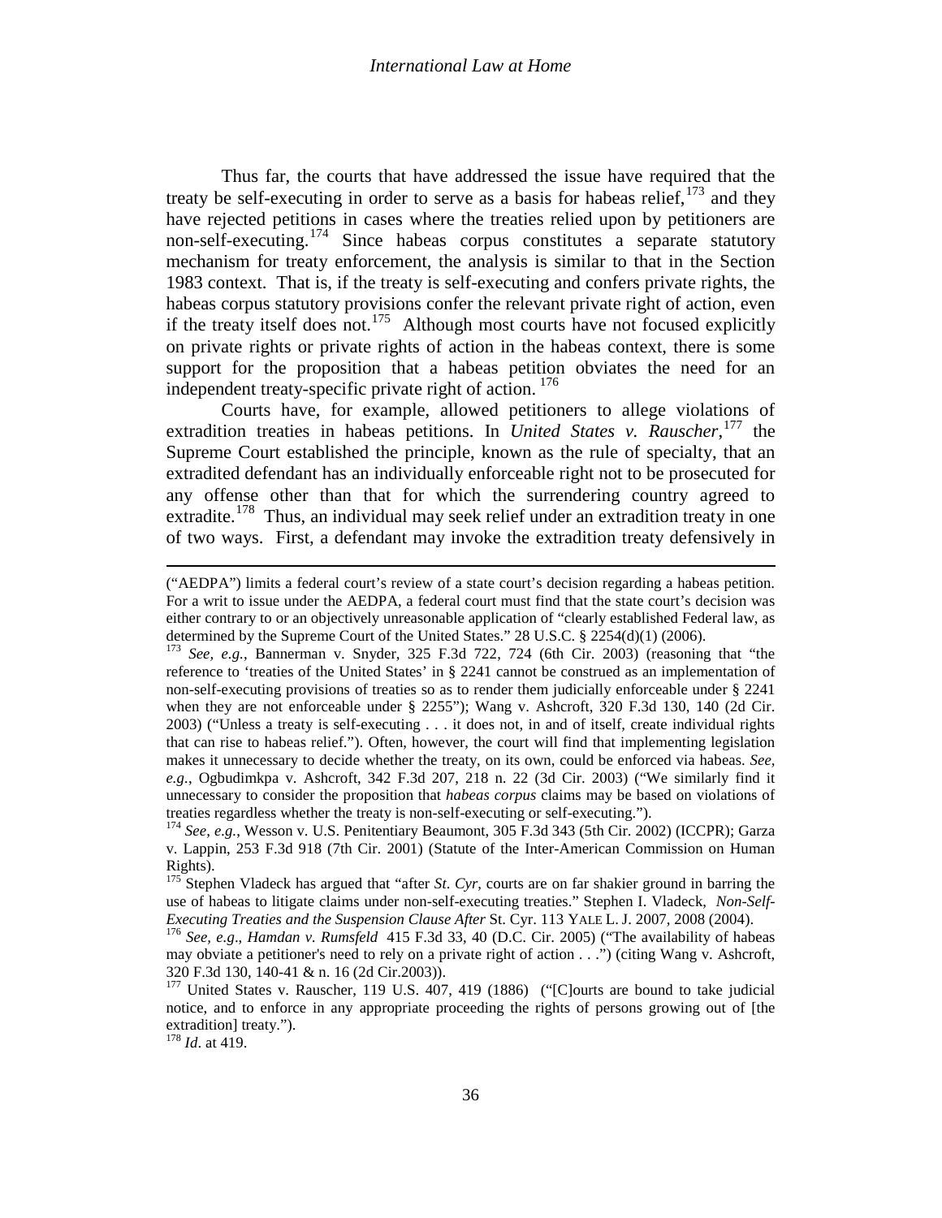Thus far, the courts that have addressed the issue have required that the treaty be self-executing in order to serve as a basis for habeas relief,[173] and they have rejected petitions in cases where the treaties relied upon by petitioners are non-self-executing.[174] Since habeas corpus constitutes a separate statutory mechanism for treaty enforcement, the analysis is similar to that in the Section 1983 context. That is, if the treaty is self-executing and confers private rights, the habeas corpus statutory provisions confer the relevant private right of action, even if the treaty itself does not.[175] Although most courts have not focused explicitly on private rights or private rights of action in the habeas context, there is some support for the proposition that a habeas petition obviates the need for an independent treaty-specific private right of action.[176]

Courts have, for example, allowed petitioners to allege violations of extradition treaties in habeas petitions. In *United States v. Rauscher*,[177] the Supreme Court established the principle, known as the rule of specialty, that an extradited defendant has an individually enforceable right not to be prosecuted for any offense other than that for which the surrendering country agreed to extradite.[178] Thus, an individual may seek relief under an extradition treaty in one of two ways. First, a defendant may invoke the extradition treaty defensively in

---

("AEDPA") limits a federal court's review of a state court's decision regarding a habeas petition. For a writ to issue under the AEDPA, a federal court must find that the state court's decision was either contrary to or an objectively unreasonable application of "clearly established Federal law, as determined by the Supreme Court of the United States." 28 U.S.C. § 2254(d)(1) (2006).

[173] *See, e.g.*, Bannerman v. Snyder, 325 F.3d 722, 724 (6th Cir. 2003) (reasoning that "the reference to 'treaties of the United States' in § 2241 cannot be construed as an implementation of non-self-executing provisions of treaties so as to render them judicially enforceable under § 2241 when they are not enforceable under § 2255"); Wang v. Ashcroft, 320 F.3d 130, 140 (2d Cir. 2003) ("Unless a treaty is self-executing . . . it does not, in and of itself, create individual rights that can rise to habeas relief."). Often, however, the court will find that implementing legislation makes it unnecessary to decide whether the treaty, on its own, could be enforced via habeas. *See, e.g.*, Ogbudimkpa v. Ashcroft, 342 F.3d 207, 218 n. 22 (3d Cir. 2003) ("We similarly find it unnecessary to consider the proposition that *habeas corpus* claims may be based on violations of treaties regardless whether the treaty is non-self-executing or self-executing.").

[174] *See, e.g.*, Wesson v. U.S. Penitentiary Beaumont, 305 F.3d 343 (5th Cir. 2002) (ICCPR); Garza v. Lappin, 253 F.3d 918 (7th Cir. 2001) (Statute of the Inter-American Commission on Human Rights).

[175] Stephen Vladeck has argued that "after *St. Cyr*, courts are on far shakier ground in barring the use of habeas to litigate claims under non-self-executing treaties." Stephen I. Vladeck, *Non-Self-Executing Treaties and the Suspension Clause After* St. Cyr. 113 YALE L. J. 2007, 2008 (2004).

[176] *See, e.g*., *Hamdan v. Rumsfeld* 415 F.3d 33, 40 (D.C. Cir. 2005) ("The availability of habeas may obviate a petitioner's need to rely on a private right of action . . .") (citing Wang v. Ashcroft, 320 F.3d 130, 140-41 & n. 16 (2d Cir.2003)).

[177] United States v. Rauscher, 119 U.S. 407, 419 (1886) ("[C]ourts are bound to take judicial notice, and to enforce in any appropriate proceeding the rights of persons growing out of [the extradition] treaty.").

[178] *Id*. at 419.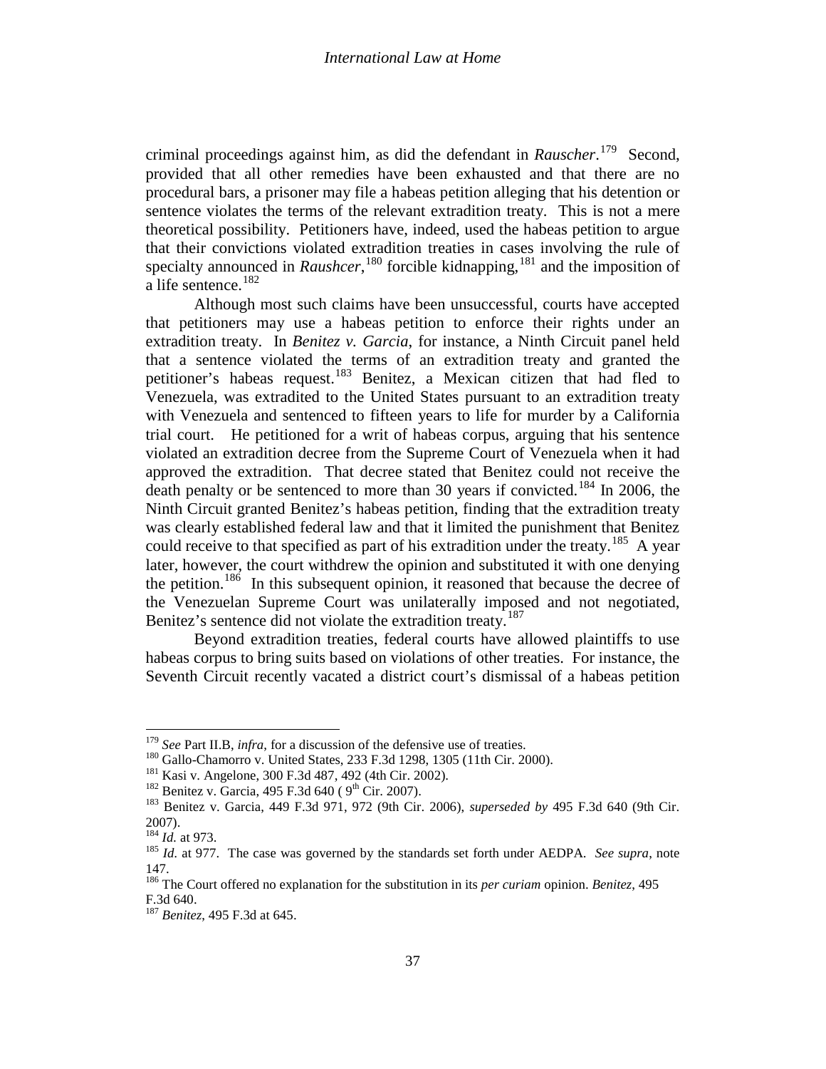criminal proceedings against him, as did the defendant in *Rauscher*.[179] Second, provided that all other remedies have been exhausted and that there are no procedural bars, a prisoner may file a habeas petition alleging that his detention or sentence violates the terms of the relevant extradition treaty. This is not a mere theoretical possibility. Petitioners have, indeed, used the habeas petition to argue that their convictions violated extradition treaties in cases involving the rule of specialty announced in *Raushcer*,[180] forcible kidnapping,[181] and the imposition of a life sentence.[182]

Although most such claims have been unsuccessful, courts have accepted that petitioners may use a habeas petition to enforce their rights under an extradition treaty. In *Benitez v. Garcia*, for instance, a Ninth Circuit panel held that a sentence violated the terms of an extradition treaty and granted the petitioner's habeas request.[183] Benitez, a Mexican citizen that had fled to Venezuela, was extradited to the United States pursuant to an extradition treaty with Venezuela and sentenced to fifteen years to life for murder by a California trial court. He petitioned for a writ of habeas corpus, arguing that his sentence violated an extradition decree from the Supreme Court of Venezuela when it had approved the extradition. That decree stated that Benitez could not receive the death penalty or be sentenced to more than 30 years if convicted.[184] In 2006, the Ninth Circuit granted Benitez's habeas petition, finding that the extradition treaty was clearly established federal law and that it limited the punishment that Benitez could receive to that specified as part of his extradition under the treaty.[185] A year later, however, the court withdrew the opinion and substituted it with one denying the petition.[186] In this subsequent opinion, it reasoned that because the decree of the Venezuelan Supreme Court was unilaterally imposed and not negotiated, Benitez's sentence did not violate the extradition treaty.[187]

Beyond extradition treaties, federal courts have allowed plaintiffs to use habeas corpus to bring suits based on violations of other treaties. For instance, the Seventh Circuit recently vacated a district court's dismissal of a habeas petition

---

[179] *See* Part II.B, *infra*, for a discussion of the defensive use of treaties.

[180] Gallo-Chamorro v. United States, 233 F.3d 1298, 1305 (11th Cir. 2000).

[181] Kasi v. Angelone, 300 F.3d 487, 492 (4th Cir. 2002).

[182] Benitez v. Garcia, 495 F.3d 640 ( 9th Cir. 2007).

[183] Benitez v. Garcia, 449 F.3d 971, 972 (9th Cir. 2006), *superseded by* 495 F.3d 640 (9th Cir. 2007).

[184] *Id.* at 973.

[185] *Id.* at 977. The case was governed by the standards set forth under AEDPA. *See supra*, note 147.

[186] The Court offered no explanation for the substitution in its *per curiam* opinion. *Benitez*, 495 F.3d 640.

[187] *Benitez*, 495 F.3d at 645.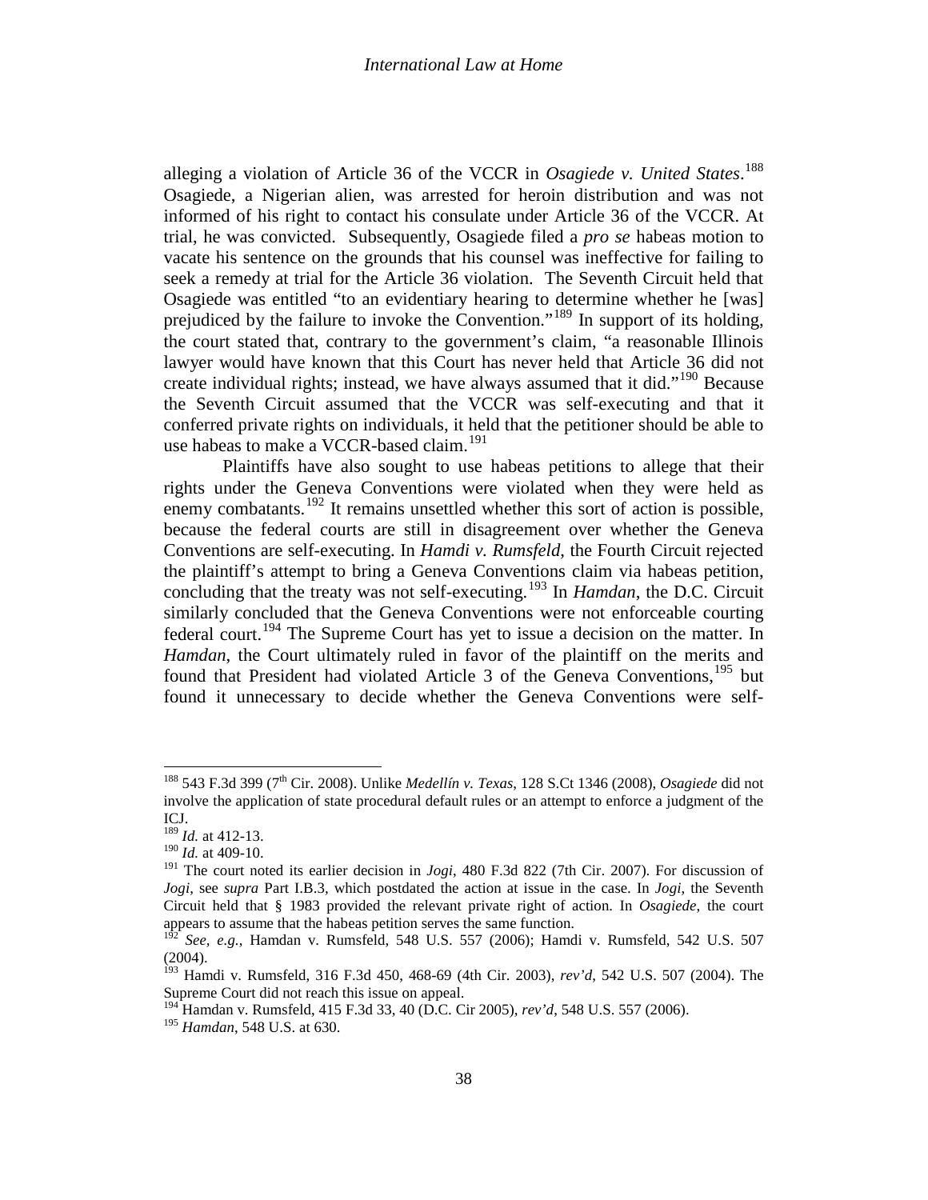alleging a violation of Article 36 of the VCCR in *Osagiede v. United States*.[188] Osagiede, a Nigerian alien, was arrested for heroin distribution and was not informed of his right to contact his consulate under Article 36 of the VCCR. At trial, he was convicted. Subsequently, Osagiede filed a *pro se* habeas motion to vacate his sentence on the grounds that his counsel was ineffective for failing to seek a remedy at trial for the Article 36 violation. The Seventh Circuit held that Osagiede was entitled "to an evidentiary hearing to determine whether he [was] prejudiced by the failure to invoke the Convention."[189] In support of its holding, the court stated that, contrary to the government's claim, "a reasonable Illinois lawyer would have known that this Court has never held that Article 36 did not create individual rights; instead, we have always assumed that it did."[190] Because the Seventh Circuit assumed that the VCCR was self-executing and that it conferred private rights on individuals, it held that the petitioner should be able to use habeas to make a VCCR-based claim.[191]

Plaintiffs have also sought to use habeas petitions to allege that their rights under the Geneva Conventions were violated when they were held as enemy combatants.[192] It remains unsettled whether this sort of action is possible, because the federal courts are still in disagreement over whether the Geneva Conventions are self-executing. In *Hamdi v. Rumsfeld*, the Fourth Circuit rejected the plaintiff's attempt to bring a Geneva Conventions claim via habeas petition, concluding that the treaty was not self-executing.[193] In *Hamdan*, the D.C. Circuit similarly concluded that the Geneva Conventions were not enforceable courting federal court.[194] The Supreme Court has yet to issue a decision on the matter. In *Hamdan*, the Court ultimately ruled in favor of the plaintiff on the merits and found that President had violated Article 3 of the Geneva Conventions,[195] but found it unnecessary to decide whether the Geneva Conventions were self-

---

[188] 543 F.3d 399 (7th Cir. 2008). Unlike *Medellín v. Texas*, 128 S.Ct 1346 (2008), *Osagiede* did not involve the application of state procedural default rules or an attempt to enforce a judgment of the ICJ.

[189] *Id.* at 412-13.

[190] *Id.* at 409-10.

[191] The court noted its earlier decision in *Jogi*, 480 F.3d 822 (7th Cir. 2007). For discussion of *Jogi*, see *supra* Part I.B.3, which postdated the action at issue in the case. In *Jogi*, the Seventh Circuit held that § 1983 provided the relevant private right of action. In *Osagiede*, the court appears to assume that the habeas petition serves the same function.

[192] *See, e.g.*, Hamdan v. Rumsfeld, 548 U.S. 557 (2006); Hamdi v. Rumsfeld, 542 U.S. 507 (2004).

[193] Hamdi v. Rumsfeld, 316 F.3d 450, 468-69 (4th Cir. 2003), *rev'd*, 542 U.S. 507 (2004). The Supreme Court did not reach this issue on appeal.

[194] Hamdan v. Rumsfeld, 415 F.3d 33, 40 (D.C. Cir 2005), *rev'd*, 548 U.S. 557 (2006).

[195] *Hamdan*, 548 U.S. at 630.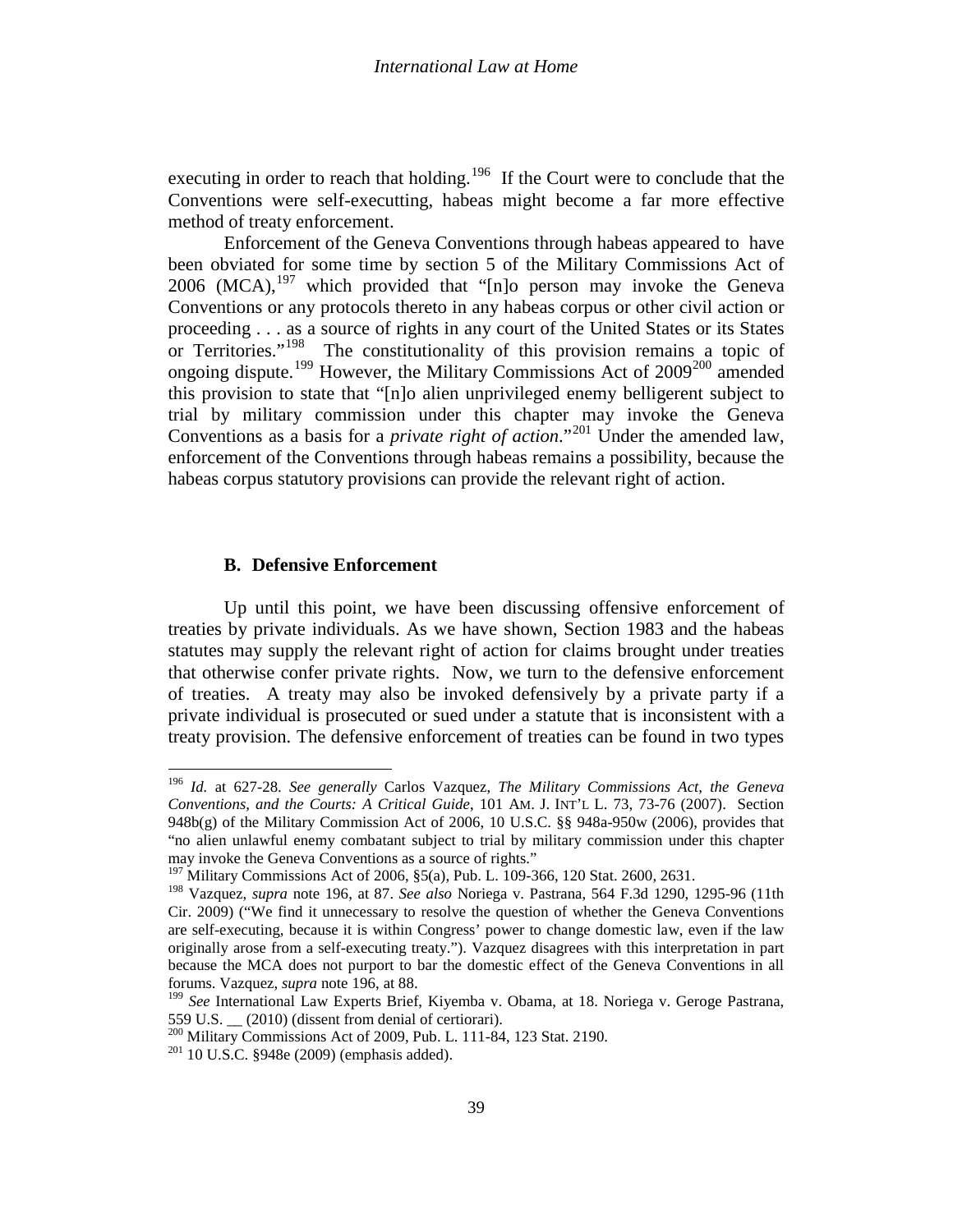executing in order to reach that holding.[196] If the Court were to conclude that the Conventions were self-executting, habeas might become a far more effective method of treaty enforcement.

Enforcement of the Geneva Conventions through habeas appeared to have been obviated for some time by section 5 of the Military Commissions Act of 2006 (MCA),[197] which provided that "[n]o person may invoke the Geneva Conventions or any protocols thereto in any habeas corpus or other civil action or proceeding . . . as a source of rights in any court of the United States or its States or Territories."[198] The constitutionality of this provision remains a topic of ongoing dispute.[199] However, the Military Commissions Act of 2009[200] amended this provision to state that "[n]o alien unprivileged enemy belligerent subject to trial by military commission under this chapter may invoke the Geneva Conventions as a basis for a *private right of action*."[201] Under the amended law, enforcement of the Conventions through habeas remains a possibility, because the habeas corpus statutory provisions can provide the relevant right of action.

### B. Defensive Enforcement

Up until this point, we have been discussing offensive enforcement of treaties by private individuals. As we have shown, Section 1983 and the habeas statutes may supply the relevant right of action for claims brought under treaties that otherwise confer private rights. Now, we turn to the defensive enforcement of treaties. A treaty may also be invoked defensively by a private party if a private individual is prosecuted or sued under a statute that is inconsistent with a treaty provision. The defensive enforcement of treaties can be found in two types

---

[196] *Id.* at 627-28. *See generally* Carlos Vazquez, *The Military Commissions Act, the Geneva Conventions, and the Courts: A Critical Guide*, 101 AM. J. INT'L L. 73, 73-76 (2007). Section 948b(g) of the Military Commission Act of 2006, 10 U.S.C. §§ 948a-950w (2006), provides that "no alien unlawful enemy combatant subject to trial by military commission under this chapter may invoke the Geneva Conventions as a source of rights."

[197] Military Commissions Act of 2006, §5(a), Pub. L. 109-366, 120 Stat. 2600, 2631.

[198] Vazquez, *supra* note 196, at 87. *See also* Noriega v. Pastrana, 564 F.3d 1290, 1295-96 (11th Cir. 2009) ("We find it unnecessary to resolve the question of whether the Geneva Conventions are self-executing, because it is within Congress' power to change domestic law, even if the law originally arose from a self-executing treaty."). Vazquez disagrees with this interpretation in part because the MCA does not purport to bar the domestic effect of the Geneva Conventions in all forums. Vazquez, *supra* note 196, at 88.

[199] *See* International Law Experts Brief, Kiyemba v. Obama, at 18. Noriega v. Geroge Pastrana, 559 U.S. __ (2010) (dissent from denial of certiorari).

[200] Military Commissions Act of 2009, Pub. L. 111-84, 123 Stat. 2190.

[201] 10 U.S.C. §948e (2009) (emphasis added).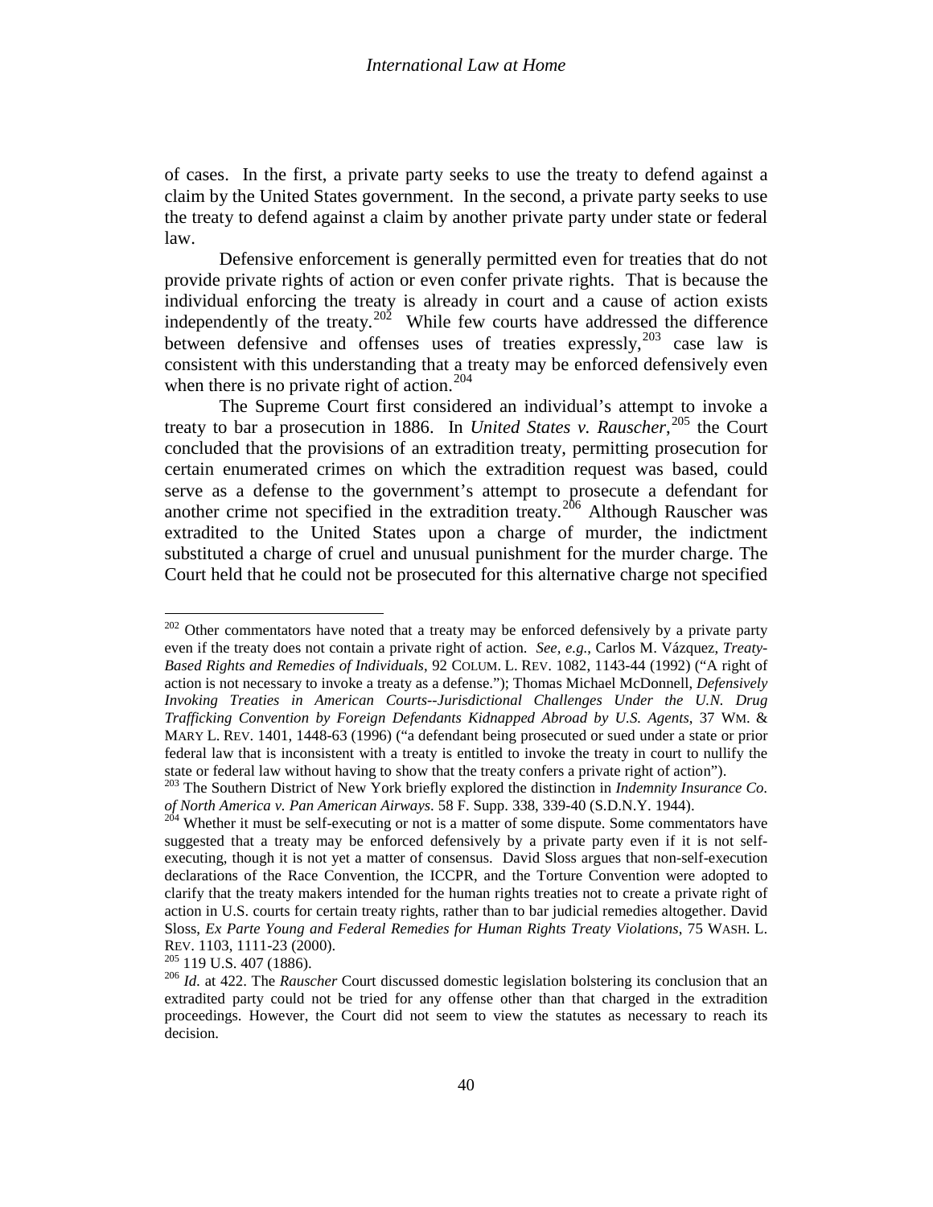of cases. In the first, a private party seeks to use the treaty to defend against a claim by the United States government. In the second, a private party seeks to use the treaty to defend against a claim by another private party under state or federal law.

Defensive enforcement is generally permitted even for treaties that do not provide private rights of action or even confer private rights. That is because the individual enforcing the treaty is already in court and a cause of action exists independently of the treaty.[202] While few courts have addressed the difference between defensive and offenses uses of treaties expressly,[203] case law is consistent with this understanding that a treaty may be enforced defensively even when there is no private right of action.[204]

The Supreme Court first considered an individual's attempt to invoke a treaty to bar a prosecution in 1886. In *United States v. Rauscher*,[205] the Court concluded that the provisions of an extradition treaty, permitting prosecution for certain enumerated crimes on which the extradition request was based, could serve as a defense to the government's attempt to prosecute a defendant for another crime not specified in the extradition treaty.[206] Although Rauscher was extradited to the United States upon a charge of murder, the indictment substituted a charge of cruel and unusual punishment for the murder charge. The Court held that he could not be prosecuted for this alternative charge not specified

---

[202] Other commentators have noted that a treaty may be enforced defensively by a private party even if the treaty does not contain a private right of action. *See, e.g.*, Carlos M. Vázquez, *Treaty-Based Rights and Remedies of Individuals*, 92 COLUM. L. REV. 1082, 1143-44 (1992) ("A right of action is not necessary to invoke a treaty as a defense."); Thomas Michael McDonnell, *Defensively Invoking Treaties in American Courts--Jurisdictional Challenges Under the U.N. Drug Trafficking Convention by Foreign Defendants Kidnapped Abroad by U.S. Agents*, 37 WM. & MARY L. REV. 1401, 1448-63 (1996) ("a defendant being prosecuted or sued under a state or prior federal law that is inconsistent with a treaty is entitled to invoke the treaty in court to nullify the state or federal law without having to show that the treaty confers a private right of action").

[203] The Southern District of New York briefly explored the distinction in *Indemnity Insurance Co. of North America v. Pan American Airways*. 58 F. Supp. 338, 339-40 (S.D.N.Y. 1944).

[204] Whether it must be self-executing or not is a matter of some dispute. Some commentators have suggested that a treaty may be enforced defensively by a private party even if it is not self-executing, though it is not yet a matter of consensus. David Sloss argues that non-self-execution declarations of the Race Convention, the ICCPR, and the Torture Convention were adopted to clarify that the treaty makers intended for the human rights treaties not to create a private right of action in U.S. courts for certain treaty rights, rather than to bar judicial remedies altogether. David Sloss, *Ex Parte Young and Federal Remedies for Human Rights Treaty Violations*, 75 WASH. L. REV. 1103, 1111-23 (2000).

[205] 119 U.S. 407 (1886).

[206] *Id*. at 422. The *Rauscher* Court discussed domestic legislation bolstering its conclusion that an extradited party could not be tried for any offense other than that charged in the extradition proceedings. However, the Court did not seem to view the statutes as necessary to reach its decision.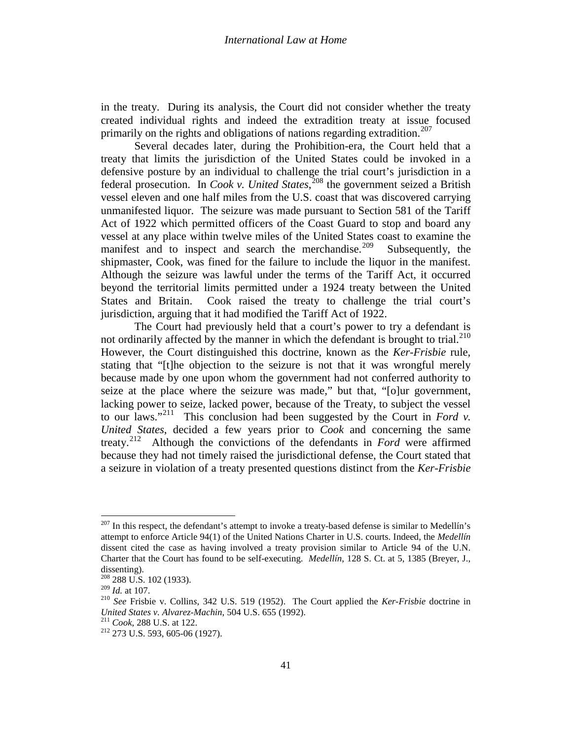in the treaty. During its analysis, the Court did not consider whether the treaty created individual rights and indeed the extradition treaty at issue focused primarily on the rights and obligations of nations regarding extradition.[207]

Several decades later, during the Prohibition-era, the Court held that a treaty that limits the jurisdiction of the United States could be invoked in a defensive posture by an individual to challenge the trial court's jurisdiction in a federal prosecution. In *Cook v. United States*,[208] the government seized a British vessel eleven and one half miles from the U.S. coast that was discovered carrying unmanifested liquor. The seizure was made pursuant to Section 581 of the Tariff Act of 1922 which permitted officers of the Coast Guard to stop and board any vessel at any place within twelve miles of the United States coast to examine the manifest and to inspect and search the merchandise.[209] Subsequently, the shipmaster, Cook, was fined for the failure to include the liquor in the manifest. Although the seizure was lawful under the terms of the Tariff Act, it occurred beyond the territorial limits permitted under a 1924 treaty between the United States and Britain. Cook raised the treaty to challenge the trial court's jurisdiction, arguing that it had modified the Tariff Act of 1922.

The Court had previously held that a court's power to try a defendant is not ordinarily affected by the manner in which the defendant is brought to trial.[210] However, the Court distinguished this doctrine, known as the *Ker-Frisbie* rule, stating that "[t]he objection to the seizure is not that it was wrongful merely because made by one upon whom the government had not conferred authority to seize at the place where the seizure was made," but that, "[o]ur government, lacking power to seize, lacked power, because of the Treaty, to subject the vessel to our laws."[211] This conclusion had been suggested by the Court in *Ford v. United States*, decided a few years prior to *Cook* and concerning the same treaty.[212] Although the convictions of the defendants in *Ford* were affirmed because they had not timely raised the jurisdictional defense, the Court stated that a seizure in violation of a treaty presented questions distinct from the *Ker-Frisbie*

---

[207] In this respect, the defendant's attempt to invoke a treaty-based defense is similar to Medellín's attempt to enforce Article 94(1) of the United Nations Charter in U.S. courts. Indeed, the *Medellín* dissent cited the case as having involved a treaty provision similar to Article 94 of the U.N. Charter that the Court has found to be self-executing. *Medellín*, 128 S. Ct. at 5, 1385 (Breyer, J., dissenting).

[208] 288 U.S. 102 (1933).

[209] *Id.* at 107.

[210] *See* Frisbie v. Collins, 342 U.S. 519 (1952). The Court applied the *Ker-Frisbie* doctrine in *United States v. Alvarez-Machin*, 504 U.S. 655 (1992).

[211] *Cook*, 288 U.S. at 122.

[212] 273 U.S. 593, 605-06 (1927).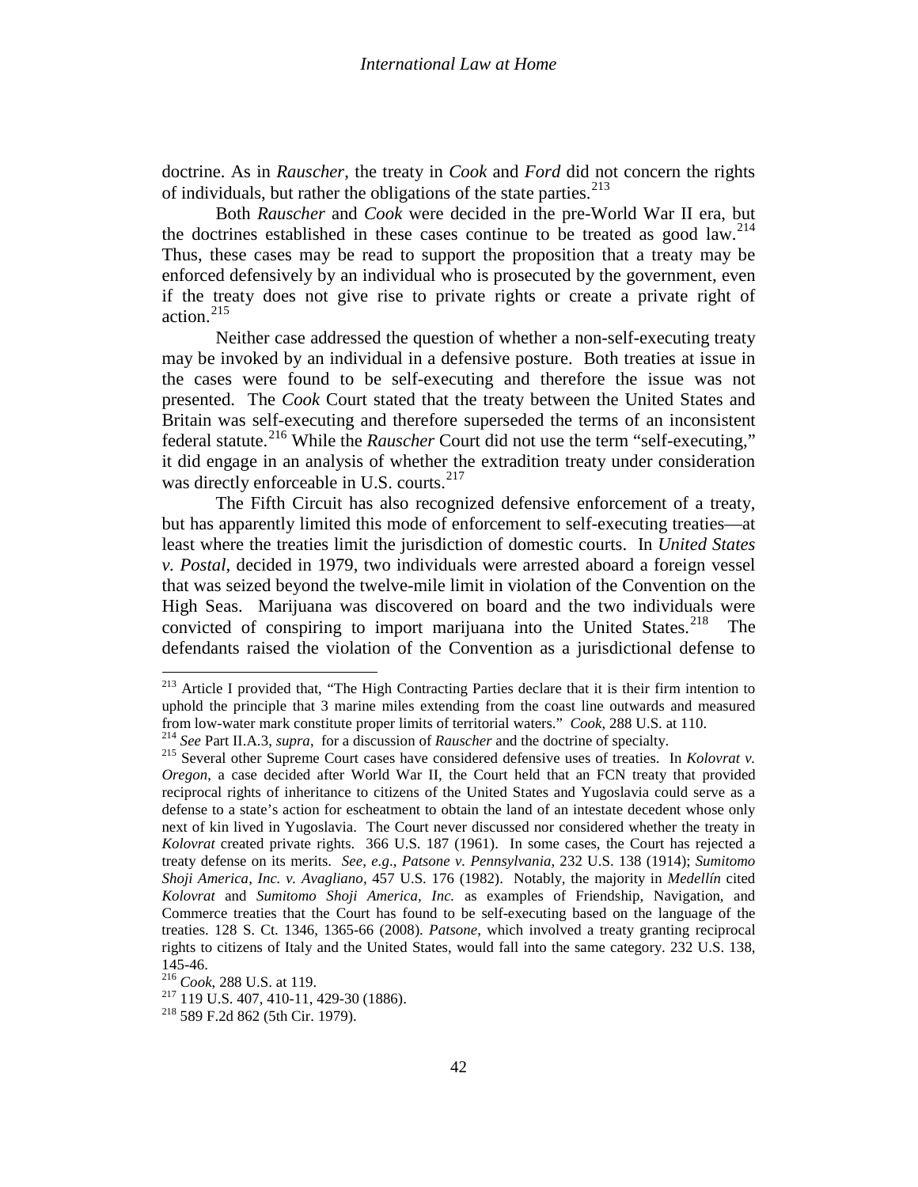doctrine. As in *Rauscher*, the treaty in *Cook* and *Ford* did not concern the rights of individuals, but rather the obligations of the state parties.[213]

Both *Rauscher* and *Cook* were decided in the pre-World War II era, but the doctrines established in these cases continue to be treated as good law.[214] Thus, these cases may be read to support the proposition that a treaty may be enforced defensively by an individual who is prosecuted by the government, even if the treaty does not give rise to private rights or create a private right of action.[215]

Neither case addressed the question of whether a non-self-executing treaty may be invoked by an individual in a defensive posture. Both treaties at issue in the cases were found to be self-executing and therefore the issue was not presented. The *Cook* Court stated that the treaty between the United States and Britain was self-executing and therefore superseded the terms of an inconsistent federal statute.[216] While the *Rauscher* Court did not use the term "self-executing," it did engage in an analysis of whether the extradition treaty under consideration was directly enforceable in U.S. courts.[217]

The Fifth Circuit has also recognized defensive enforcement of a treaty, but has apparently limited this mode of enforcement to self-executing treaties—at least where the treaties limit the jurisdiction of domestic courts. In *United States v. Postal*, decided in 1979, two individuals were arrested aboard a foreign vessel that was seized beyond the twelve-mile limit in violation of the Convention on the High Seas. Marijuana was discovered on board and the two individuals were convicted of conspiring to import marijuana into the United States.[218] The defendants raised the violation of the Convention as a jurisdictional defense to

---

[213] Article I provided that, "The High Contracting Parties declare that it is their firm intention to uphold the principle that 3 marine miles extending from the coast line outwards and measured from low-water mark constitute proper limits of territorial waters." *Cook*, 288 U.S. at 110.

[214] *See* Part II.A.3, *supra*, for a discussion of *Rauscher* and the doctrine of specialty.

[215] Several other Supreme Court cases have considered defensive uses of treaties. In *Kolovrat v. Oregon*, a case decided after World War II, the Court held that an FCN treaty that provided reciprocal rights of inheritance to citizens of the United States and Yugoslavia could serve as a defense to a state's action for escheatment to obtain the land of an intestate decedent whose only next of kin lived in Yugoslavia. The Court never discussed nor considered whether the treaty in *Kolovrat* created private rights. 366 U.S. 187 (1961). In some cases, the Court has rejected a treaty defense on its merits. *See, e.g.*, *Patsone v. Pennsylvania*, 232 U.S. 138 (1914); *Sumitomo Shoji America, Inc. v. Avagliano*, 457 U.S. 176 (1982). Notably, the majority in *Medellín* cited *Kolovrat* and *Sumitomo Shoji America, Inc.* as examples of Friendship, Navigation, and Commerce treaties that the Court has found to be self-executing based on the language of the treaties. 128 S. Ct. 1346, 1365-66 (2008). *Patsone*, which involved a treaty granting reciprocal rights to citizens of Italy and the United States, would fall into the same category. 232 U.S. 138, 145-46.

[216] *Cook*, 288 U.S. at 119.

[217] 119 U.S. 407, 410-11, 429-30 (1886).

[218] 589 F.2d 862 (5th Cir. 1979).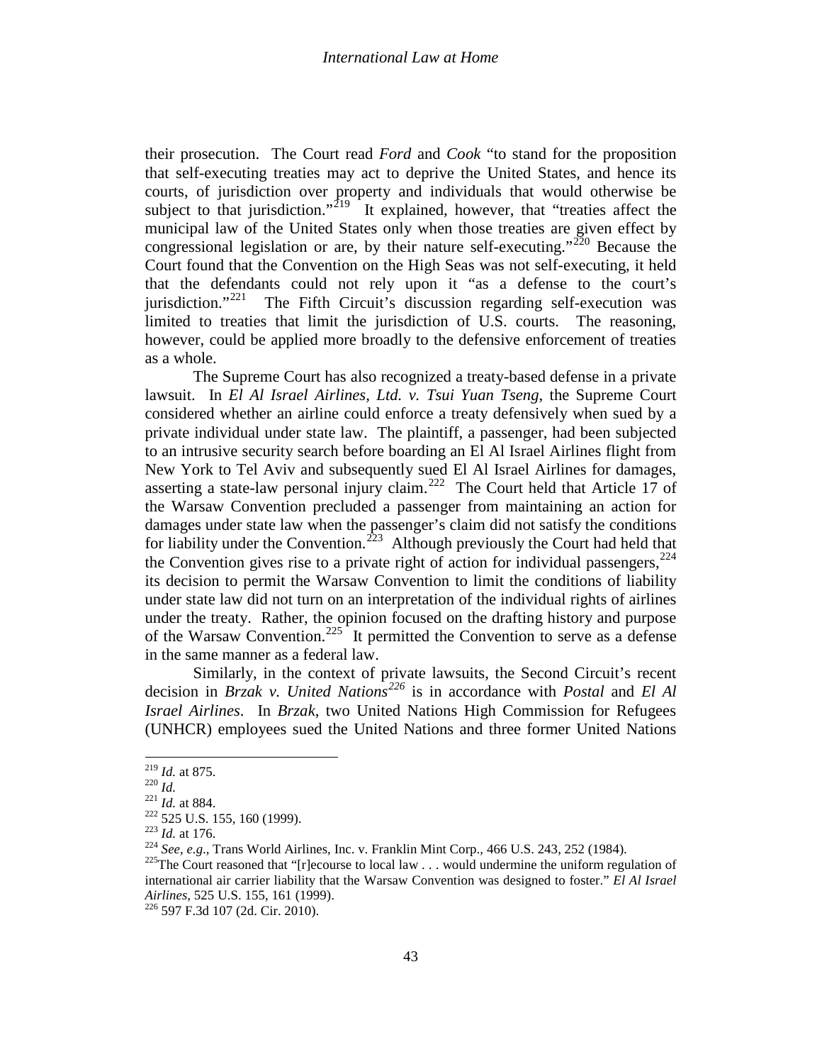their prosecution. The Court read *Ford* and *Cook* "to stand for the proposition that self-executing treaties may act to deprive the United States, and hence its courts, of jurisdiction over property and individuals that would otherwise be subject to that jurisdiction."[219] It explained, however, that "treaties affect the municipal law of the United States only when those treaties are given effect by congressional legislation or are, by their nature self-executing."[220] Because the Court found that the Convention on the High Seas was not self-executing, it held that the defendants could not rely upon it "as a defense to the court's jurisdiction."[221] The Fifth Circuit's discussion regarding self-execution was limited to treaties that limit the jurisdiction of U.S. courts. The reasoning, however, could be applied more broadly to the defensive enforcement of treaties as a whole.

The Supreme Court has also recognized a treaty-based defense in a private lawsuit. In *El Al Israel Airlines, Ltd. v. Tsui Yuan Tseng*, the Supreme Court considered whether an airline could enforce a treaty defensively when sued by a private individual under state law. The plaintiff, a passenger, had been subjected to an intrusive security search before boarding an El Al Israel Airlines flight from New York to Tel Aviv and subsequently sued El Al Israel Airlines for damages, asserting a state-law personal injury claim.[222] The Court held that Article 17 of the Warsaw Convention precluded a passenger from maintaining an action for damages under state law when the passenger's claim did not satisfy the conditions for liability under the Convention.[223] Although previously the Court had held that the Convention gives rise to a private right of action for individual passengers,[224] its decision to permit the Warsaw Convention to limit the conditions of liability under state law did not turn on an interpretation of the individual rights of airlines under the treaty. Rather, the opinion focused on the drafting history and purpose of the Warsaw Convention.[225] It permitted the Convention to serve as a defense in the same manner as a federal law.

Similarly, in the context of private lawsuits, the Second Circuit's recent decision in *Brzak v. United Nations*[226] is in accordance with *Postal* and *El Al Israel Airlines*. In *Brzak*, two United Nations High Commission for Refugees (UNHCR) employees sued the United Nations and three former United Nations

---

[219] *Id.* at 875.
[220] *Id.*
[221] *Id.* at 884.
[222] 525 U.S. 155, 160 (1999).
[223] *Id.* at 176.
[224] *See*, *e.g*., Trans World Airlines, Inc. v. Franklin Mint Corp., 466 U.S. 243, 252 (1984).
[225] The Court reasoned that "[r]ecourse to local law . . . would undermine the uniform regulation of international air carrier liability that the Warsaw Convention was designed to foster." *El Al Israel Airlines*, 525 U.S. 155, 161 (1999).
[226] 597 F.3d 107 (2d. Cir. 2010).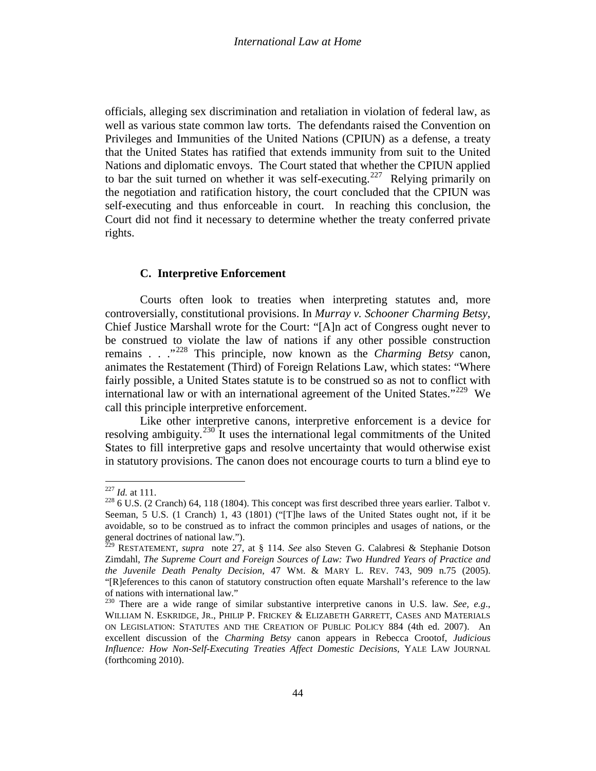officials, alleging sex discrimination and retaliation in violation of federal law, as well as various state common law torts. The defendants raised the Convention on Privileges and Immunities of the United Nations (CPIUN) as a defense, a treaty that the United States has ratified that extends immunity from suit to the United Nations and diplomatic envoys. The Court stated that whether the CPIUN applied to bar the suit turned on whether it was self-executing.[227] Relying primarily on the negotiation and ratification history, the court concluded that the CPIUN was self-executing and thus enforceable in court. In reaching this conclusion, the Court did not find it necessary to determine whether the treaty conferred private rights.

### C. Interpretive Enforcement

Courts often look to treaties when interpreting statutes and, more controversially, constitutional provisions. In *Murray v. Schooner Charming Betsy*, Chief Justice Marshall wrote for the Court: "[A]n act of Congress ought never to be construed to violate the law of nations if any other possible construction remains . . ."[228] This principle, now known as the *Charming Betsy* canon, animates the Restatement (Third) of Foreign Relations Law, which states: "Where fairly possible, a United States statute is to be construed so as not to conflict with international law or with an international agreement of the United States."[229] We call this principle interpretive enforcement.

Like other interpretive canons, interpretive enforcement is a device for resolving ambiguity.[230] It uses the international legal commitments of the United States to fill interpretive gaps and resolve uncertainty that would otherwise exist in statutory provisions. The canon does not encourage courts to turn a blind eye to

---

[227] *Id.* at 111.

[228] 6 U.S. (2 Cranch) 64, 118 (1804). This concept was first described three years earlier. Talbot v. Seeman, 5 U.S. (1 Cranch) 1, 43 (1801) ("[T]he laws of the United States ought not, if it be avoidable, so to be construed as to infract the common principles and usages of nations, or the general doctrines of national law.").

[229] RESTATEMENT, *supra* note 27, at § 114. *See* also Steven G. Calabresi & Stephanie Dotson Zimdahl, *The Supreme Court and Foreign Sources of Law: Two Hundred Years of Practice and the Juvenile Death Penalty Decision*, 47 WM. & MARY L. REV. 743, 909 n.75 (2005). "[R]eferences to this canon of statutory construction often equate Marshall's reference to the law of nations with international law."

[230] There are a wide range of similar substantive interpretive canons in U.S. law. *See, e.g.*, WILLIAM N. ESKRIDGE, JR., PHILIP P. FRICKEY & ELIZABETH GARRETT, CASES AND MATERIALS ON LEGISLATION: STATUTES AND THE CREATION OF PUBLIC POLICY 884 (4th ed. 2007). An excellent discussion of the *Charming Betsy* canon appears in Rebecca Crootof, *Judicious Influence: How Non-Self-Executing Treaties Affect Domestic Decisions*, YALE LAW JOURNAL (forthcoming 2010).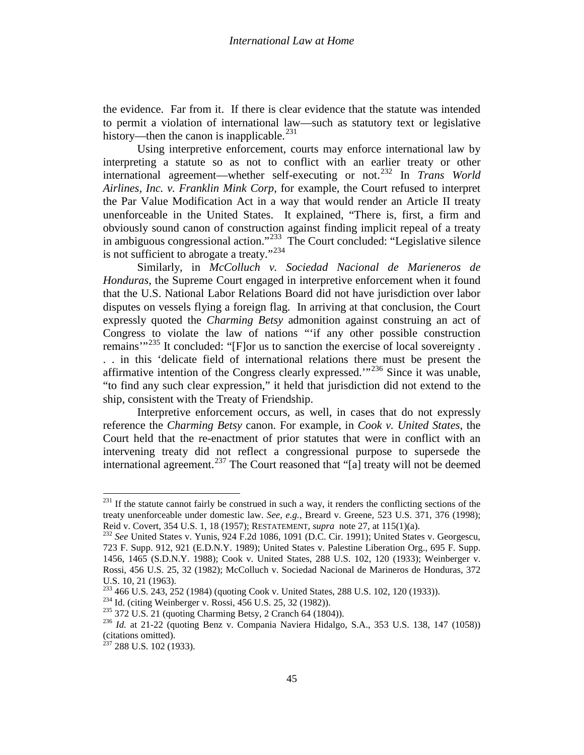the evidence. Far from it. If there is clear evidence that the statute was intended to permit a violation of international law—such as statutory text or legislative history—then the canon is inapplicable.[231]

Using interpretive enforcement, courts may enforce international law by interpreting a statute so as not to conflict with an earlier treaty or other international agreement—whether self-executing or not.[232] In *Trans World Airlines, Inc. v. Franklin Mink Corp*, for example, the Court refused to interpret the Par Value Modification Act in a way that would render an Article II treaty unenforceable in the United States. It explained, "There is, first, a firm and obviously sound canon of construction against finding implicit repeal of a treaty in ambiguous congressional action."[233] The Court concluded: "Legislative silence is not sufficient to abrogate a treaty."[234]

Similarly, in *McColluch v. Sociedad Nacional de Marieneros de Honduras*, the Supreme Court engaged in interpretive enforcement when it found that the U.S. National Labor Relations Board did not have jurisdiction over labor disputes on vessels flying a foreign flag. In arriving at that conclusion, the Court expressly quoted the *Charming Betsy* admonition against construing an act of Congress to violate the law of nations "'if any other possible construction remains'"[235] It concluded: "[F]or us to sanction the exercise of local sovereignty . . . in this 'delicate field of international relations there must be present the affirmative intention of the Congress clearly expressed.'"[236] Since it was unable, "to find any such clear expression," it held that jurisdiction did not extend to the ship, consistent with the Treaty of Friendship.

Interpretive enforcement occurs, as well, in cases that do not expressly reference the *Charming Betsy* canon. For example, in *Cook v. United States*, the Court held that the re-enactment of prior statutes that were in conflict with an intervening treaty did not reflect a congressional purpose to supersede the international agreement.[237] The Court reasoned that "[a] treaty will not be deemed

---

[231] If the statute cannot fairly be construed in such a way, it renders the conflicting sections of the treaty unenforceable under domestic law. *See, e.g.*, Breard v. Greene, 523 U.S. 371, 376 (1998); Reid v. Covert, 354 U.S. 1, 18 (1957); RESTATEMENT, *supra* note 27, at 115(1)(a).

[232] *See* United States v. Yunis, 924 F.2d 1086, 1091 (D.C. Cir. 1991); United States v. Georgescu, 723 F. Supp. 912, 921 (E.D.N.Y. 1989); United States v. Palestine Liberation Org., 695 F. Supp. 1456, 1465 (S.D.N.Y. 1988); Cook v. United States, 288 U.S. 102, 120 (1933); Weinberger v. Rossi, 456 U.S. 25, 32 (1982); McColluch v. Sociedad Nacional de Marineros de Honduras, 372 U.S. 10, 21 (1963).

[233] 466 U.S. 243, 252 (1984) (quoting Cook v. United States, 288 U.S. 102, 120 (1933)).

[234] Id. (citing Weinberger v. Rossi, 456 U.S. 25, 32 (1982)).

[235] 372 U.S. 21 (quoting Charming Betsy, 2 Cranch 64 (1804)).

[236] *Id.* at 21-22 (quoting Benz v. Compania Naviera Hidalgo, S.A., 353 U.S. 138, 147 (1058)) (citations omitted).

[237] 288 U.S. 102 (1933).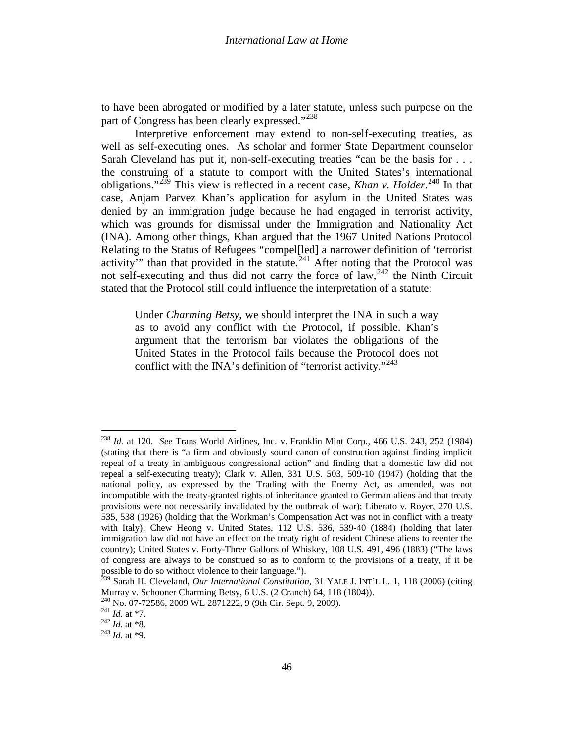to have been abrogated or modified by a later statute, unless such purpose on the part of Congress has been clearly expressed."[238]

Interpretive enforcement may extend to non-self-executing treaties, as well as self-executing ones. As scholar and former State Department counselor Sarah Cleveland has put it, non-self-executing treaties "can be the basis for . . . the construing of a statute to comport with the United States's international obligations."[239] This view is reflected in a recent case, *Khan v. Holder*.[240] In that case, Anjam Parvez Khan's application for asylum in the United States was denied by an immigration judge because he had engaged in terrorist activity, which was grounds for dismissal under the Immigration and Nationality Act (INA). Among other things, Khan argued that the 1967 United Nations Protocol Relating to the Status of Refugees "compel[led] a narrower definition of 'terrorist activity'" than that provided in the statute.[241] After noting that the Protocol was not self-executing and thus did not carry the force of law,[242] the Ninth Circuit stated that the Protocol still could influence the interpretation of a statute:

> Under *Charming Betsy*, we should interpret the INA in such a way as to avoid any conflict with the Protocol, if possible. Khan's argument that the terrorism bar violates the obligations of the United States in the Protocol fails because the Protocol does not conflict with the INA's definition of "terrorist activity."[243]

---

[238] *Id.* at 120. *See* Trans World Airlines, Inc. v. Franklin Mint Corp., 466 U.S. 243, 252 (1984) (stating that there is "a firm and obviously sound canon of construction against finding implicit repeal of a treaty in ambiguous congressional action" and finding that a domestic law did not repeal a self-executing treaty); Clark v. Allen, 331 U.S. 503, 509-10 (1947) (holding that the national policy, as expressed by the Trading with the Enemy Act, as amended, was not incompatible with the treaty-granted rights of inheritance granted to German aliens and that treaty provisions were not necessarily invalidated by the outbreak of war); Liberato v. Royer, 270 U.S. 535, 538 (1926) (holding that the Workman's Compensation Act was not in conflict with a treaty with Italy); Chew Heong v. United States, 112 U.S. 536, 539-40 (1884) (holding that later immigration law did not have an effect on the treaty right of resident Chinese aliens to reenter the country); United States v. Forty-Three Gallons of Whiskey, 108 U.S. 491, 496 (1883) ("The laws of congress are always to be construed so as to conform to the provisions of a treaty, if it be possible to do so without violence to their language.").

[239] Sarah H. Cleveland, *Our International Constitution*, 31 YALE J. INT'L L. 1, 118 (2006) (citing Murray v. Schooner Charming Betsy, 6 U.S. (2 Cranch) 64, 118 (1804)).

[240] No. 07-72586, 2009 WL 2871222, 9 (9th Cir. Sept. 9, 2009).

[241] *Id.* at *7.

[242] *Id.* at *8.

[243] *Id.* at *9.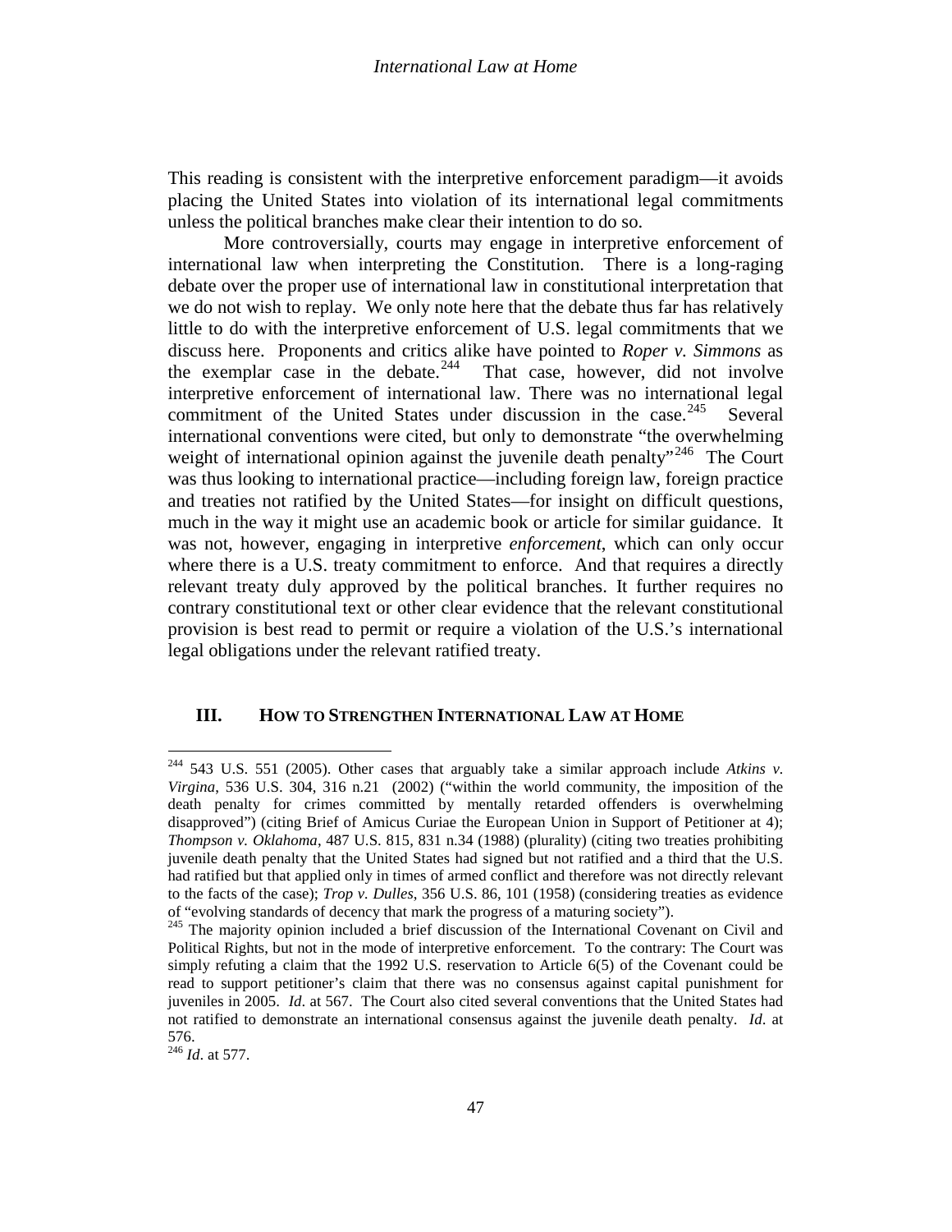This reading is consistent with the interpretive enforcement paradigm—it avoids placing the United States into violation of its international legal commitments unless the political branches make clear their intention to do so.

More controversially, courts may engage in interpretive enforcement of international law when interpreting the Constitution. There is a long-raging debate over the proper use of international law in constitutional interpretation that we do not wish to replay. We only note here that the debate thus far has relatively little to do with the interpretive enforcement of U.S. legal commitments that we discuss here. Proponents and critics alike have pointed to *Roper v. Simmons* as the exemplar case in the debate.[244] That case, however, did not involve interpretive enforcement of international law. There was no international legal commitment of the United States under discussion in the case.[245] Several international conventions were cited, but only to demonstrate "the overwhelming weight of international opinion against the juvenile death penalty"[246] The Court was thus looking to international practice—including foreign law, foreign practice and treaties not ratified by the United States—for insight on difficult questions, much in the way it might use an academic book or article for similar guidance. It was not, however, engaging in interpretive *enforcement*, which can only occur where there is a U.S. treaty commitment to enforce. And that requires a directly relevant treaty duly approved by the political branches. It further requires no contrary constitutional text or other clear evidence that the relevant constitutional provision is best read to permit or require a violation of the U.S.'s international legal obligations under the relevant ratified treaty.

## III. How to Strengthen International Law at Home

---

[244] 543 U.S. 551 (2005). Other cases that arguably take a similar approach include *Atkins v. Virgina*, 536 U.S. 304, 316 n.21 (2002) ("within the world community, the imposition of the death penalty for crimes committed by mentally retarded offenders is overwhelming disapproved") (citing Brief of Amicus Curiae the European Union in Support of Petitioner at 4); *Thompson v. Oklahoma*, 487 U.S. 815, 831 n.34 (1988) (plurality) (citing two treaties prohibiting juvenile death penalty that the United States had signed but not ratified and a third that the U.S. had ratified but that applied only in times of armed conflict and therefore was not directly relevant to the facts of the case); *Trop v. Dulles*, 356 U.S. 86, 101 (1958) (considering treaties as evidence of "evolving standards of decency that mark the progress of a maturing society").

[245] The majority opinion included a brief discussion of the International Covenant on Civil and Political Rights, but not in the mode of interpretive enforcement. To the contrary: The Court was simply refuting a claim that the 1992 U.S. reservation to Article 6(5) of the Covenant could be read to support petitioner's claim that there was no consensus against capital punishment for juveniles in 2005. *Id*. at 567. The Court also cited several conventions that the United States had not ratified to demonstrate an international consensus against the juvenile death penalty. *Id*. at 576.

[246] *Id*. at 577.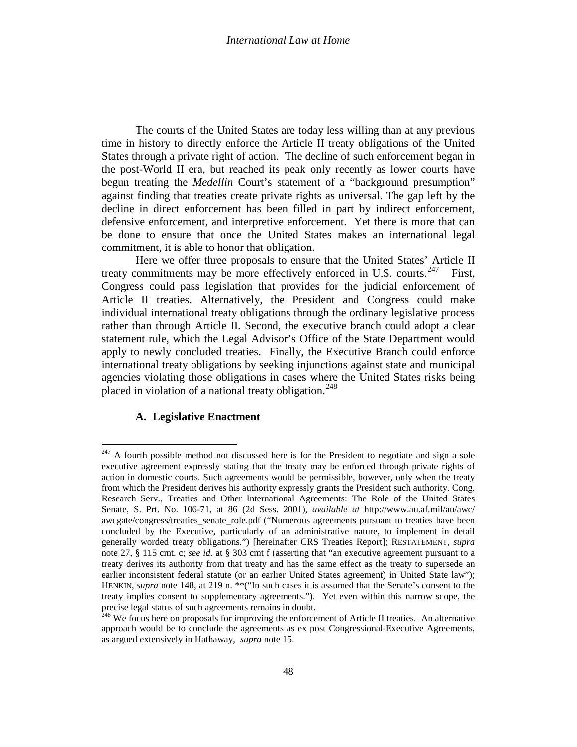The courts of the United States are today less willing than at any previous time in history to directly enforce the Article II treaty obligations of the United States through a private right of action. The decline of such enforcement began in the post-World II era, but reached its peak only recently as lower courts have begun treating the *Medellin* Court's statement of a "background presumption" against finding that treaties create private rights as universal. The gap left by the decline in direct enforcement has been filled in part by indirect enforcement, defensive enforcement, and interpretive enforcement. Yet there is more that can be done to ensure that once the United States makes an international legal commitment, it is able to honor that obligation.

Here we offer three proposals to ensure that the United States' Article II treaty commitments may be more effectively enforced in U.S. courts.[247] First, Congress could pass legislation that provides for the judicial enforcement of Article II treaties. Alternatively, the President and Congress could make individual international treaty obligations through the ordinary legislative process rather than through Article II. Second, the executive branch could adopt a clear statement rule, which the Legal Advisor's Office of the State Department would apply to newly concluded treaties. Finally, the Executive Branch could enforce international treaty obligations by seeking injunctions against state and municipal agencies violating those obligations in cases where the United States risks being placed in violation of a national treaty obligation.[248]

### A. Legislative Enactment

[247] A fourth possible method not discussed here is for the President to negotiate and sign a sole executive agreement expressly stating that the treaty may be enforced through private rights of action in domestic courts. Such agreements would be permissible, however, only when the treaty from which the President derives his authority expressly grants the President such authority. Cong. Research Serv., Treaties and Other International Agreements: The Role of the United States Senate, S. Prt. No. 106-71, at 86 (2d Sess. 2001), *available at* http://www.au.af.mil/au/awc/awcgate/congress/treaties_senate_role.pdf ("Numerous agreements pursuant to treaties have been concluded by the Executive, particularly of an administrative nature, to implement in detail generally worded treaty obligations.") [hereinafter CRS Treaties Report]; RESTATEMENT, *supra* note 27, § 115 cmt. c; *see id.* at § 303 cmt f (asserting that "an executive agreement pursuant to a treaty derives its authority from that treaty and has the same effect as the treaty to supersede an earlier inconsistent federal statute (or an earlier United States agreement) in United State law"); HENKIN, *supra* note 148, at 219 n. **("In such cases it is assumed that the Senate's consent to the treaty implies consent to supplementary agreements."). Yet even within this narrow scope, the precise legal status of such agreements remains in doubt.

[248] We focus here on proposals for improving the enforcement of Article II treaties. An alternative approach would be to conclude the agreements as ex post Congressional-Executive Agreements, as argued extensively in Hathaway, *supra* note 15.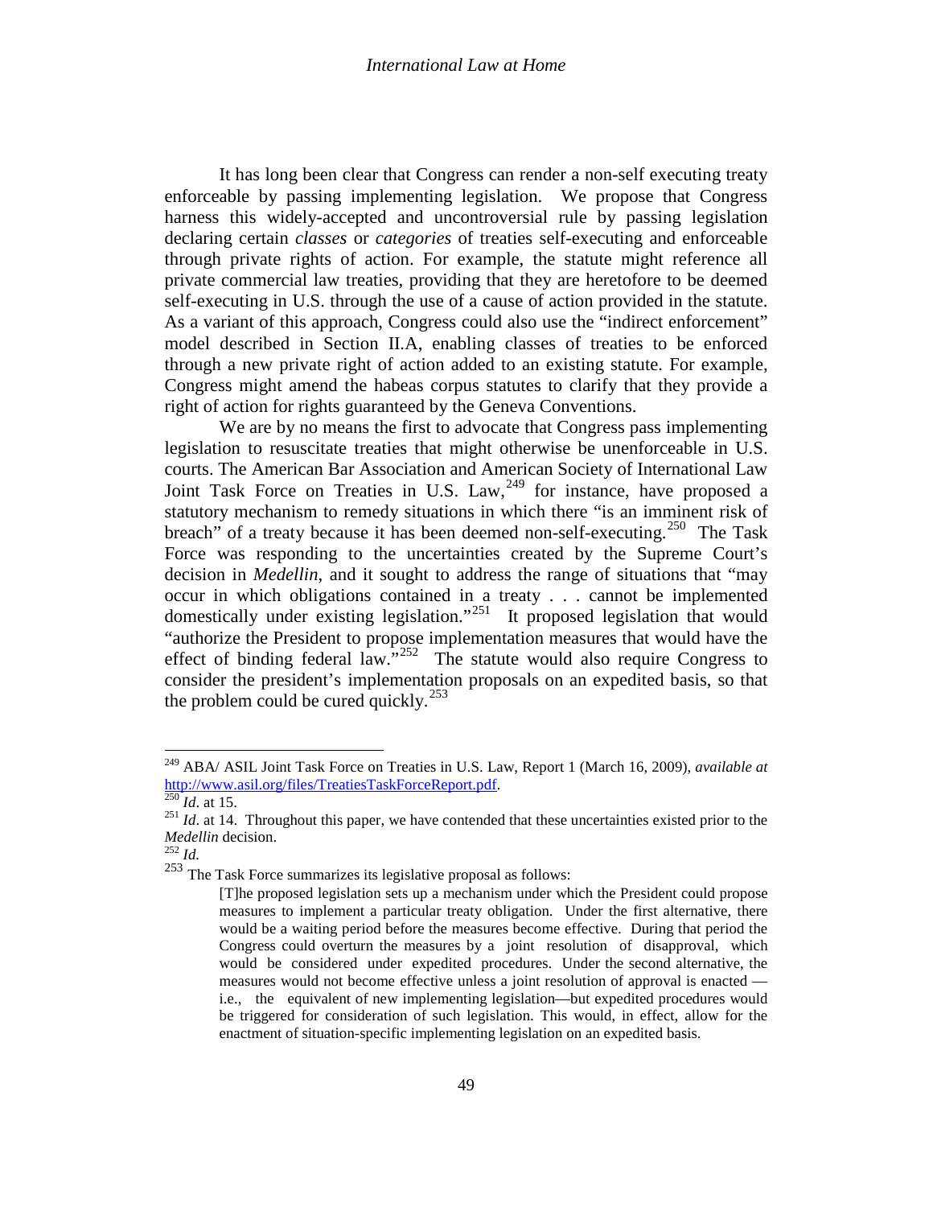It has long been clear that Congress can render a non-self executing treaty enforceable by passing implementing legislation. We propose that Congress harness this widely-accepted and uncontroversial rule by passing legislation declaring certain *classes* or *categories* of treaties self-executing and enforceable through private rights of action. For example, the statute might reference all private commercial law treaties, providing that they are heretofore to be deemed self-executing in U.S. through the use of a cause of action provided in the statute. As a variant of this approach, Congress could also use the "indirect enforcement" model described in Section II.A, enabling classes of treaties to be enforced through a new private right of action added to an existing statute. For example, Congress might amend the habeas corpus statutes to clarify that they provide a right of action for rights guaranteed by the Geneva Conventions.

We are by no means the first to advocate that Congress pass implementing legislation to resuscitate treaties that might otherwise be unenforceable in U.S. courts. The American Bar Association and American Society of International Law Joint Task Force on Treaties in U.S. Law,[249] for instance, have proposed a statutory mechanism to remedy situations in which there "is an imminent risk of breach" of a treaty because it has been deemed non-self-executing.[250] The Task Force was responding to the uncertainties created by the Supreme Court's decision in *Medellin*, and it sought to address the range of situations that "may occur in which obligations contained in a treaty . . . cannot be implemented domestically under existing legislation."[251] It proposed legislation that would "authorize the President to propose implementation measures that would have the effect of binding federal law."[252] The statute would also require Congress to consider the president's implementation proposals on an expedited basis, so that the problem could be cured quickly.[253]

---

[249] ABA/ ASIL Joint Task Force on Treaties in U.S. Law, Report 1 (March 16, 2009), *available at* http://www.asil.org/files/TreatiesTaskForceReport.pdf.

[250] *Id*. at 15.

[251] *Id*. at 14. Throughout this paper, we have contended that these uncertainties existed prior to the *Medellin* decision.

[252] *Id.*

[253] The Task Force summarizes its legislative proposal as follows:

> [T]he proposed legislation sets up a mechanism under which the President could propose measures to implement a particular treaty obligation. Under the first alternative, there would be a waiting period before the measures become effective. During that period the Congress could overturn the measures by a joint resolution of disapproval, which would be considered under expedited procedures. Under the second alternative, the measures would not become effective unless a joint resolution of approval is enacted — i.e., the equivalent of new implementing legislation—but expedited procedures would be triggered for consideration of such legislation. This would, in effect, allow for the enactment of situation-specific implementing legislation on an expedited basis.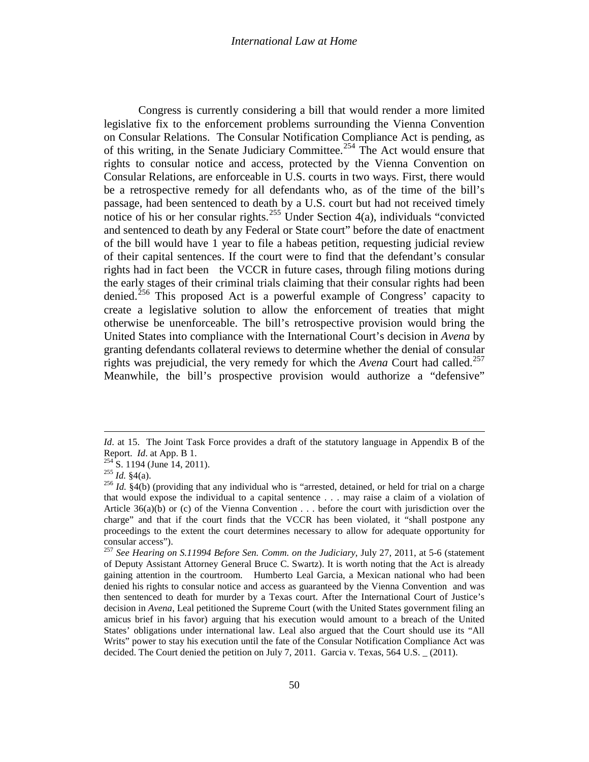Congress is currently considering a bill that would render a more limited legislative fix to the enforcement problems surrounding the Vienna Convention on Consular Relations. The Consular Notification Compliance Act is pending, as of this writing, in the Senate Judiciary Committee.[254] The Act would ensure that rights to consular notice and access, protected by the Vienna Convention on Consular Relations, are enforceable in U.S. courts in two ways. First, there would be a retrospective remedy for all defendants who, as of the time of the bill's passage, had been sentenced to death by a U.S. court but had not received timely notice of his or her consular rights.[255] Under Section 4(a), individuals "convicted and sentenced to death by any Federal or State court" before the date of enactment of the bill would have 1 year to file a habeas petition, requesting judicial review of their capital sentences. If the court were to find that the defendant's consular rights had in fact been the VCCR in future cases, through filing motions during the early stages of their criminal trials claiming that their consular rights had been denied.[256] This proposed Act is a powerful example of Congress' capacity to create a legislative solution to allow the enforcement of treaties that might otherwise be unenforceable. The bill's retrospective provision would bring the United States into compliance with the International Court's decision in *Avena* by granting defendants collateral reviews to determine whether the denial of consular rights was prejudicial, the very remedy for which the *Avena* Court had called.[257] Meanwhile, the bill's prospective provision would authorize a "defensive"

---

*Id*. at 15. The Joint Task Force provides a draft of the statutory language in Appendix B of the Report. *Id*. at App. B 1.

[254] S. 1194 (June 14, 2011).

[255] *Id.* §4(a).

[256] *Id.* §4(b) (providing that any individual who is "arrested, detained, or held for trial on a charge that would expose the individual to a capital sentence . . . may raise a claim of a violation of Article 36(a)(b) or (c) of the Vienna Convention . . . before the court with jurisdiction over the charge" and that if the court finds that the VCCR has been violated, it "shall postpone any proceedings to the extent the court determines necessary to allow for adequate opportunity for consular access").

[257] *See Hearing on S.11994 Before Sen. Comm. on the Judiciary*, July 27, 2011, at 5-6 (statement of Deputy Assistant Attorney General Bruce C. Swartz). It is worth noting that the Act is already gaining attention in the courtroom. Humberto Leal Garcia, a Mexican national who had been denied his rights to consular notice and access as guaranteed by the Vienna Convention and was then sentenced to death for murder by a Texas court. After the International Court of Justice's decision in *Avena*, Leal petitioned the Supreme Court (with the United States government filing an amicus brief in his favor) arguing that his execution would amount to a breach of the United States' obligations under international law. Leal also argued that the Court should use its "All Writs" power to stay his execution until the fate of the Consular Notification Compliance Act was decided. The Court denied the petition on July 7, 2011. Garcia v. Texas, 564 U.S. _ (2011).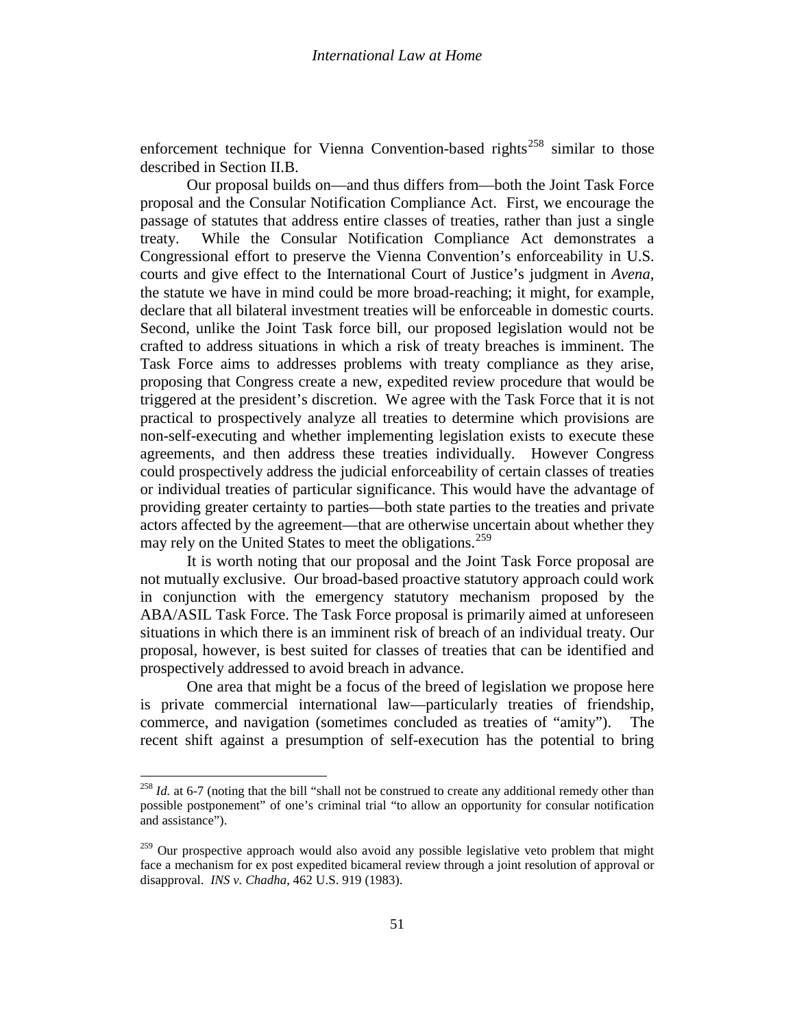enforcement technique for Vienna Convention-based rights[258] similar to those described in Section II.B.

Our proposal builds on—and thus differs from—both the Joint Task Force proposal and the Consular Notification Compliance Act. First, we encourage the passage of statutes that address entire classes of treaties, rather than just a single treaty. While the Consular Notification Compliance Act demonstrates a Congressional effort to preserve the Vienna Convention's enforceability in U.S. courts and give effect to the International Court of Justice's judgment in *Avena*, the statute we have in mind could be more broad-reaching; it might, for example, declare that all bilateral investment treaties will be enforceable in domestic courts. Second, unlike the Joint Task force bill, our proposed legislation would not be crafted to address situations in which a risk of treaty breaches is imminent. The Task Force aims to addresses problems with treaty compliance as they arise, proposing that Congress create a new, expedited review procedure that would be triggered at the president's discretion. We agree with the Task Force that it is not practical to prospectively analyze all treaties to determine which provisions are non-self-executing and whether implementing legislation exists to execute these agreements, and then address these treaties individually. However Congress could prospectively address the judicial enforceability of certain classes of treaties or individual treaties of particular significance. This would have the advantage of providing greater certainty to parties—both state parties to the treaties and private actors affected by the agreement—that are otherwise uncertain about whether they may rely on the United States to meet the obligations.[259]

It is worth noting that our proposal and the Joint Task Force proposal are not mutually exclusive. Our broad-based proactive statutory approach could work in conjunction with the emergency statutory mechanism proposed by the ABA/ASIL Task Force. The Task Force proposal is primarily aimed at unforeseen situations in which there is an imminent risk of breach of an individual treaty. Our proposal, however, is best suited for classes of treaties that can be identified and prospectively addressed to avoid breach in advance.

One area that might be a focus of the breed of legislation we propose here is private commercial international law—particularly treaties of friendship, commerce, and navigation (sometimes concluded as treaties of "amity"). The recent shift against a presumption of self-execution has the potential to bring

---

[258] *Id.* at 6-7 (noting that the bill "shall not be construed to create any additional remedy other than possible postponement" of one's criminal trial "to allow an opportunity for consular notification and assistance").

[259] Our prospective approach would also avoid any possible legislative veto problem that might face a mechanism for ex post expedited bicameral review through a joint resolution of approval or disapproval. *INS v. Chadha*, 462 U.S. 919 (1983).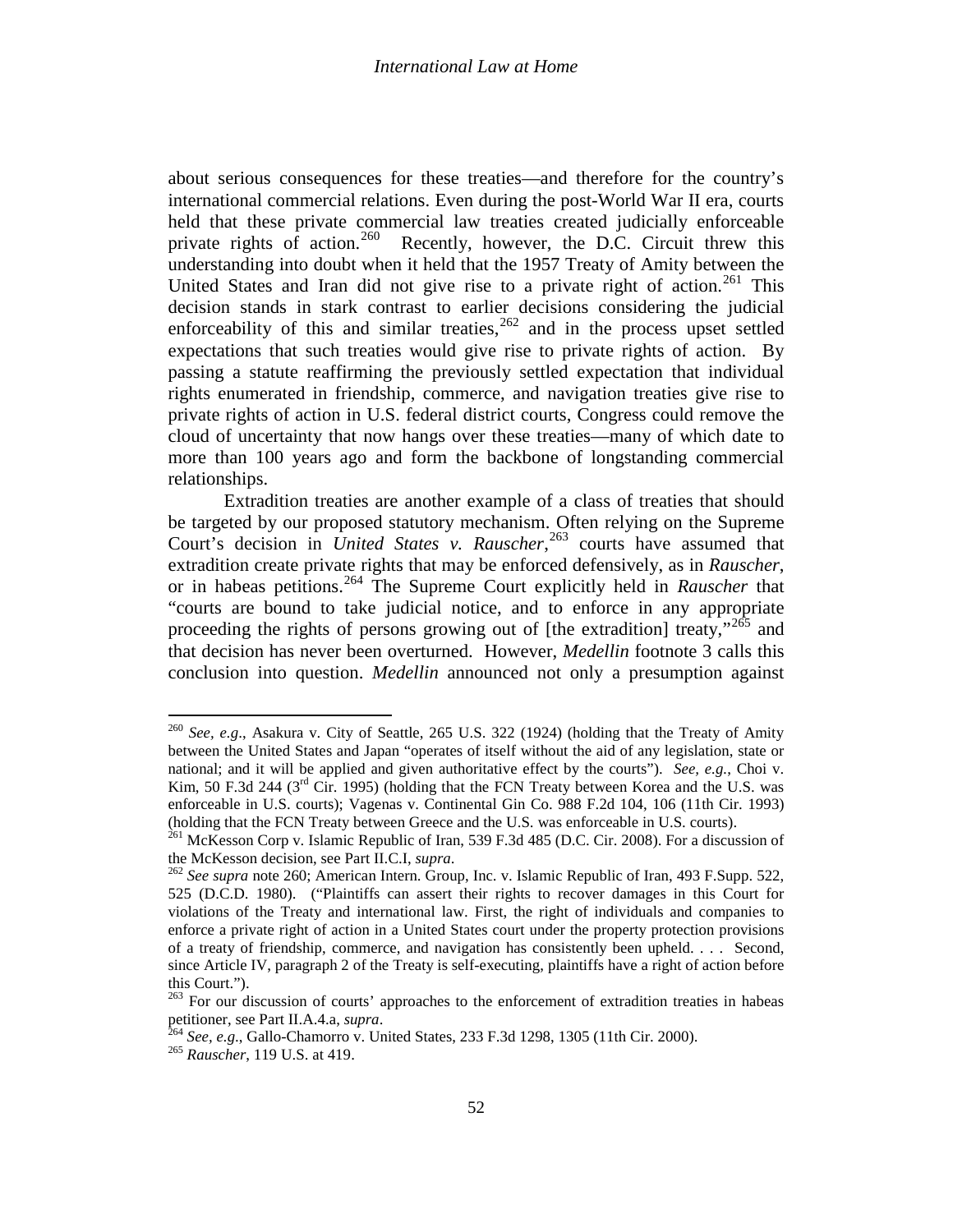about serious consequences for these treaties—and therefore for the country's international commercial relations. Even during the post-World War II era, courts held that these private commercial law treaties created judicially enforceable private rights of action.[260] Recently, however, the D.C. Circuit threw this understanding into doubt when it held that the 1957 Treaty of Amity between the United States and Iran did not give rise to a private right of action.[261] This decision stands in stark contrast to earlier decisions considering the judicial enforceability of this and similar treaties,[262] and in the process upset settled expectations that such treaties would give rise to private rights of action. By passing a statute reaffirming the previously settled expectation that individual rights enumerated in friendship, commerce, and navigation treaties give rise to private rights of action in U.S. federal district courts, Congress could remove the cloud of uncertainty that now hangs over these treaties—many of which date to more than 100 years ago and form the backbone of longstanding commercial relationships.

Extradition treaties are another example of a class of treaties that should be targeted by our proposed statutory mechanism. Often relying on the Supreme Court's decision in *United States v. Rauscher*,[263] courts have assumed that extradition create private rights that may be enforced defensively, as in *Rauscher*, or in habeas petitions.[264] The Supreme Court explicitly held in *Rauscher* that "courts are bound to take judicial notice, and to enforce in any appropriate proceeding the rights of persons growing out of [the extradition] treaty,"[265] and that decision has never been overturned. However, *Medellin* footnote 3 calls this conclusion into question. *Medellin* announced not only a presumption against

---

[260] *See, e.g*., Asakura v. City of Seattle, 265 U.S. 322 (1924) (holding that the Treaty of Amity between the United States and Japan "operates of itself without the aid of any legislation, state or national; and it will be applied and given authoritative effect by the courts"). *See, e.g.*, Choi v. Kim, 50 F.3d 244 (3rd Cir. 1995) (holding that the FCN Treaty between Korea and the U.S. was enforceable in U.S. courts); Vagenas v. Continental Gin Co. 988 F.2d 104, 106 (11th Cir. 1993) (holding that the FCN Treaty between Greece and the U.S. was enforceable in U.S. courts).

[261] McKesson Corp v. Islamic Republic of Iran, 539 F.3d 485 (D.C. Cir. 2008). For a discussion of the McKesson decision, see Part II.C.I, *supra*.

[262] *See supra* note 260; American Intern. Group, Inc. v. Islamic Republic of Iran, 493 F.Supp. 522, 525 (D.C.D. 1980). ("Plaintiffs can assert their rights to recover damages in this Court for violations of the Treaty and international law. First, the right of individuals and companies to enforce a private right of action in a United States court under the property protection provisions of a treaty of friendship, commerce, and navigation has consistently been upheld. . . . Second, since Article IV, paragraph 2 of the Treaty is self-executing, plaintiffs have a right of action before this Court.").

[263] For our discussion of courts' approaches to the enforcement of extradition treaties in habeas petitioner, see Part II.A.4.a, *supra*.

[264] *See, e.g*., Gallo-Chamorro v. United States, 233 F.3d 1298, 1305 (11th Cir. 2000).

[265] *Rauscher*, 119 U.S. at 419.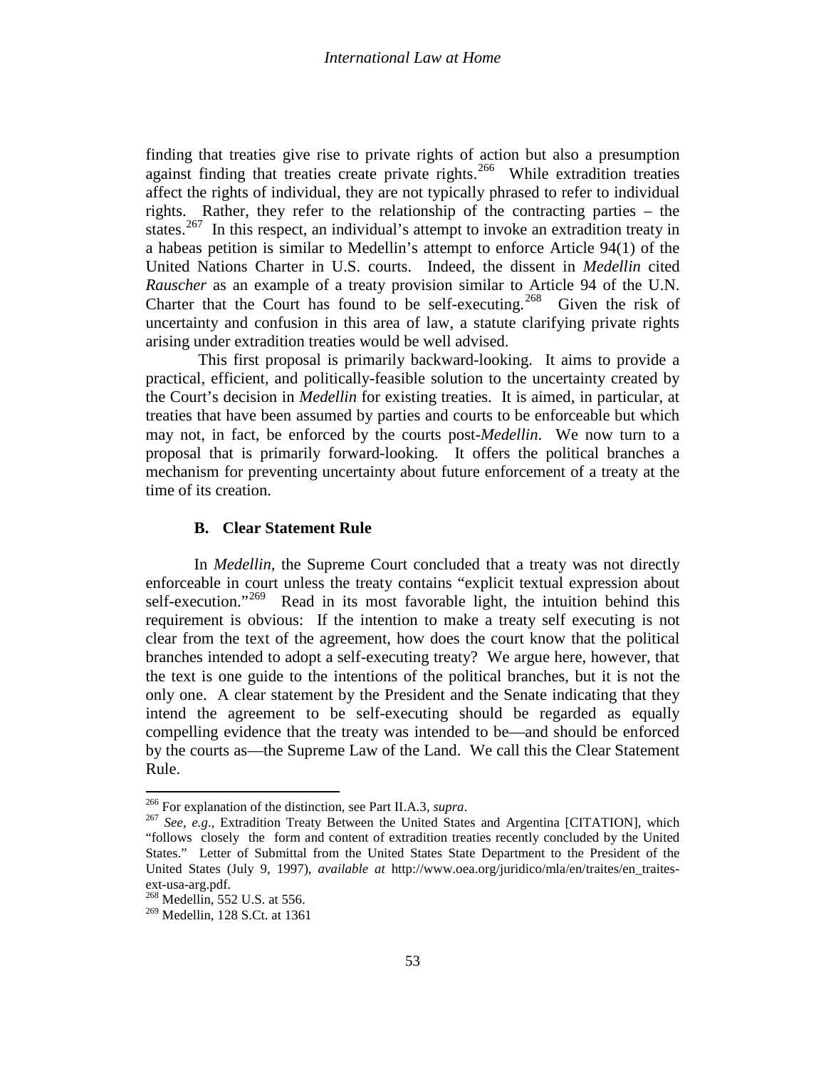finding that treaties give rise to private rights of action but also a presumption against finding that treaties create private rights.[266] While extradition treaties affect the rights of individual, they are not typically phrased to refer to individual rights. Rather, they refer to the relationship of the contracting parties – the states.[267] In this respect, an individual's attempt to invoke an extradition treaty in a habeas petition is similar to Medellin's attempt to enforce Article 94(1) of the United Nations Charter in U.S. courts. Indeed, the dissent in *Medellin* cited *Rauscher* as an example of a treaty provision similar to Article 94 of the U.N. Charter that the Court has found to be self-executing.[268] Given the risk of uncertainty and confusion in this area of law, a statute clarifying private rights arising under extradition treaties would be well advised.

This first proposal is primarily backward-looking. It aims to provide a practical, efficient, and politically-feasible solution to the uncertainty created by the Court's decision in *Medellin* for existing treaties. It is aimed, in particular, at treaties that have been assumed by parties and courts to be enforceable but which may not, in fact, be enforced by the courts post-*Medellin*. We now turn to a proposal that is primarily forward-looking. It offers the political branches a mechanism for preventing uncertainty about future enforcement of a treaty at the time of its creation.

### B. Clear Statement Rule

In *Medellin*, the Supreme Court concluded that a treaty was not directly enforceable in court unless the treaty contains "explicit textual expression about self-execution."[269] Read in its most favorable light, the intuition behind this requirement is obvious: If the intention to make a treaty self executing is not clear from the text of the agreement, how does the court know that the political branches intended to adopt a self-executing treaty? We argue here, however, that the text is one guide to the intentions of the political branches, but it is not the only one. A clear statement by the President and the Senate indicating that they intend the agreement to be self-executing should be regarded as equally compelling evidence that the treaty was intended to be—and should be enforced by the courts as—the Supreme Law of the Land. We call this the Clear Statement Rule.

---

[266] For explanation of the distinction, see Part II.A.3, *supra*.

[267] *See, e.g*., Extradition Treaty Between the United States and Argentina [CITATION], which "follows closely the form and content of extradition treaties recently concluded by the United States." Letter of Submittal from the United States State Department to the President of the United States (July 9, 1997), *available at* http://www.oea.org/juridico/mla/en/traites/en_traites-ext-usa-arg.pdf.

[268] Medellin, 552 U.S. at 556.

[269] Medellin, 128 S.Ct. at 1361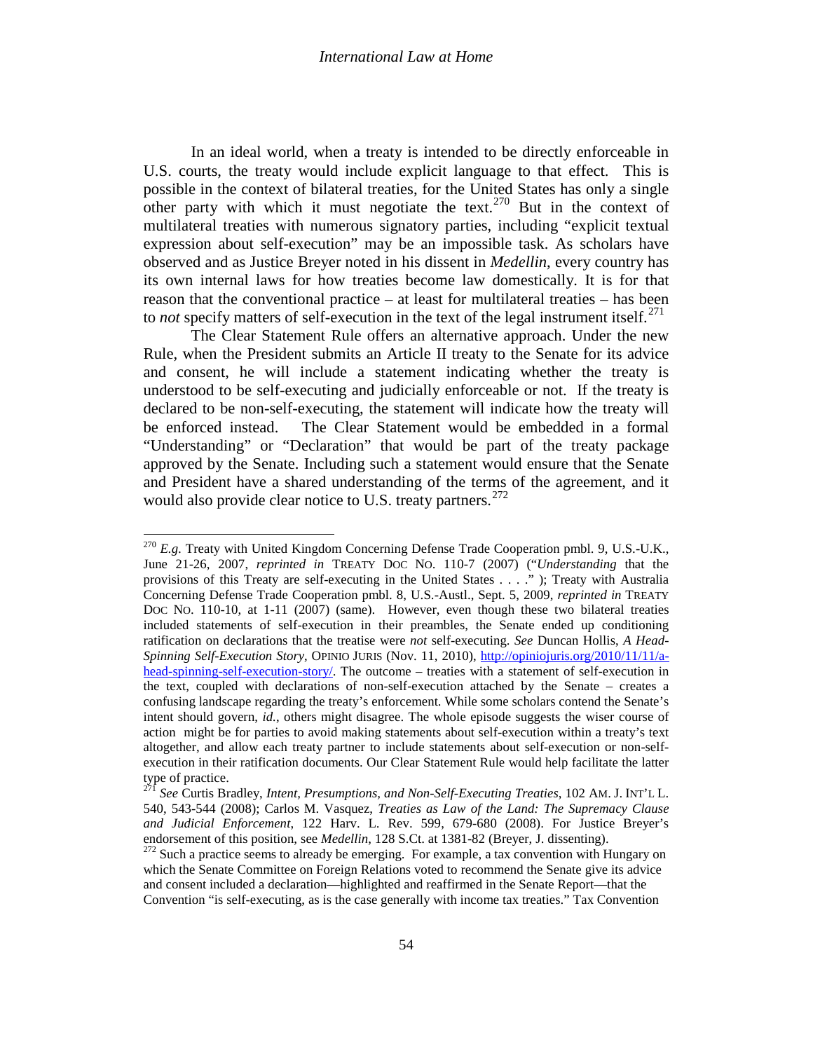In an ideal world, when a treaty is intended to be directly enforceable in U.S. courts, the treaty would include explicit language to that effect. This is possible in the context of bilateral treaties, for the United States has only a single other party with which it must negotiate the text.[270] But in the context of multilateral treaties with numerous signatory parties, including "explicit textual expression about self-execution" may be an impossible task. As scholars have observed and as Justice Breyer noted in his dissent in *Medellin*, every country has its own internal laws for how treaties become law domestically. It is for that reason that the conventional practice – at least for multilateral treaties – has been to *not* specify matters of self-execution in the text of the legal instrument itself.[271]

The Clear Statement Rule offers an alternative approach. Under the new Rule, when the President submits an Article II treaty to the Senate for its advice and consent, he will include a statement indicating whether the treaty is understood to be self-executing and judicially enforceable or not. If the treaty is declared to be non-self-executing, the statement will indicate how the treaty will be enforced instead. The Clear Statement would be embedded in a formal "Understanding" or "Declaration" that would be part of the treaty package approved by the Senate. Including such a statement would ensure that the Senate and President have a shared understanding of the terms of the agreement, and it would also provide clear notice to U.S. treaty partners.[272]

---

[270] *E.g.* Treaty with United Kingdom Concerning Defense Trade Cooperation pmbl. 9, U.S.-U.K., June 21-26, 2007, *reprinted in* TREATY DOC NO. 110-7 (2007) ("*Understanding* that the provisions of this Treaty are self-executing in the United States . . . ." ); Treaty with Australia Concerning Defense Trade Cooperation pmbl. 8, U.S.-Austl., Sept. 5, 2009, *reprinted in* TREATY DOC NO. 110-10, at 1-11 (2007) (same). However, even though these two bilateral treaties included statements of self-execution in their preambles, the Senate ended up conditioning ratification on declarations that the treatise were *not* self-executing. *See* Duncan Hollis, *A Head-Spinning Self-Execution Story*, OPINIO JURIS (Nov. 11, 2010), http://opiniojuris.org/2010/11/11/a-head-spinning-self-execution-story/. The outcome – treaties with a statement of self-execution in the text, coupled with declarations of non-self-execution attached by the Senate – creates a confusing landscape regarding the treaty's enforcement. While some scholars contend the Senate's intent should govern, *id.*, others might disagree. The whole episode suggests the wiser course of action might be for parties to avoid making statements about self-execution within a treaty's text altogether, and allow each treaty partner to include statements about self-execution or non-self-execution in their ratification documents. Our Clear Statement Rule would help facilitate the latter type of practice.

[271] *See* Curtis Bradley, *Intent, Presumptions, and Non-Self-Executing Treaties*, 102 AM. J. INT'L L. 540, 543-544 (2008); Carlos M. Vasquez, *Treaties as Law of the Land: The Supremacy Clause and Judicial Enforcement*, 122 Harv. L. Rev. 599, 679-680 (2008). For Justice Breyer's endorsement of this position, see *Medellin*, 128 S.Ct. at 1381-82 (Breyer, J. dissenting).

[272] Such a practice seems to already be emerging. For example, a tax convention with Hungary on which the Senate Committee on Foreign Relations voted to recommend the Senate give its advice and consent included a declaration—highlighted and reaffirmed in the Senate Report—that the Convention "is self-executing, as is the case generally with income tax treaties." Tax Convention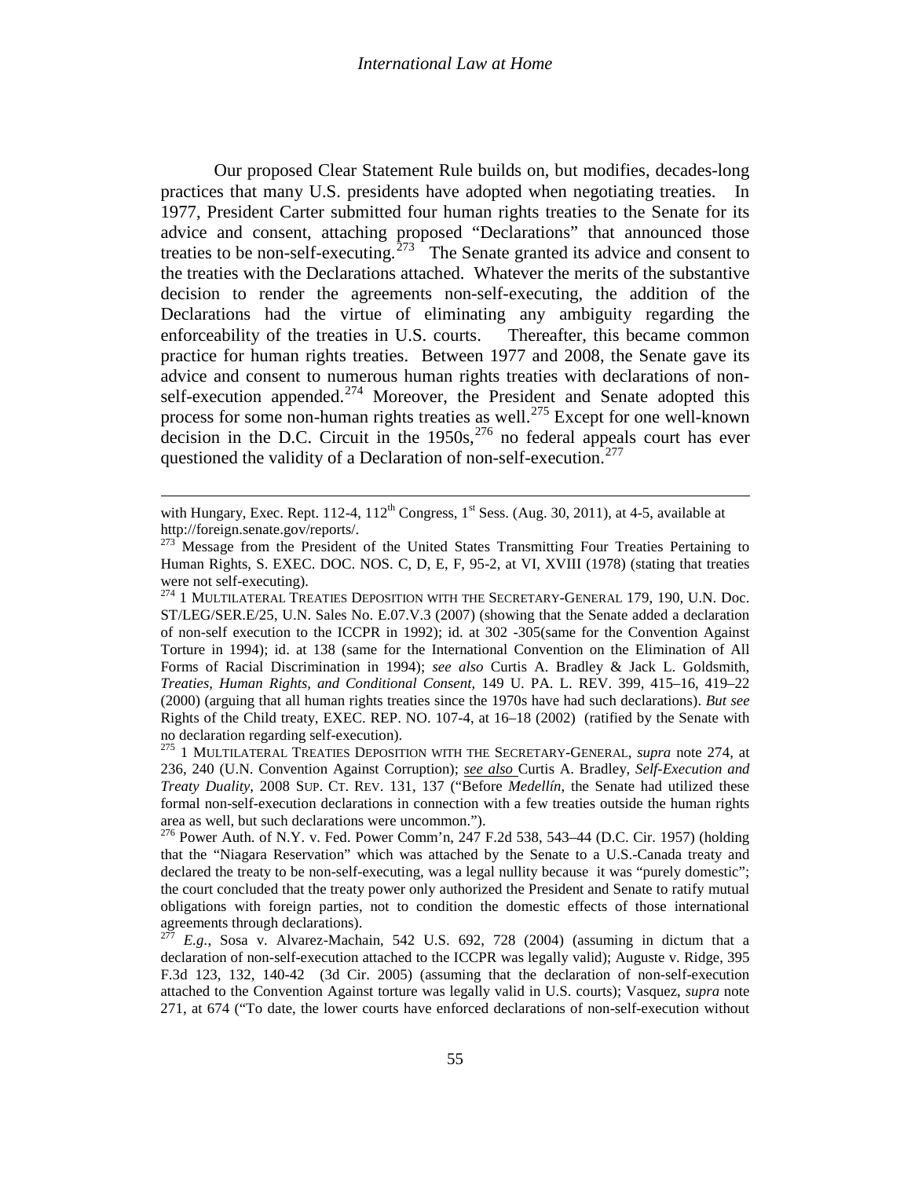Our proposed Clear Statement Rule builds on, but modifies, decades-long practices that many U.S. presidents have adopted when negotiating treaties. In 1977, President Carter submitted four human rights treaties to the Senate for its advice and consent, attaching proposed "Declarations" that announced those treaties to be non-self-executing.[273] The Senate granted its advice and consent to the treaties with the Declarations attached. Whatever the merits of the substantive decision to render the agreements non-self-executing, the addition of the Declarations had the virtue of eliminating any ambiguity regarding the enforceability of the treaties in U.S. courts. Thereafter, this became common practice for human rights treaties. Between 1977 and 2008, the Senate gave its advice and consent to numerous human rights treaties with declarations of non-self-execution appended.[274] Moreover, the President and Senate adopted this process for some non-human rights treaties as well.[275] Except for one well-known decision in the D.C. Circuit in the 1950s,[276] no federal appeals court has ever questioned the validity of a Declaration of non-self-execution.[277]

---

with Hungary, Exec. Rept. 112-4, 112th Congress, 1st Sess. (Aug. 30, 2011), at 4-5, available at http://foreign.senate.gov/reports/.

[273] Message from the President of the United States Transmitting Four Treaties Pertaining to Human Rights, S. EXEC. DOC. NOS. C, D, E, F, 95-2, at VI, XVIII (1978) (stating that treaties were not self-executing).

[274] 1 MULTILATERAL TREATIES DEPOSITION WITH THE SECRETARY-GENERAL 179, 190, U.N. Doc. ST/LEG/SER.E/25, U.N. Sales No. E.07.V.3 (2007) (showing that the Senate added a declaration of non-self execution to the ICCPR in 1992); id. at 302 -305(same for the Convention Against Torture in 1994); id. at 138 (same for the International Convention on the Elimination of All Forms of Racial Discrimination in 1994); *see also* Curtis A. Bradley & Jack L. Goldsmith, *Treaties, Human Rights, and Conditional Consent*, 149 U. PA. L. REV. 399, 415–16, 419–22 (2000) (arguing that all human rights treaties since the 1970s have had such declarations). *But see* Rights of the Child treaty, EXEC. REP. NO. 107-4, at 16–18 (2002) (ratified by the Senate with no declaration regarding self-execution).

[275] 1 MULTILATERAL TREATIES DEPOSITION WITH THE SECRETARY-GENERAL, *supra* note 274, at 236, 240 (U.N. Convention Against Corruption); *see also* Curtis A. Bradley, *Self-Execution and Treaty Duality*, 2008 SUP. CT. REV. 131, 137 ("Before *Medellín*, the Senate had utilized these formal non-self-execution declarations in connection with a few treaties outside the human rights area as well, but such declarations were uncommon.").

[276] Power Auth. of N.Y. v. Fed. Power Comm'n, 247 F.2d 538, 543–44 (D.C. Cir. 1957) (holding that the "Niagara Reservation" which was attached by the Senate to a U.S.-Canada treaty and declared the treaty to be non-self-executing, was a legal nullity because it was "purely domestic"; the court concluded that the treaty power only authorized the President and Senate to ratify mutual obligations with foreign parties, not to condition the domestic effects of those international agreements through declarations).

[277] *E.g.*, Sosa v. Alvarez-Machain, 542 U.S. 692, 728 (2004) (assuming in dictum that a declaration of non-self-execution attached to the ICCPR was legally valid); Auguste v. Ridge, 395 F.3d 123, 132, 140-42 (3d Cir. 2005) (assuming that the declaration of non-self-execution attached to the Convention Against torture was legally valid in U.S. courts); Vasquez, *supra* note 271, at 674 ("To date, the lower courts have enforced declarations of non-self-execution without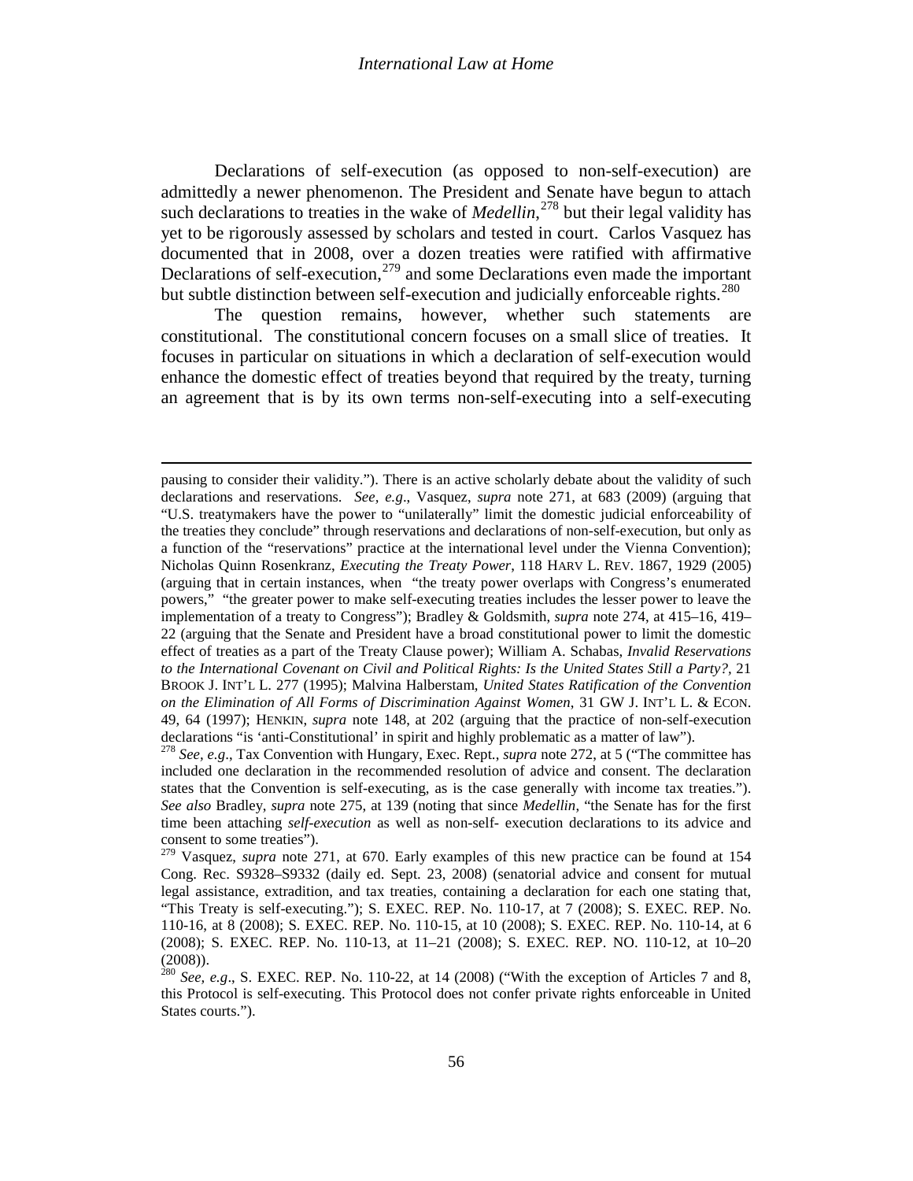Declarations of self-execution (as opposed to non-self-execution) are admittedly a newer phenomenon. The President and Senate have begun to attach such declarations to treaties in the wake of *Medellin*,[278] but their legal validity has yet to be rigorously assessed by scholars and tested in court. Carlos Vasquez has documented that in 2008, over a dozen treaties were ratified with affirmative Declarations of self-execution,[279] and some Declarations even made the important but subtle distinction between self-execution and judicially enforceable rights.[280]

The question remains, however, whether such statements are constitutional. The constitutional concern focuses on a small slice of treaties. It focuses in particular on situations in which a declaration of self-execution would enhance the domestic effect of treaties beyond that required by the treaty, turning an agreement that is by its own terms non-self-executing into a self-executing

---

pausing to consider their validity."). There is an active scholarly debate about the validity of such declarations and reservations. *See, e.g*., Vasquez, *supra* note 271, at 683 (2009) (arguing that "U.S. treatymakers have the power to "unilaterally" limit the domestic judicial enforceability of the treaties they conclude" through reservations and declarations of non-self-execution, but only as a function of the "reservations" practice at the international level under the Vienna Convention); Nicholas Quinn Rosenkranz, *Executing the Treaty Power*, 118 HARV L. REV. 1867, 1929 (2005) (arguing that in certain instances, when "the treaty power overlaps with Congress's enumerated powers," "the greater power to make self-executing treaties includes the lesser power to leave the implementation of a treaty to Congress"); Bradley & Goldsmith, *supra* note 274, at 415–16, 419–22 (arguing that the Senate and President have a broad constitutional power to limit the domestic effect of treaties as a part of the Treaty Clause power); William A. Schabas, *Invalid Reservations to the International Covenant on Civil and Political Rights: Is the United States Still a Party?*, 21 BROOK J. INT'L L. 277 (1995); Malvina Halberstam, *United States Ratification of the Convention on the Elimination of All Forms of Discrimination Against Women*, 31 GW J. INT'L L. & ECON. 49, 64 (1997); HENKIN, *supra* note 148, at 202 (arguing that the practice of non-self-execution declarations "is 'anti-Constitutional' in spirit and highly problematic as a matter of law").

[278] *See, e.g*., Tax Convention with Hungary, Exec. Rept., *supra* note 272, at 5 ("The committee has included one declaration in the recommended resolution of advice and consent. The declaration states that the Convention is self-executing, as is the case generally with income tax treaties."). *See also* Bradley, *supra* note 275, at 139 (noting that since *Medellin*, "the Senate has for the first time been attaching *self-execution* as well as non-self- execution declarations to its advice and consent to some treaties").

[279] Vasquez, *supra* note 271, at 670. Early examples of this new practice can be found at 154 Cong. Rec. S9328–S9332 (daily ed. Sept. 23, 2008) (senatorial advice and consent for mutual legal assistance, extradition, and tax treaties, containing a declaration for each one stating that, "This Treaty is self-executing."); S. EXEC. REP. No. 110-17, at 7 (2008); S. EXEC. REP. No. 110-16, at 8 (2008); S. EXEC. REP. No. 110-15, at 10 (2008); S. EXEC. REP. No. 110-14, at 6 (2008); S. EXEC. REP. No. 110-13, at 11–21 (2008); S. EXEC. REP. NO. 110-12, at 10–20 (2008)).

[280] *See, e.g*., S. EXEC. REP. No. 110-22, at 14 (2008) ("With the exception of Articles 7 and 8, this Protocol is self-executing. This Protocol does not confer private rights enforceable in United States courts.").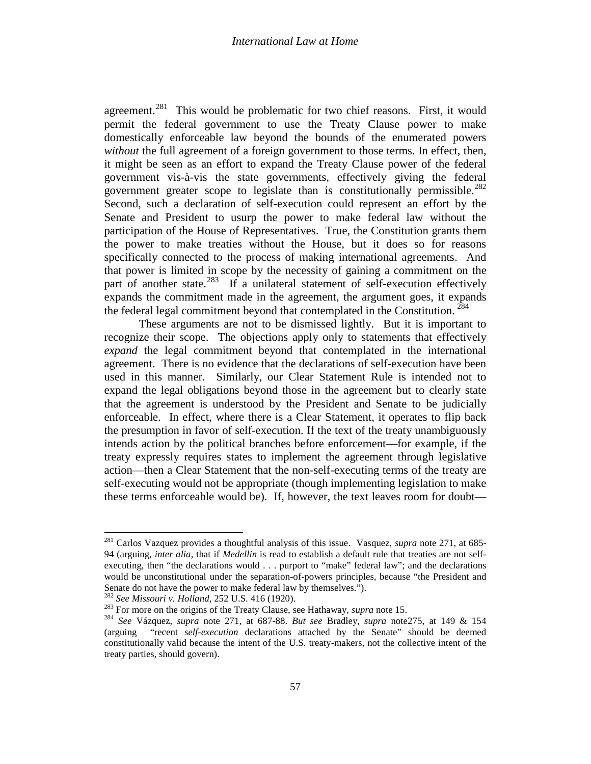agreement.[281] This would be problematic for two chief reasons. First, it would permit the federal government to use the Treaty Clause power to make domestically enforceable law beyond the bounds of the enumerated powers *without* the full agreement of a foreign government to those terms. In effect, then, it might be seen as an effort to expand the Treaty Clause power of the federal government vis-à-vis the state governments, effectively giving the federal government greater scope to legislate than is constitutionally permissible.[282] Second, such a declaration of self-execution could represent an effort by the Senate and President to usurp the power to make federal law without the participation of the House of Representatives. True, the Constitution grants them the power to make treaties without the House, but it does so for reasons specifically connected to the process of making international agreements. And that power is limited in scope by the necessity of gaining a commitment on the part of another state.[283] If a unilateral statement of self-execution effectively expands the commitment made in the agreement, the argument goes, it expands the federal legal commitment beyond that contemplated in the Constitution.[284]

These arguments are not to be dismissed lightly. But it is important to recognize their scope. The objections apply only to statements that effectively *expand* the legal commitment beyond that contemplated in the international agreement. There is no evidence that the declarations of self-execution have been used in this manner. Similarly, our Clear Statement Rule is intended not to expand the legal obligations beyond those in the agreement but to clearly state that the agreement is understood by the President and Senate to be judicially enforceable. In effect, where there is a Clear Statement, it operates to flip back the presumption in favor of self-execution. If the text of the treaty unambiguously intends action by the political branches before enforcement—for example, if the treaty expressly requires states to implement the agreement through legislative action—then a Clear Statement that the non-self-executing terms of the treaty are self-executing would not be appropriate (though implementing legislation to make these terms enforceable would be). If, however, the text leaves room for doubt—

---

[281] Carlos Vazquez provides a thoughtful analysis of this issue. Vasquez, *supra* note 271, at 685-94 (arguing, *inter alia*, that if *Medellin* is read to establish a default rule that treaties are not self-executing, then "the declarations would . . . purport to "make" federal law"; and the declarations would be unconstitutional under the separation-of-powers principles, because "the President and Senate do not have the power to make federal law by themselves.").

[282] *See Missouri v. Holland*, 252 U.S. 416 (1920).

[283] For more on the origins of the Treaty Clause, see Hathaway, *supra* note 15.

[284] *See* Vázquez, *supra* note 271, at 687-88. *But see* Bradley, *supra* note275, at 149 & 154 (arguing "recent *self-execution* declarations attached by the Senate" should be deemed constitutionally valid because the intent of the U.S. treaty-makers, not the collective intent of the treaty parties, should govern).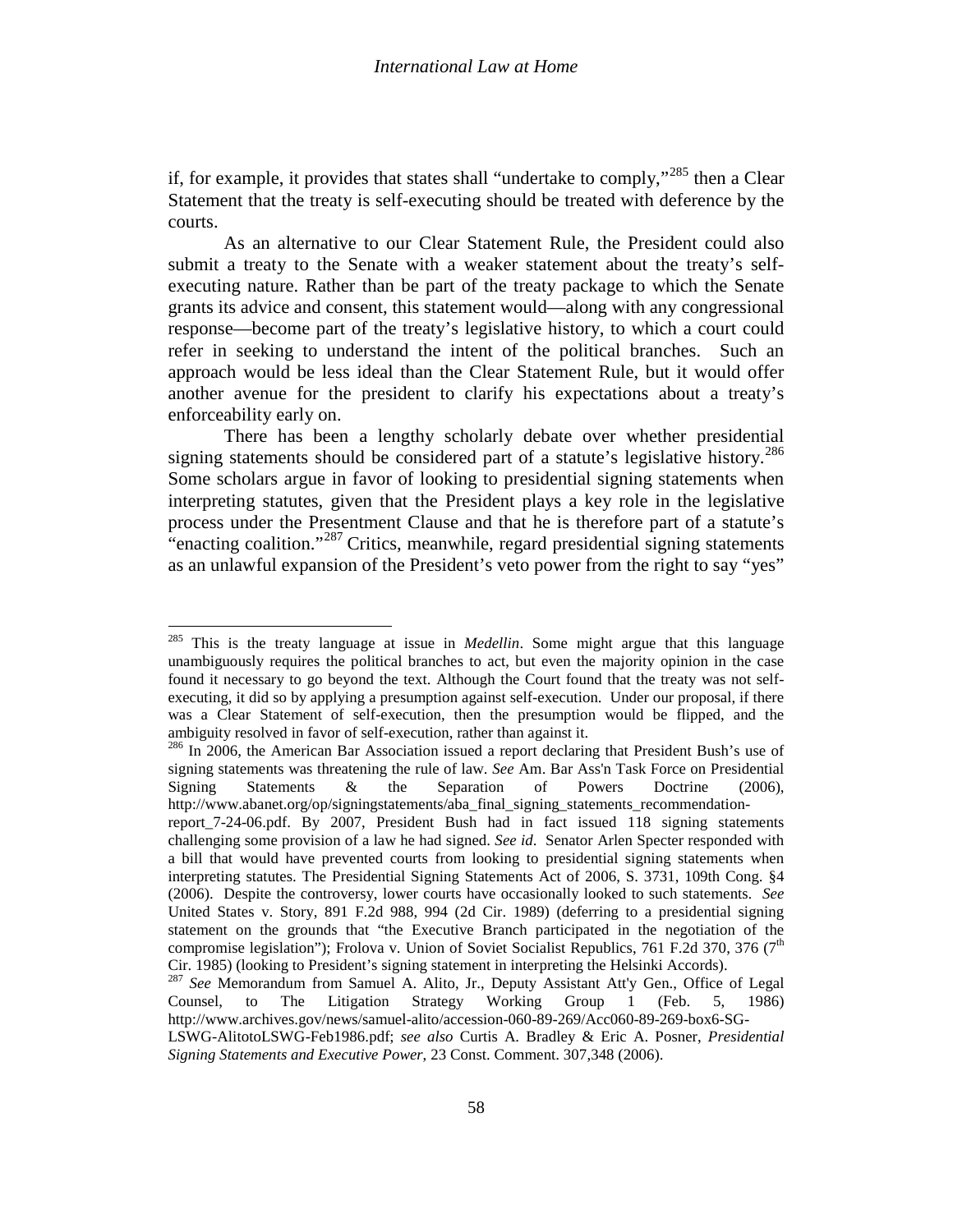if, for example, it provides that states shall "undertake to comply,"[285] then a Clear Statement that the treaty is self-executing should be treated with deference by the courts.

As an alternative to our Clear Statement Rule, the President could also submit a treaty to the Senate with a weaker statement about the treaty's self-executing nature. Rather than be part of the treaty package to which the Senate grants its advice and consent, this statement would—along with any congressional response—become part of the treaty's legislative history, to which a court could refer in seeking to understand the intent of the political branches. Such an approach would be less ideal than the Clear Statement Rule, but it would offer another avenue for the president to clarify his expectations about a treaty's enforceability early on.

There has been a lengthy scholarly debate over whether presidential signing statements should be considered part of a statute's legislative history.[286] Some scholars argue in favor of looking to presidential signing statements when interpreting statutes, given that the President plays a key role in the legislative process under the Presentment Clause and that he is therefore part of a statute's "enacting coalition."[287] Critics, meanwhile, regard presidential signing statements as an unlawful expansion of the President's veto power from the right to say "yes"

---

[285] This is the treaty language at issue in *Medellin*. Some might argue that this language unambiguously requires the political branches to act, but even the majority opinion in the case found it necessary to go beyond the text. Although the Court found that the treaty was not self-executing, it did so by applying a presumption against self-execution. Under our proposal, if there was a Clear Statement of self-execution, then the presumption would be flipped, and the ambiguity resolved in favor of self-execution, rather than against it.

[286] In 2006, the American Bar Association issued a report declaring that President Bush's use of signing statements was threatening the rule of law. *See* Am. Bar Ass'n Task Force on Presidential Signing Statements & the Separation of Powers Doctrine (2006), http://www.abanet.org/op/signingstatements/aba_final_signing_statements_recommendation-report_7-24-06.pdf. By 2007, President Bush had in fact issued 118 signing statements challenging some provision of a law he had signed. *See id*. Senator Arlen Specter responded with a bill that would have prevented courts from looking to presidential signing statements when interpreting statutes. The Presidential Signing Statements Act of 2006, S. 3731, 109th Cong. §4 (2006). Despite the controversy, lower courts have occasionally looked to such statements. *See* United States v. Story, 891 F.2d 988, 994 (2d Cir. 1989) (deferring to a presidential signing statement on the grounds that "the Executive Branch participated in the negotiation of the compromise legislation"); Frolova v. Union of Soviet Socialist Republics, 761 F.2d 370, 376 (7th Cir. 1985) (looking to President's signing statement in interpreting the Helsinki Accords).

[287] *See* Memorandum from Samuel A. Alito, Jr., Deputy Assistant Att'y Gen., Office of Legal Counsel, to The Litigation Strategy Working Group 1 (Feb. 5, 1986) http://www.archives.gov/news/samuel-alito/accession-060-89-269/Acc060-89-269-box6-SG-LSWG-AlitotoLSWG-Feb1986.pdf; *see also* Curtis A. Bradley & Eric A. Posner, *Presidential Signing Statements and Executive Power*, 23 Const. Comment. 307,348 (2006).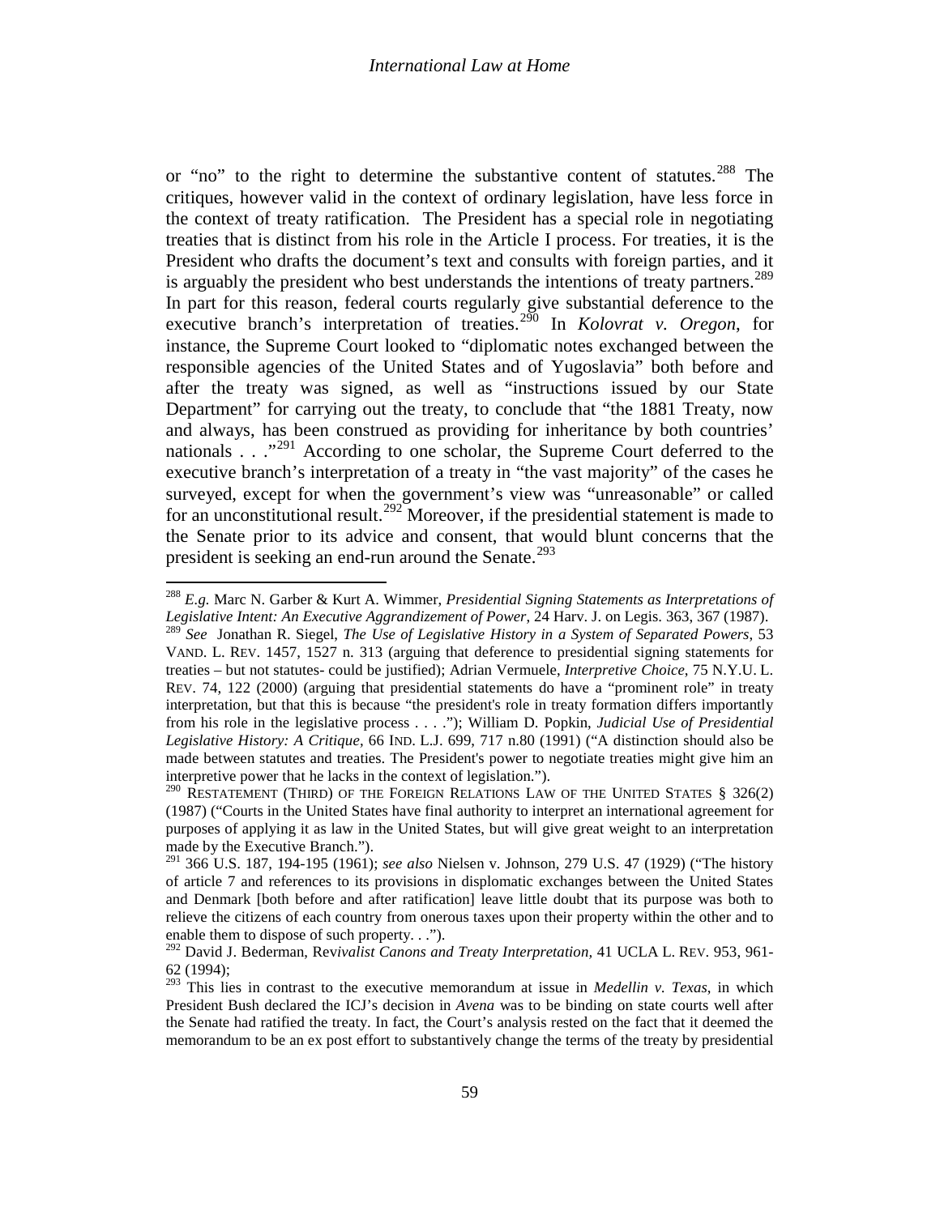or "no" to the right to determine the substantive content of statutes.[288] The critiques, however valid in the context of ordinary legislation, have less force in the context of treaty ratification. The President has a special role in negotiating treaties that is distinct from his role in the Article I process. For treaties, it is the President who drafts the document's text and consults with foreign parties, and it is arguably the president who best understands the intentions of treaty partners.[289] In part for this reason, federal courts regularly give substantial deference to the executive branch's interpretation of treaties.[290] In *Kolovrat v. Oregon*, for instance, the Supreme Court looked to "diplomatic notes exchanged between the responsible agencies of the United States and of Yugoslavia" both before and after the treaty was signed, as well as "instructions issued by our State Department" for carrying out the treaty, to conclude that "the 1881 Treaty, now and always, has been construed as providing for inheritance by both countries' nationals . . ."[291] According to one scholar, the Supreme Court deferred to the executive branch's interpretation of a treaty in "the vast majority" of the cases he surveyed, except for when the government's view was "unreasonable" or called for an unconstitutional result.[292] Moreover, if the presidential statement is made to the Senate prior to its advice and consent, that would blunt concerns that the president is seeking an end-run around the Senate.[293]

---

[288] *E.g.* Marc N. Garber & Kurt A. Wimmer, *Presidential Signing Statements as Interpretations of Legislative Intent: An Executive Aggrandizement of Power*, 24 Harv. J. on Legis. 363, 367 (1987).

[289] *See* Jonathan R. Siegel, *The Use of Legislative History in a System of Separated Powers*, 53 VAND. L. REV. 1457, 1527 n. 313 (arguing that deference to presidential signing statements for treaties – but not statutes- could be justified); Adrian Vermeule, *Interpretive Choice*, 75 N.Y.U. L. REV. 74, 122 (2000) (arguing that presidential statements do have a "prominent role" in treaty interpretation, but that this is because "the president's role in treaty formation differs importantly from his role in the legislative process . . . ."); William D. Popkin, *Judicial Use of Presidential Legislative History: A Critique*, 66 IND. L.J. 699, 717 n.80 (1991) ("A distinction should also be made between statutes and treaties. The President's power to negotiate treaties might give him an interpretive power that he lacks in the context of legislation.").

[290] RESTATEMENT (THIRD) OF THE FOREIGN RELATIONS LAW OF THE UNITED STATES § 326(2) (1987) ("Courts in the United States have final authority to interpret an international agreement for purposes of applying it as law in the United States, but will give great weight to an interpretation made by the Executive Branch.").

[291] 366 U.S. 187, 194-195 (1961); *see also* Nielsen v. Johnson, 279 U.S. 47 (1929) ("The history of article 7 and references to its provisions in displomatic exchanges between the United States and Denmark [both before and after ratification] leave little doubt that its purpose was both to relieve the citizens of each country from onerous taxes upon their property within the other and to enable them to dispose of such property. . .").

[292] David J. Bederman, Rev*ivalist Canons and Treaty Interpretation*, 41 UCLA L. REV. 953, 961-62 (1994);

[293] This lies in contrast to the executive memorandum at issue in *Medellin v. Texas*, in which President Bush declared the ICJ's decision in *Avena* was to be binding on state courts well after the Senate had ratified the treaty. In fact, the Court's analysis rested on the fact that it deemed the memorandum to be an ex post effort to substantively change the terms of the treaty by presidential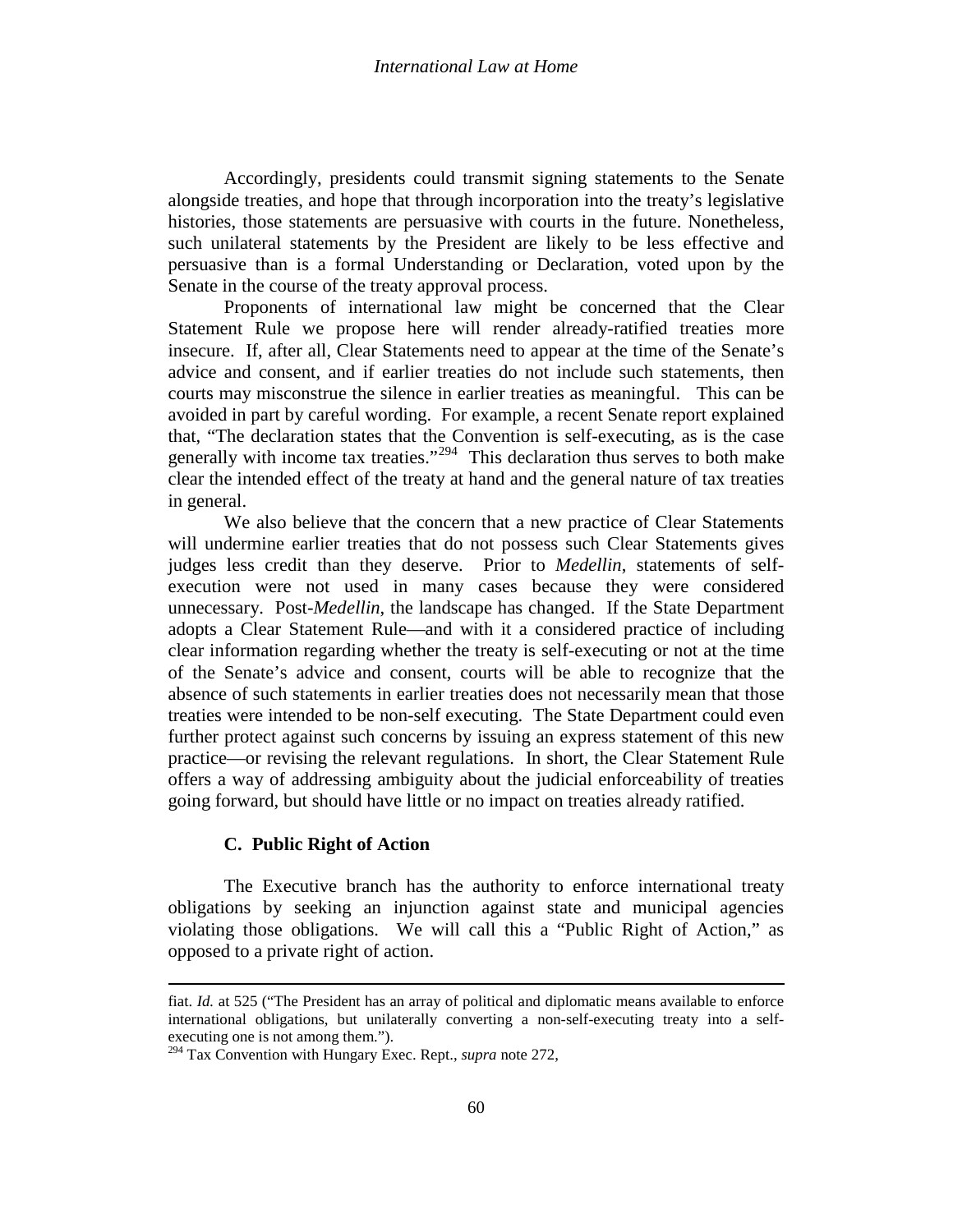Accordingly, presidents could transmit signing statements to the Senate alongside treaties, and hope that through incorporation into the treaty's legislative histories, those statements are persuasive with courts in the future. Nonetheless, such unilateral statements by the President are likely to be less effective and persuasive than is a formal Understanding or Declaration, voted upon by the Senate in the course of the treaty approval process.

Proponents of international law might be concerned that the Clear Statement Rule we propose here will render already-ratified treaties more insecure. If, after all, Clear Statements need to appear at the time of the Senate's advice and consent, and if earlier treaties do not include such statements, then courts may misconstrue the silence in earlier treaties as meaningful. This can be avoided in part by careful wording. For example, a recent Senate report explained that, "The declaration states that the Convention is self-executing, as is the case generally with income tax treaties."[294] This declaration thus serves to both make clear the intended effect of the treaty at hand and the general nature of tax treaties in general.

We also believe that the concern that a new practice of Clear Statements will undermine earlier treaties that do not possess such Clear Statements gives judges less credit than they deserve. Prior to *Medellin*, statements of self-execution were not used in many cases because they were considered unnecessary. Post-*Medellin*, the landscape has changed. If the State Department adopts a Clear Statement Rule—and with it a considered practice of including clear information regarding whether the treaty is self-executing or not at the time of the Senate's advice and consent, courts will be able to recognize that the absence of such statements in earlier treaties does not necessarily mean that those treaties were intended to be non-self executing. The State Department could even further protect against such concerns by issuing an express statement of this new practice—or revising the relevant regulations. In short, the Clear Statement Rule offers a way of addressing ambiguity about the judicial enforceability of treaties going forward, but should have little or no impact on treaties already ratified.

### C. Public Right of Action

The Executive branch has the authority to enforce international treaty obligations by seeking an injunction against state and municipal agencies violating those obligations. We will call this a "Public Right of Action," as opposed to a private right of action.

---

fiat. *Id.* at 525 ("The President has an array of political and diplomatic means available to enforce international obligations, but unilaterally converting a non-self-executing treaty into a self-executing one is not among them.").

[294] Tax Convention with Hungary Exec. Rept., *supra* note 272,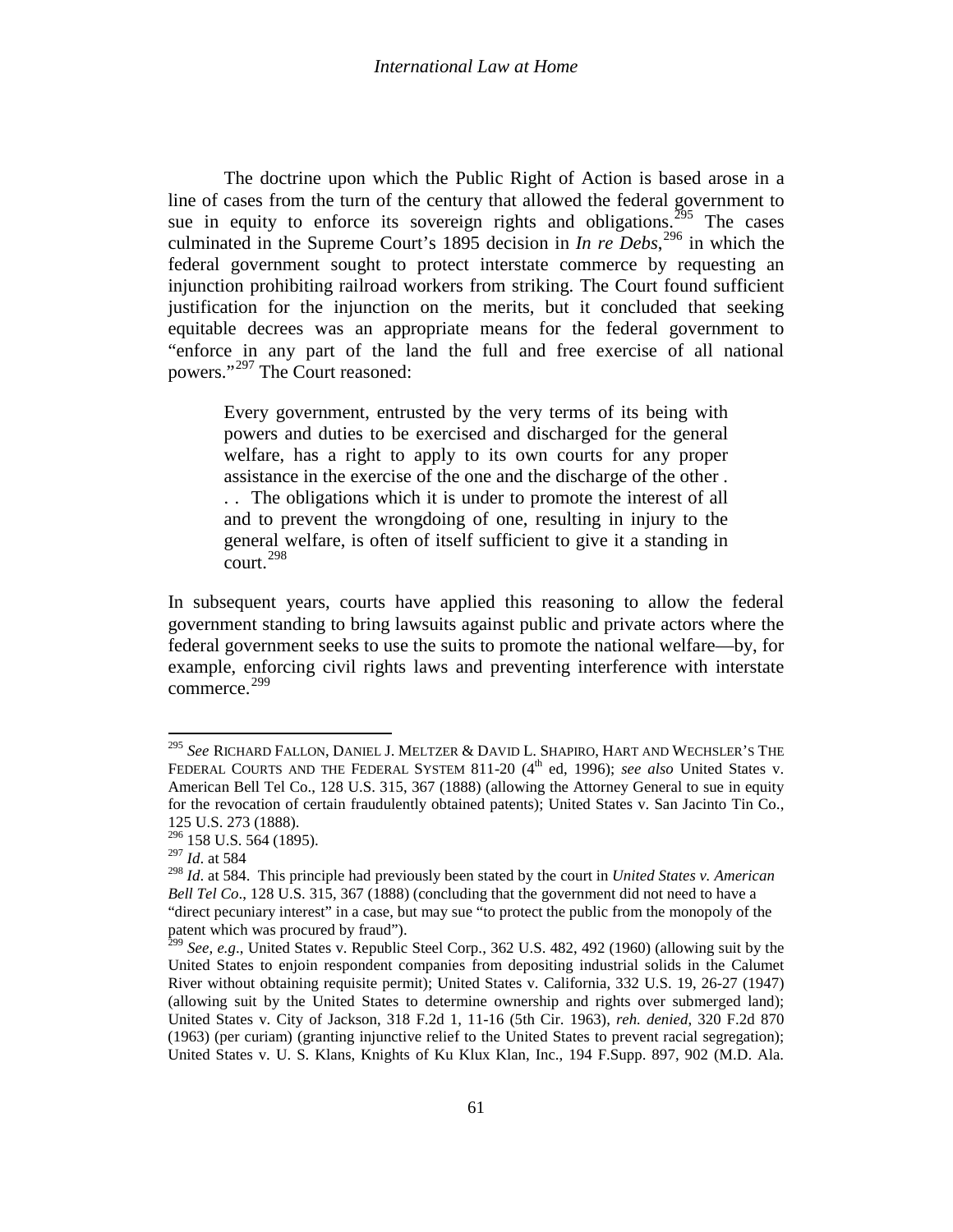The doctrine upon which the Public Right of Action is based arose in a line of cases from the turn of the century that allowed the federal government to sue in equity to enforce its sovereign rights and obligations.[295] The cases culminated in the Supreme Court's 1895 decision in *In re Debs*,[296] in which the federal government sought to protect interstate commerce by requesting an injunction prohibiting railroad workers from striking. The Court found sufficient justification for the injunction on the merits, but it concluded that seeking equitable decrees was an appropriate means for the federal government to "enforce in any part of the land the full and free exercise of all national powers."[297] The Court reasoned:

> Every government, entrusted by the very terms of its being with powers and duties to be exercised and discharged for the general welfare, has a right to apply to its own courts for any proper assistance in the exercise of the one and the discharge of the other . . . The obligations which it is under to promote the interest of all and to prevent the wrongdoing of one, resulting in injury to the general welfare, is often of itself sufficient to give it a standing in court.[298]

In subsequent years, courts have applied this reasoning to allow the federal government standing to bring lawsuits against public and private actors where the federal government seeks to use the suits to promote the national welfare—by, for example, enforcing civil rights laws and preventing interference with interstate commerce.[299]

---

[295] *See* RICHARD FALLON, DANIEL J. MELTZER & DAVID L. SHAPIRO, HART AND WECHSLER'S THE FEDERAL COURTS AND THE FEDERAL SYSTEM 811-20 (4th ed, 1996); *see also* United States v. American Bell Tel Co., 128 U.S. 315, 367 (1888) (allowing the Attorney General to sue in equity for the revocation of certain fraudulently obtained patents); United States v. San Jacinto Tin Co., 125 U.S. 273 (1888).

[296] 158 U.S. 564 (1895).

[297] *Id*. at 584

[298] *Id*. at 584. This principle had previously been stated by the court in *United States v. American Bell Tel Co*., 128 U.S. 315, 367 (1888) (concluding that the government did not need to have a "direct pecuniary interest" in a case, but may sue "to protect the public from the monopoly of the patent which was procured by fraud").

[299] *See, e.g*., United States v. Republic Steel Corp., 362 U.S. 482, 492 (1960) (allowing suit by the United States to enjoin respondent companies from depositing industrial solids in the Calumet River without obtaining requisite permit); United States v. California, 332 U.S. 19, 26-27 (1947) (allowing suit by the United States to determine ownership and rights over submerged land); United States v. City of Jackson, 318 F.2d 1, 11-16 (5th Cir. 1963), *reh. denied*, 320 F.2d 870 (1963) (per curiam) (granting injunctive relief to the United States to prevent racial segregation); United States v. U. S. Klans, Knights of Ku Klux Klan, Inc., 194 F.Supp. 897, 902 (M.D. Ala.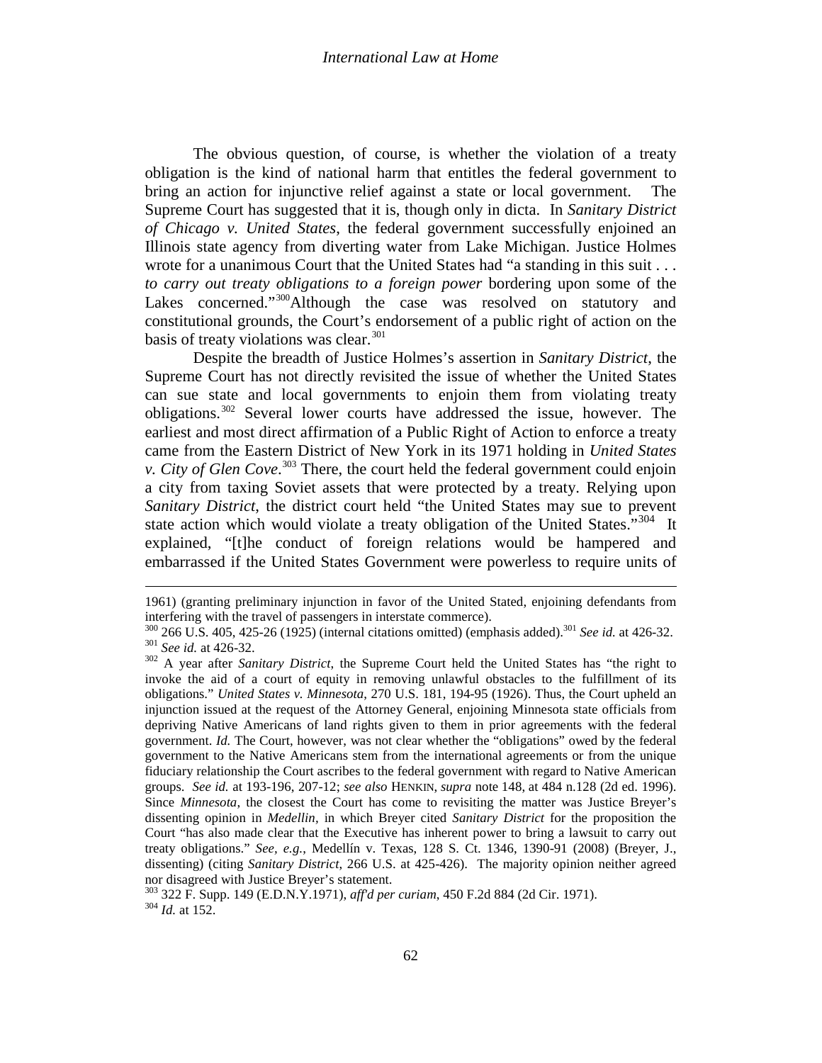The obvious question, of course, is whether the violation of a treaty obligation is the kind of national harm that entitles the federal government to bring an action for injunctive relief against a state or local government. The Supreme Court has suggested that it is, though only in dicta. In *Sanitary District of Chicago v. United States*, the federal government successfully enjoined an Illinois state agency from diverting water from Lake Michigan. Justice Holmes wrote for a unanimous Court that the United States had "a standing in this suit . . . *to carry out treaty obligations to a foreign power* bordering upon some of the Lakes concerned."[300] Although the case was resolved on statutory and constitutional grounds, the Court's endorsement of a public right of action on the basis of treaty violations was clear.[301]

Despite the breadth of Justice Holmes's assertion in *Sanitary District*, the Supreme Court has not directly revisited the issue of whether the United States can sue state and local governments to enjoin them from violating treaty obligations.[302] Several lower courts have addressed the issue, however. The earliest and most direct affirmation of a Public Right of Action to enforce a treaty came from the Eastern District of New York in its 1971 holding in *United States v. City of Glen Cove*.[303] There, the court held the federal government could enjoin a city from taxing Soviet assets that were protected by a treaty. Relying upon *Sanitary District*, the district court held "the United States may sue to prevent state action which would violate a treaty obligation of the United States."[304] It explained, "[t]he conduct of foreign relations would be hampered and embarrassed if the United States Government were powerless to require units of

---

1961) (granting preliminary injunction in favor of the United Stated, enjoining defendants from interfering with the travel of passengers in interstate commerce).

[300] 266 U.S. 405, 425-26 (1925) (internal citations omitted) (emphasis added).[301] *See id.* at 426-32.

[301] *See id.* at 426-32.

[302] A year after *Sanitary District*, the Supreme Court held the United States has "the right to invoke the aid of a court of equity in removing unlawful obstacles to the fulfillment of its obligations." *United States v. Minnesota*, 270 U.S. 181, 194-95 (1926). Thus, the Court upheld an injunction issued at the request of the Attorney General, enjoining Minnesota state officials from depriving Native Americans of land rights given to them in prior agreements with the federal government. *Id.* The Court, however, was not clear whether the "obligations" owed by the federal government to the Native Americans stem from the international agreements or from the unique fiduciary relationship the Court ascribes to the federal government with regard to Native American groups. *See id.* at 193-196, 207-12; *see also* HENKIN, *supra* note 148, at 484 n.128 (2d ed. 1996). Since *Minnesota*, the closest the Court has come to revisiting the matter was Justice Breyer's dissenting opinion in *Medellin*, in which Breyer cited *Sanitary District* for the proposition the Court "has also made clear that the Executive has inherent power to bring a lawsuit to carry out treaty obligations." *See, e.g.*, Medellín v. Texas, 128 S. Ct. 1346, 1390-91 (2008) (Breyer, J., dissenting) (citing *Sanitary District*, 266 U.S. at 425-426). The majority opinion neither agreed nor disagreed with Justice Breyer's statement.

[303] 322 F. Supp. 149 (E.D.N.Y.1971), *aff'd per curiam*, 450 F.2d 884 (2d Cir. 1971).

[304] *Id.* at 152.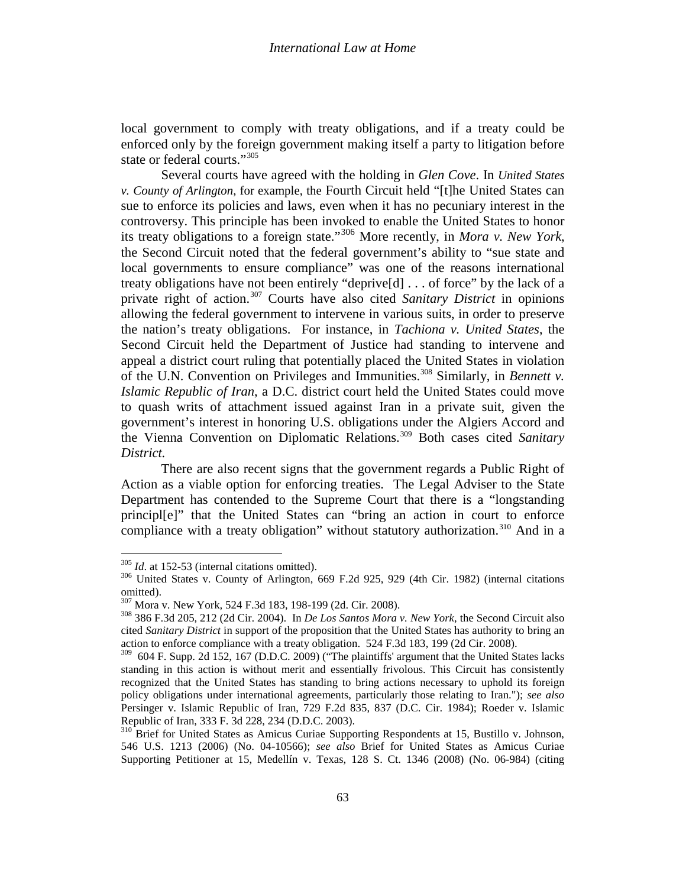local government to comply with treaty obligations, and if a treaty could be enforced only by the foreign government making itself a party to litigation before state or federal courts."[305]

Several courts have agreed with the holding in *Glen Cove*. In *United States v. County of Arlington*, for example, the Fourth Circuit held "[t]he United States can sue to enforce its policies and laws, even when it has no pecuniary interest in the controversy. This principle has been invoked to enable the United States to honor its treaty obligations to a foreign state."[306] More recently, in *Mora v. New York*, the Second Circuit noted that the federal government's ability to "sue state and local governments to ensure compliance" was one of the reasons international treaty obligations have not been entirely "deprive[d] . . . of force" by the lack of a private right of action.[307] Courts have also cited *Sanitary District* in opinions allowing the federal government to intervene in various suits, in order to preserve the nation's treaty obligations. For instance, in *Tachiona v. United States*, the Second Circuit held the Department of Justice had standing to intervene and appeal a district court ruling that potentially placed the United States in violation of the U.N. Convention on Privileges and Immunities.[308] Similarly, in *Bennett v. Islamic Republic of Iran*, a D.C. district court held the United States could move to quash writs of attachment issued against Iran in a private suit, given the government's interest in honoring U.S. obligations under the Algiers Accord and the Vienna Convention on Diplomatic Relations.[309] Both cases cited *Sanitary District*.

There are also recent signs that the government regards a Public Right of Action as a viable option for enforcing treaties. The Legal Adviser to the State Department has contended to the Supreme Court that there is a "longstanding principl[e]" that the United States can "bring an action in court to enforce compliance with a treaty obligation" without statutory authorization.[310] And in a

---

[305] *Id*. at 152-53 (internal citations omitted).

[306] United States v. County of Arlington, 669 F.2d 925, 929 (4th Cir. 1982) (internal citations omitted).

[307] Mora v. New York, 524 F.3d 183, 198-199 (2d. Cir. 2008).

[308] 386 F.3d 205, 212 (2d Cir. 2004). In *De Los Santos Mora v. New York*, the Second Circuit also cited *Sanitary District* in support of the proposition that the United States has authority to bring an action to enforce compliance with a treaty obligation. 524 F.3d 183, 199 (2d Cir. 2008).

[309] 604 F. Supp. 2d 152, 167 (D.D.C. 2009) ("The plaintiffs' argument that the United States lacks standing in this action is without merit and essentially frivolous. This Circuit has consistently recognized that the United States has standing to bring actions necessary to uphold its foreign policy obligations under international agreements, particularly those relating to Iran."); *see also* Persinger v. Islamic Republic of Iran, 729 F.2d 835, 837 (D.C. Cir. 1984); Roeder v. Islamic Republic of Iran, 333 F. 3d 228, 234 (D.D.C. 2003).

[310] Brief for United States as Amicus Curiae Supporting Respondents at 15, Bustillo v. Johnson, 546 U.S. 1213 (2006) (No. 04-10566); *see also* Brief for United States as Amicus Curiae Supporting Petitioner at 15, Medellín v. Texas, 128 S. Ct. 1346 (2008) (No. 06-984) (citing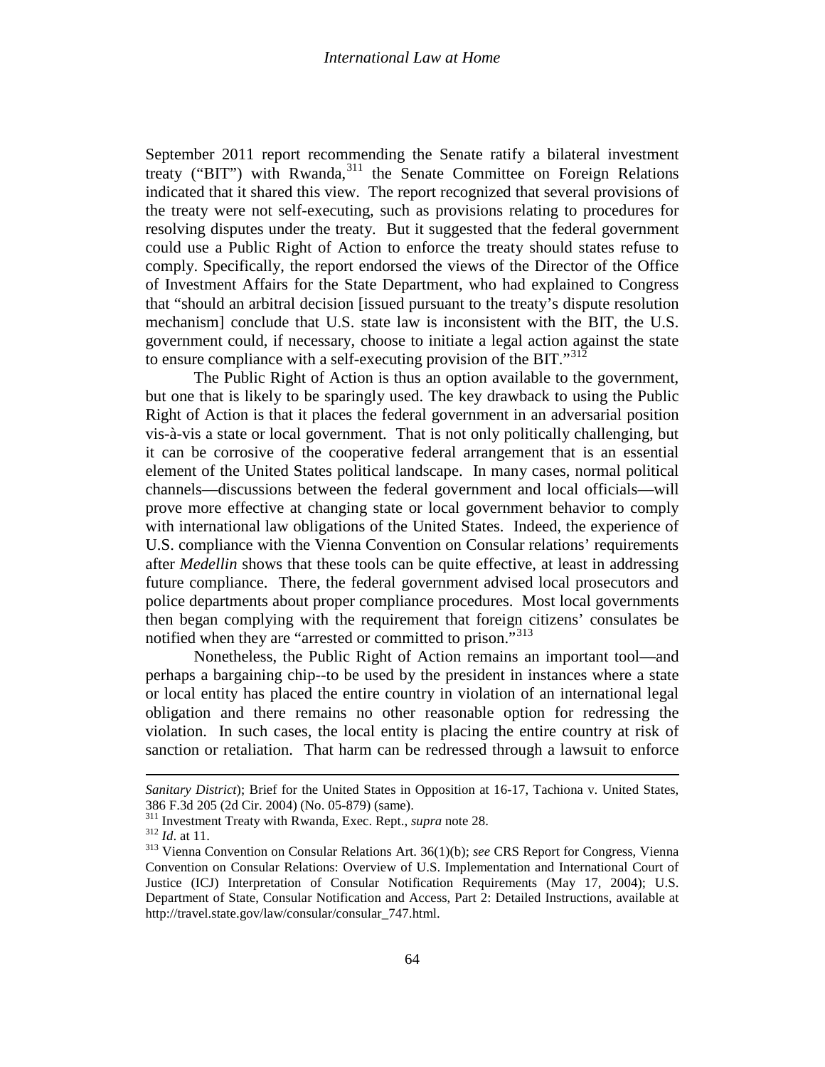September 2011 report recommending the Senate ratify a bilateral investment treaty ("BIT") with Rwanda,[311] the Senate Committee on Foreign Relations indicated that it shared this view. The report recognized that several provisions of the treaty were not self-executing, such as provisions relating to procedures for resolving disputes under the treaty. But it suggested that the federal government could use a Public Right of Action to enforce the treaty should states refuse to comply. Specifically, the report endorsed the views of the Director of the Office of Investment Affairs for the State Department, who had explained to Congress that "should an arbitral decision [issued pursuant to the treaty's dispute resolution mechanism] conclude that U.S. state law is inconsistent with the BIT, the U.S. government could, if necessary, choose to initiate a legal action against the state to ensure compliance with a self-executing provision of the BIT."[312]

The Public Right of Action is thus an option available to the government, but one that is likely to be sparingly used. The key drawback to using the Public Right of Action is that it places the federal government in an adversarial position vis-à-vis a state or local government. That is not only politically challenging, but it can be corrosive of the cooperative federal arrangement that is an essential element of the United States political landscape. In many cases, normal political channels—discussions between the federal government and local officials—will prove more effective at changing state or local government behavior to comply with international law obligations of the United States. Indeed, the experience of U.S. compliance with the Vienna Convention on Consular relations' requirements after *Medellin* shows that these tools can be quite effective, at least in addressing future compliance. There, the federal government advised local prosecutors and police departments about proper compliance procedures. Most local governments then began complying with the requirement that foreign citizens' consulates be notified when they are "arrested or committed to prison."[313]

Nonetheless, the Public Right of Action remains an important tool—and perhaps a bargaining chip--to be used by the president in instances where a state or local entity has placed the entire country in violation of an international legal obligation and there remains no other reasonable option for redressing the violation. In such cases, the local entity is placing the entire country at risk of sanction or retaliation. That harm can be redressed through a lawsuit to enforce

---

*Sanitary District*); Brief for the United States in Opposition at 16-17, Tachiona v. United States, 386 F.3d 205 (2d Cir. 2004) (No. 05-879) (same).

[311] Investment Treaty with Rwanda, Exec. Rept., *supra* note 28.

[312] *Id*. at 11.

[313] Vienna Convention on Consular Relations Art. 36(1)(b); *see* CRS Report for Congress, Vienna Convention on Consular Relations: Overview of U.S. Implementation and International Court of Justice (ICJ) Interpretation of Consular Notification Requirements (May 17, 2004); U.S. Department of State, Consular Notification and Access, Part 2: Detailed Instructions, available at http://travel.state.gov/law/consular/consular_747.html.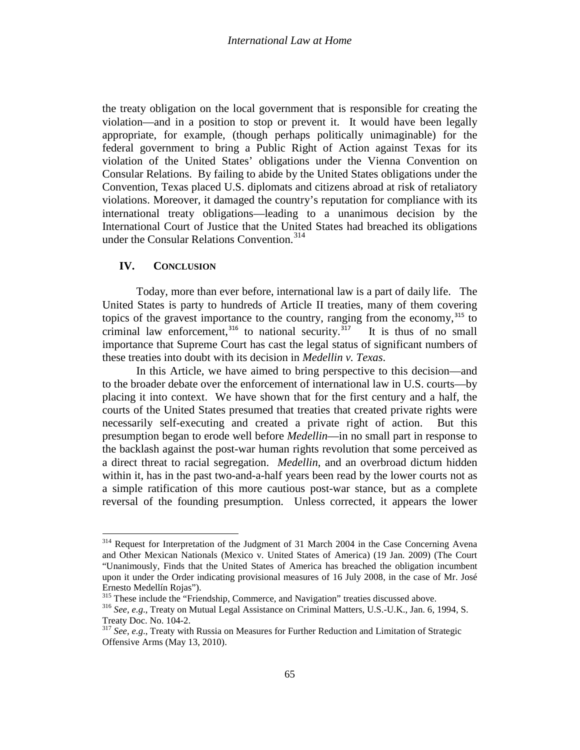the treaty obligation on the local government that is responsible for creating the violation—and in a position to stop or prevent it. It would have been legally appropriate, for example, (though perhaps politically unimaginable) for the federal government to bring a Public Right of Action against Texas for its violation of the United States' obligations under the Vienna Convention on Consular Relations. By failing to abide by the United States obligations under the Convention, Texas placed U.S. diplomats and citizens abroad at risk of retaliatory violations. Moreover, it damaged the country's reputation for compliance with its international treaty obligations—leading to a unanimous decision by the International Court of Justice that the United States had breached its obligations under the Consular Relations Convention.[314]

## IV. CONCLUSION

Today, more than ever before, international law is a part of daily life. The United States is party to hundreds of Article II treaties, many of them covering topics of the gravest importance to the country, ranging from the economy,[315] to criminal law enforcement,[316] to national security.[317] It is thus of no small importance that Supreme Court has cast the legal status of significant numbers of these treaties into doubt with its decision in *Medellin v. Texas*.

In this Article, we have aimed to bring perspective to this decision—and to the broader debate over the enforcement of international law in U.S. courts—by placing it into context. We have shown that for the first century and a half, the courts of the United States presumed that treaties that created private rights were necessarily self-executing and created a private right of action. But this presumption began to erode well before *Medellin*—in no small part in response to the backlash against the post-war human rights revolution that some perceived as a direct threat to racial segregation. *Medellin*, and an overbroad dictum hidden within it, has in the past two-and-a-half years been read by the lower courts not as a simple ratification of this more cautious post-war stance, but as a complete reversal of the founding presumption. Unless corrected, it appears the lower

---

[314] Request for Interpretation of the Judgment of 31 March 2004 in the Case Concerning Avena and Other Mexican Nationals (Mexico v. United States of America) (19 Jan. 2009) (The Court "Unanimously, Finds that the United States of America has breached the obligation incumbent upon it under the Order indicating provisional measures of 16 July 2008, in the case of Mr. José Ernesto Medellín Rojas").

[315] These include the "Friendship, Commerce, and Navigation" treaties discussed above.

[316] *See, e.g.*, Treaty on Mutual Legal Assistance on Criminal Matters, U.S.-U.K., Jan. 6, 1994, S. Treaty Doc. No. 104-2.

[317] *See, e.g.*, Treaty with Russia on Measures for Further Reduction and Limitation of Strategic Offensive Arms (May 13, 2010).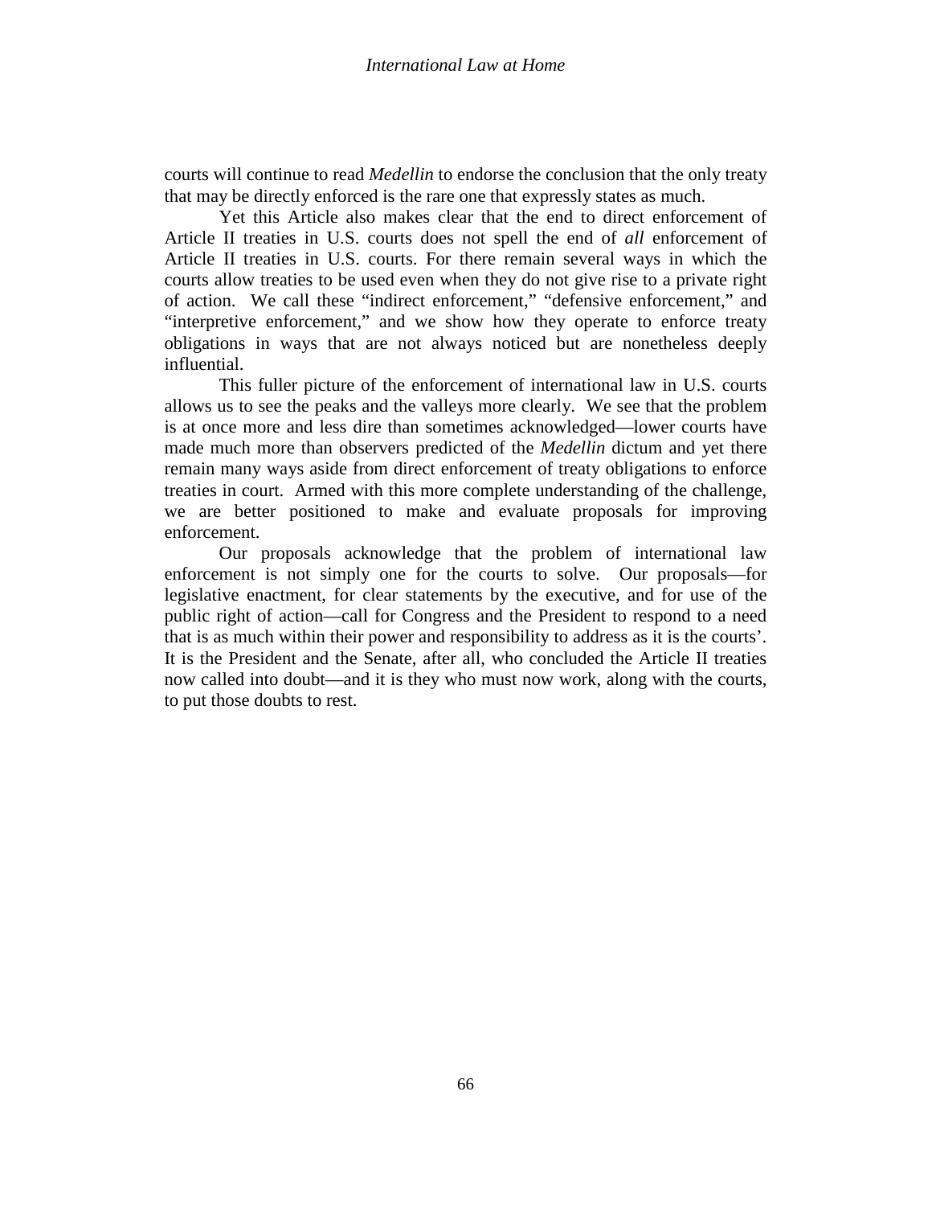courts will continue to read *Medellin* to endorse the conclusion that the only treaty that may be directly enforced is the rare one that expressly states as much.

Yet this Article also makes clear that the end to direct enforcement of Article II treaties in U.S. courts does not spell the end of *all* enforcement of Article II treaties in U.S. courts. For there remain several ways in which the courts allow treaties to be used even when they do not give rise to a private right of action. We call these "indirect enforcement," "defensive enforcement," and "interpretive enforcement," and we show how they operate to enforce treaty obligations in ways that are not always noticed but are nonetheless deeply influential.

This fuller picture of the enforcement of international law in U.S. courts allows us to see the peaks and the valleys more clearly. We see that the problem is at once more and less dire than sometimes acknowledged—lower courts have made much more than observers predicted of the *Medellin* dictum and yet there remain many ways aside from direct enforcement of treaty obligations to enforce treaties in court. Armed with this more complete understanding of the challenge, we are better positioned to make and evaluate proposals for improving enforcement.

Our proposals acknowledge that the problem of international law enforcement is not simply one for the courts to solve. Our proposals—for legislative enactment, for clear statements by the executive, and for use of the public right of action—call for Congress and the President to respond to a need that is as much within their power and responsibility to address as it is the courts'. It is the President and the Senate, after all, who concluded the Article II treaties now called into doubt—and it is they who must now work, along with the courts, to put those doubts to rest.